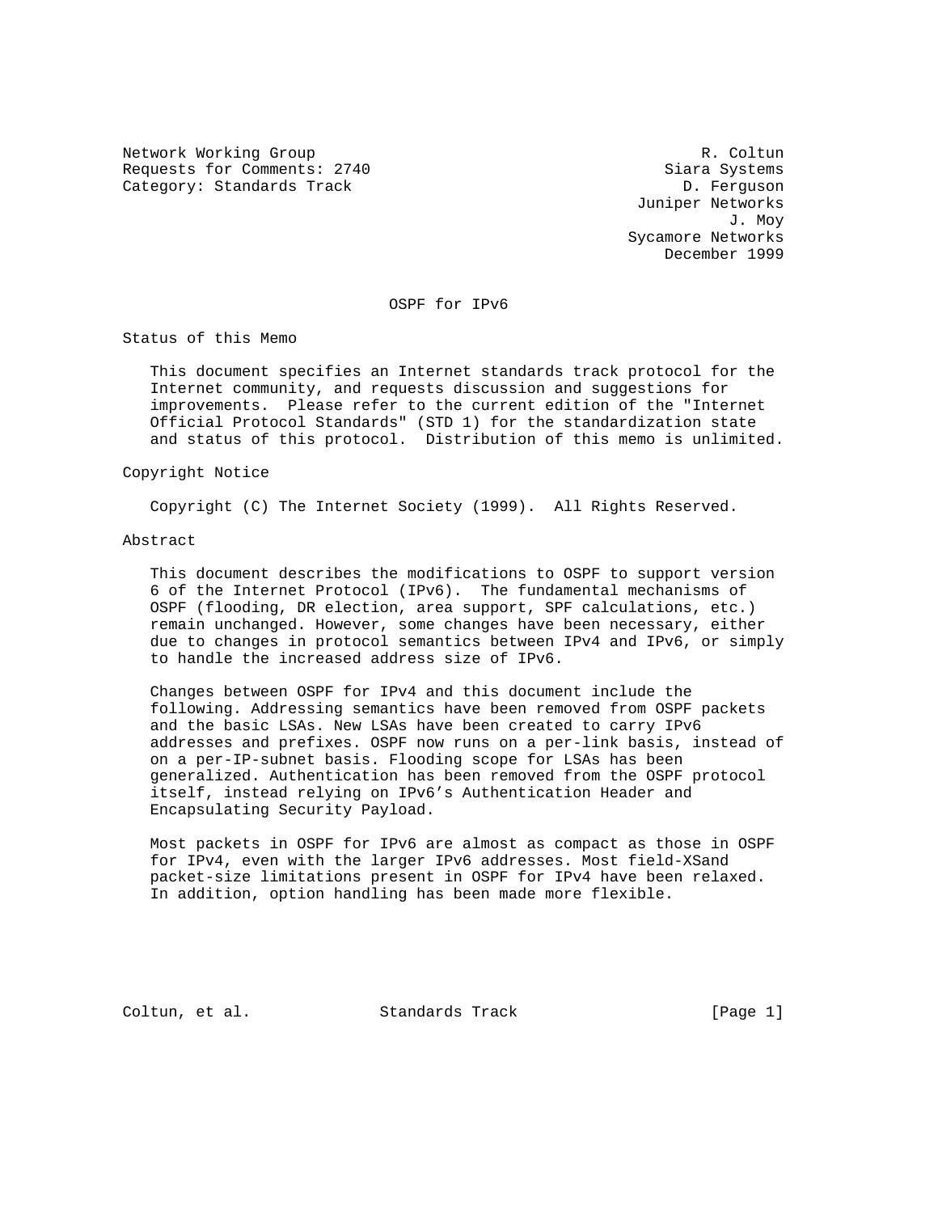Network Working Group R. Coltun
Requests for Comments: 2740 Siara Systems
Category: Standards Track D. Ferguson
Juniper Networks
J. Moy
Sycamore Networks
December 1999

# OSPF for IPv6

## Status of this Memo

This document specifies an Internet standards track protocol for the Internet community, and requests discussion and suggestions for improvements. Please refer to the current edition of the "Internet Official Protocol Standards" (STD 1) for the standardization state and status of this protocol. Distribution of this memo is unlimited.

## Copyright Notice

Copyright (C) The Internet Society (1999). All Rights Reserved.

## Abstract

This document describes the modifications to OSPF to support version 6 of the Internet Protocol (IPv6). The fundamental mechanisms of OSPF (flooding, DR election, area support, SPF calculations, etc.) remain unchanged. However, some changes have been necessary, either due to changes in protocol semantics between IPv4 and IPv6, or simply to handle the increased address size of IPv6.

Changes between OSPF for IPv4 and this document include the following. Addressing semantics have been removed from OSPF packets and the basic LSAs. New LSAs have been created to carry IPv6 addresses and prefixes. OSPF now runs on a per-link basis, instead of on a per-IP-subnet basis. Flooding scope for LSAs has been generalized. Authentication has been removed from the OSPF protocol itself, instead relying on IPv6's Authentication Header and Encapsulating Security Payload.

Most packets in OSPF for IPv6 are almost as compact as those in OSPF for IPv4, even with the larger IPv6 addresses. Most field-XSand packet-size limitations present in OSPF for IPv4 have been relaxed. In addition, option handling has been made more flexible.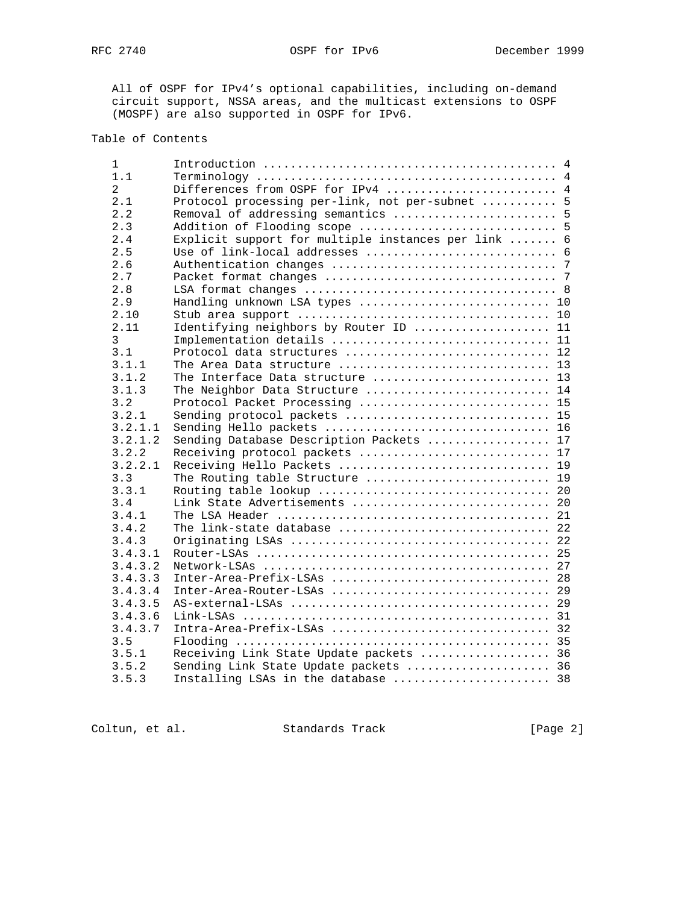All of OSPF for IPv4's optional capabilities, including on-demand circuit support, NSSA areas, and the multicast extensions to OSPF (MOSPF) are also supported in OSPF for IPv6.

## Table of Contents

```
   1        Introduction ........................................... 4
   1.1      Terminology ............................................ 4
   2        Differences from OSPF for IPv4 ......................... 4
   2.1      Protocol processing per-link, not per-subnet ........... 5
   2.2      Removal of addressing semantics ........................ 5
   2.3      Addition of Flooding scope ............................. 5
   2.4      Explicit support for multiple instances per link ....... 6
   2.5      Use of link-local addresses ............................ 6
   2.6      Authentication changes ................................. 7
   2.7      Packet format changes .................................. 7
   2.8      LSA format changes ..................................... 8
   2.9      Handling unknown LSA types ............................ 10
   2.10     Stub area support ..................................... 10
   2.11     Identifying neighbors by Router ID .................... 11
   3        Implementation details ................................ 11
   3.1      Protocol data structures .............................. 12
   3.1.1    The Area Data structure ............................... 13
   3.1.2    The Interface Data structure .......................... 13
   3.1.3    The Neighbor Data Structure ........................... 14
   3.2      Protocol Packet Processing ............................ 15
   3.2.1    Sending protocol packets .............................. 15
   3.2.1.1  Sending Hello packets ................................. 16
   3.2.1.2  Sending Database Description Packets .................. 17
   3.2.2    Receiving protocol packets ............................ 17
   3.2.2.1  Receiving Hello Packets ............................... 19
   3.3      The Routing table Structure ........................... 19
   3.3.1    Routing table lookup .................................. 20
   3.4      Link State Advertisements ............................. 20
   3.4.1    The LSA Header ........................................ 21
   3.4.2    The link-state database ............................... 22
   3.4.3    Originating LSAs ...................................... 22
   3.4.3.1  Router-LSAs ........................................... 25
   3.4.3.2  Network-LSAs .......................................... 27
   3.4.3.3  Inter-Area-Prefix-LSAs ................................ 28
   3.4.3.4  Inter-Area-Router-LSAs ................................ 29
   3.4.3.5  AS-external-LSAs ...................................... 29
   3.4.3.6  Link-LSAs ............................................. 31
   3.4.3.7  Intra-Area-Prefix-LSAs ................................ 32
   3.5      Flooding .............................................. 35
   3.5.1    Receiving Link State Update packets ................... 36
   3.5.2    Sending Link State Update packets ..................... 36
   3.5.3    Installing LSAs in the database ....................... 38
```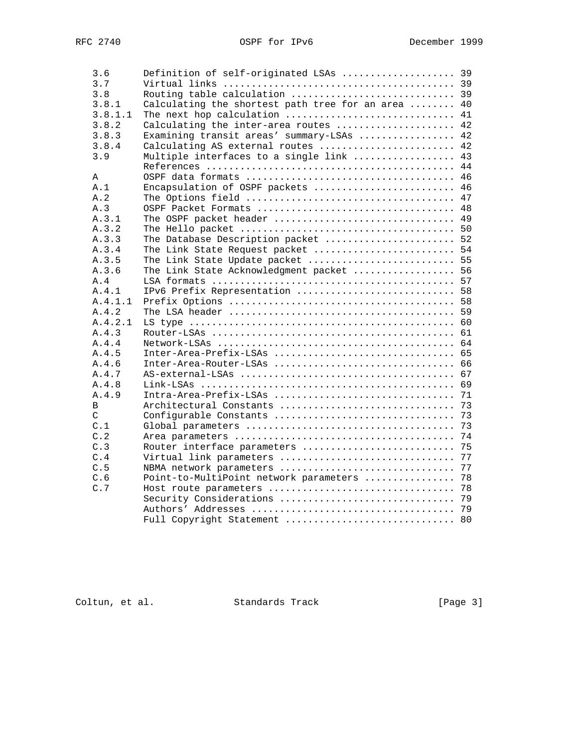```
3.6      Definition of self-originated LSAs .................... 39
3.7      Virtual links ......................................... 39
3.8      Routing table calculation ............................. 39
3.8.1    Calculating the shortest path tree for an area ........ 40
3.8.1.1  The next hop calculation .............................. 41
3.8.2    Calculating the inter-area routes ..................... 42
3.8.3    Examining transit areas' summary-LSAs ................. 42
3.8.4    Calculating AS external routes ........................ 42
3.9      Multiple interfaces to a single link .................. 43
         References ............................................ 44
A        OSPF data formats ..................................... 46
A.1      Encapsulation of OSPF packets ......................... 46
A.2      The Options field ..................................... 47
A.3      OSPF Packet Formats ................................... 48
A.3.1    The OSPF packet header ................................ 49
A.3.2    The Hello packet ...................................... 50
A.3.3    The Database Description packet ....................... 52
A.3.4    The Link State Request packet ......................... 54
A.3.5    The Link State Update packet .......................... 55
A.3.6    The Link State Acknowledgment packet .................. 56
A.4      LSA formats ........................................... 57
A.4.1    IPv6 Prefix Representation ............................ 58
A.4.1.1  Prefix Options ........................................ 58
A.4.2    The LSA header ........................................ 59
A.4.2.1  LS type ............................................... 60
A.4.3    Router-LSAs ........................................... 61
A.4.4    Network-LSAs .......................................... 64
A.4.5    Inter-Area-Prefix-LSAs ................................ 65
A.4.6    Inter-Area-Router-LSAs ................................ 66
A.4.7    AS-external-LSAs ...................................... 67
A.4.8    Link-LSAs ............................................. 69
A.4.9    Intra-Area-Prefix-LSAs ................................ 71
B        Architectural Constants ............................... 73
C        Configurable Constants ................................ 73
C.1      Global parameters ..................................... 73
C.2      Area parameters ....................................... 74
C.3      Router interface parameters ........................... 75
C.4      Virtual link parameters ............................... 77
C.5      NBMA network parameters ............................... 77
C.6      Point-to-MultiPoint network parameters ................ 78
C.7      Host route parameters ................................. 78
         Security Considerations ............................... 79
         Authors' Addresses .................................... 79
         Full Copyright Statement .............................. 80
```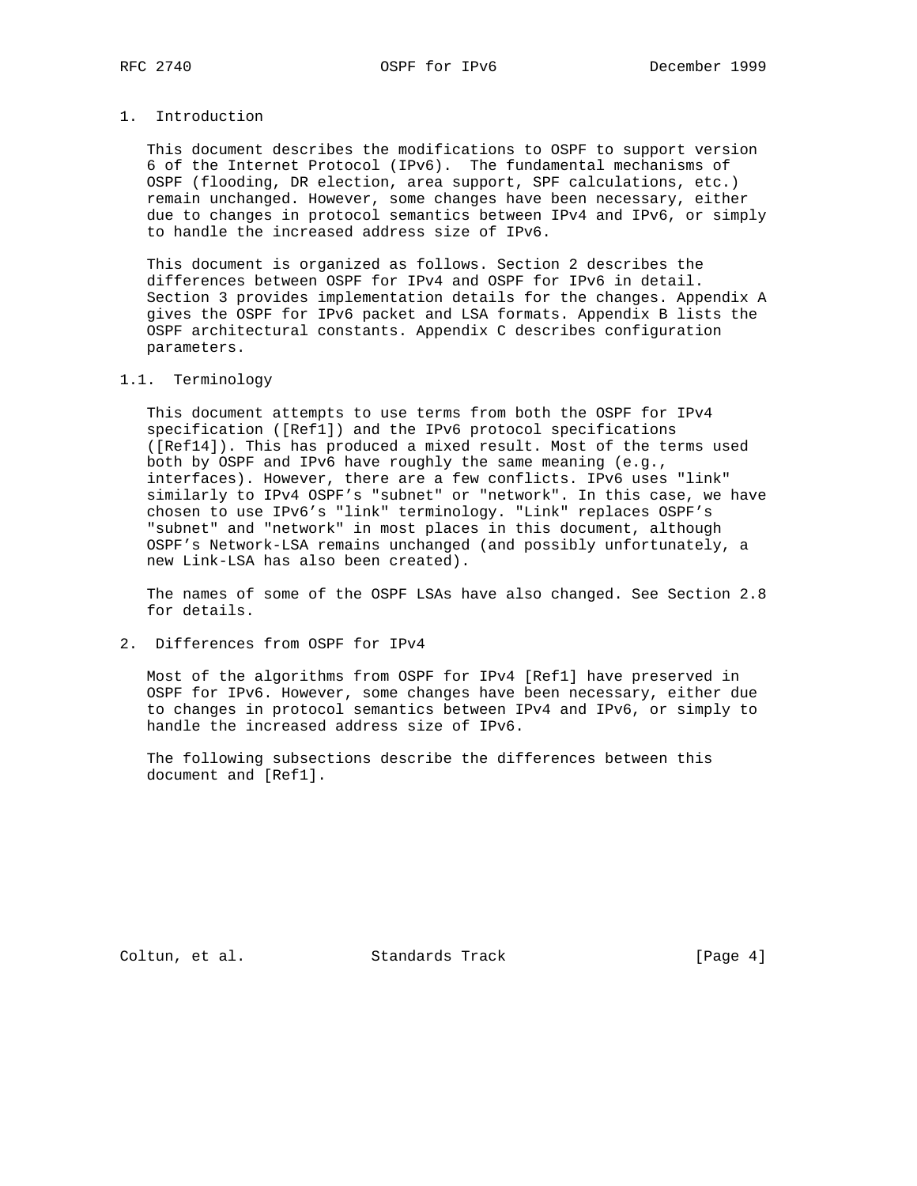# 1. Introduction

This document describes the modifications to OSPF to support version 6 of the Internet Protocol (IPv6). The fundamental mechanisms of OSPF (flooding, DR election, area support, SPF calculations, etc.) remain unchanged. However, some changes have been necessary, either due to changes in protocol semantics between IPv4 and IPv6, or simply to handle the increased address size of IPv6.

This document is organized as follows. Section 2 describes the differences between OSPF for IPv4 and OSPF for IPv6 in detail. Section 3 provides implementation details for the changes. Appendix A gives the OSPF for IPv6 packet and LSA formats. Appendix B lists the OSPF architectural constants. Appendix C describes configuration parameters.

## 1.1. Terminology

This document attempts to use terms from both the OSPF for IPv4 specification ([Ref1]) and the IPv6 protocol specifications ([Ref14]). This has produced a mixed result. Most of the terms used both by OSPF and IPv6 have roughly the same meaning (e.g., interfaces). However, there are a few conflicts. IPv6 uses "link" similarly to IPv4 OSPF’s "subnet" or "network". In this case, we have chosen to use IPv6’s "link" terminology. "Link" replaces OSPF’s "subnet" and "network" in most places in this document, although OSPF’s Network-LSA remains unchanged (and possibly unfortunately, a new Link-LSA has also been created).

The names of some of the OSPF LSAs have also changed. See Section 2.8 for details.

# 2. Differences from OSPF for IPv4

Most of the algorithms from OSPF for IPv4 [Ref1] have preserved in OSPF for IPv6. However, some changes have been necessary, either due to changes in protocol semantics between IPv4 and IPv6, or simply to handle the increased address size of IPv6.

The following subsections describe the differences between this document and [Ref1].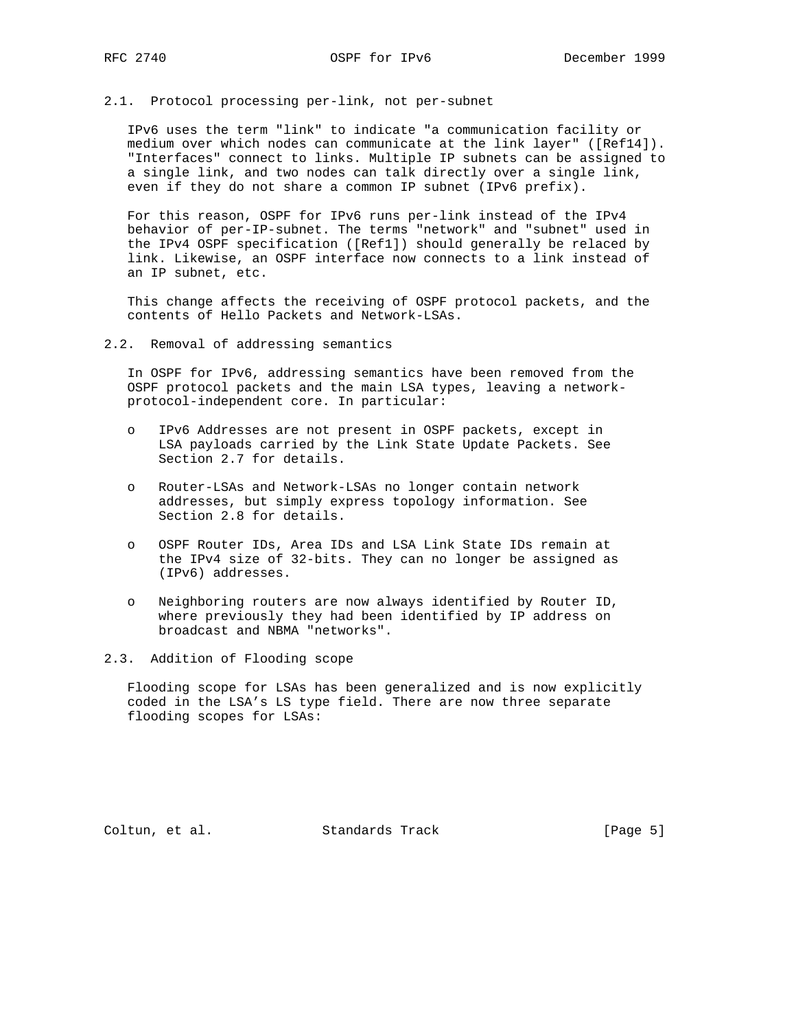### 2.1. Protocol processing per-link, not per-subnet

IPv6 uses the term "link" to indicate "a communication facility or medium over which nodes can communicate at the link layer" ([Ref14]). "Interfaces" connect to links. Multiple IP subnets can be assigned to a single link, and two nodes can talk directly over a single link, even if they do not share a common IP subnet (IPv6 prefix).

For this reason, OSPF for IPv6 runs per-link instead of the IPv4 behavior of per-IP-subnet. The terms "network" and "subnet" used in the IPv4 OSPF specification ([Ref1]) should generally be relaced by link. Likewise, an OSPF interface now connects to a link instead of an IP subnet, etc.

This change affects the receiving of OSPF protocol packets, and the contents of Hello Packets and Network-LSAs.

### 2.2. Removal of addressing semantics

In OSPF for IPv6, addressing semantics have been removed from the OSPF protocol packets and the main LSA types, leaving a network-protocol-independent core. In particular:

- IPv6 Addresses are not present in OSPF packets, except in LSA payloads carried by the Link State Update Packets. See Section 2.7 for details.
- Router-LSAs and Network-LSAs no longer contain network addresses, but simply express topology information. See Section 2.8 for details.
- OSPF Router IDs, Area IDs and LSA Link State IDs remain at the IPv4 size of 32-bits. They can no longer be assigned as (IPv6) addresses.
- Neighboring routers are now always identified by Router ID, where previously they had been identified by IP address on broadcast and NBMA "networks".

### 2.3. Addition of Flooding scope

Flooding scope for LSAs has been generalized and is now explicitly coded in the LSA's LS type field. There are now three separate flooding scopes for LSAs: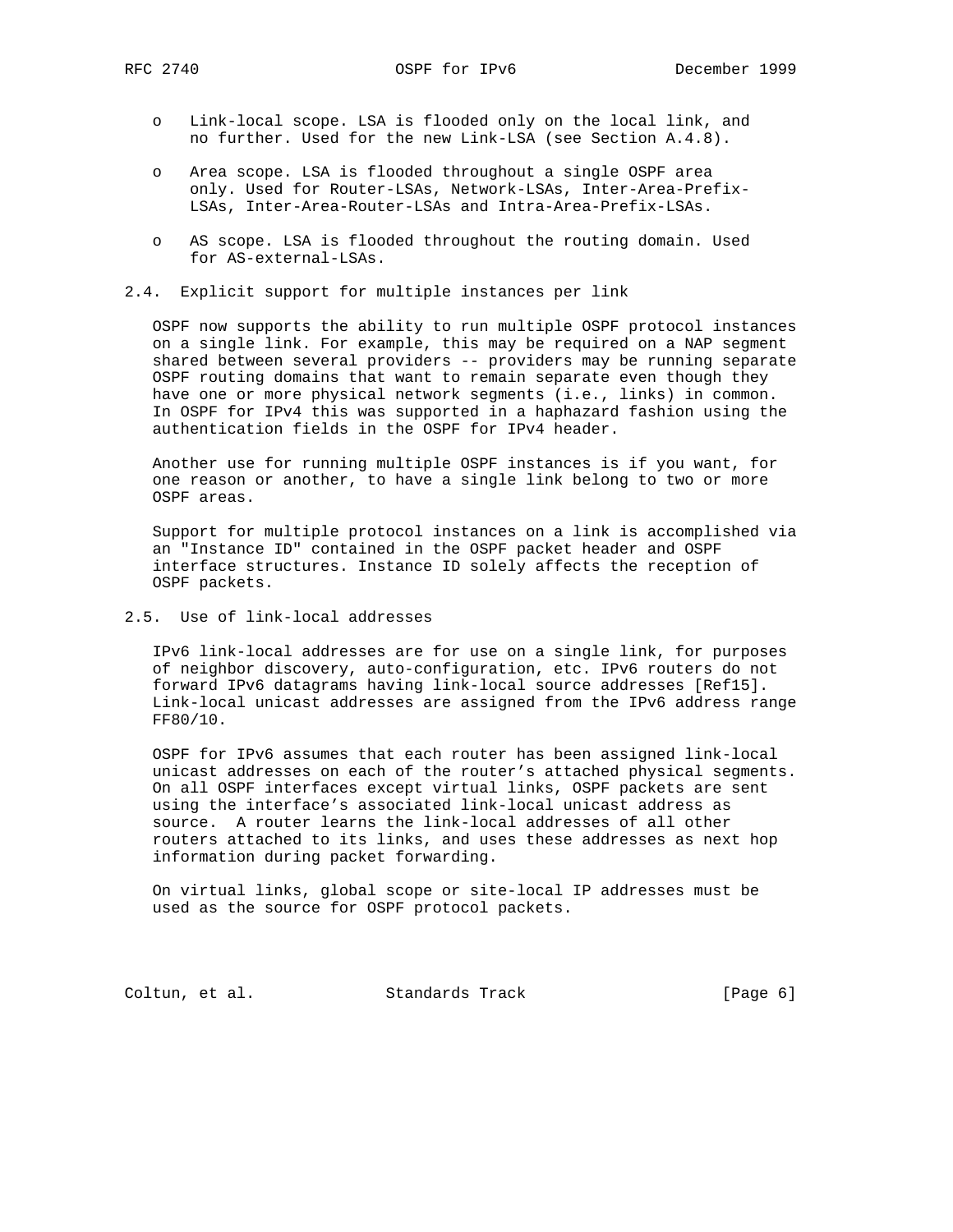- Link-local scope. LSA is flooded only on the local link, and no further. Used for the new Link-LSA (see Section A.4.8).

- Area scope. LSA is flooded throughout a single OSPF area only. Used for Router-LSAs, Network-LSAs, Inter-Area-Prefix-LSAs, Inter-Area-Router-LSAs and Intra-Area-Prefix-LSAs.

- AS scope. LSA is flooded throughout the routing domain. Used for AS-external-LSAs.

## 2.4. Explicit support for multiple instances per link

OSPF now supports the ability to run multiple OSPF protocol instances on a single link. For example, this may be required on a NAP segment shared between several providers -- providers may be running separate OSPF routing domains that want to remain separate even though they have one or more physical network segments (i.e., links) in common. In OSPF for IPv4 this was supported in a haphazard fashion using the authentication fields in the OSPF for IPv4 header.

Another use for running multiple OSPF instances is if you want, for one reason or another, to have a single link belong to two or more OSPF areas.

Support for multiple protocol instances on a link is accomplished via an "Instance ID" contained in the OSPF packet header and OSPF interface structures. Instance ID solely affects the reception of OSPF packets.

## 2.5. Use of link-local addresses

IPv6 link-local addresses are for use on a single link, for purposes of neighbor discovery, auto-configuration, etc. IPv6 routers do not forward IPv6 datagrams having link-local source addresses [Ref15]. Link-local unicast addresses are assigned from the IPv6 address range FF80/10.

OSPF for IPv6 assumes that each router has been assigned link-local unicast addresses on each of the router's attached physical segments. On all OSPF interfaces except virtual links, OSPF packets are sent using the interface's associated link-local unicast address as source. A router learns the link-local addresses of all other routers attached to its links, and uses these addresses as next hop information during packet forwarding.

On virtual links, global scope or site-local IP addresses must be used as the source for OSPF protocol packets.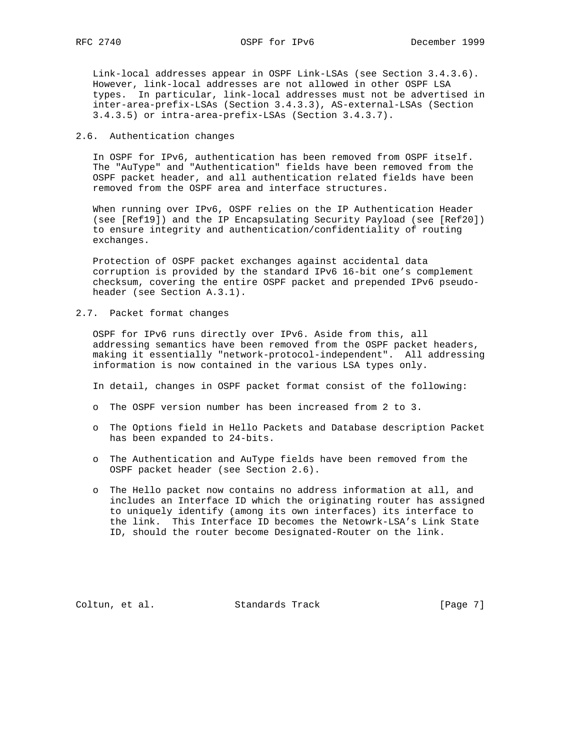Link-local addresses appear in OSPF Link-LSAs (see Section 3.4.3.6). However, link-local addresses are not allowed in other OSPF LSA types. In particular, link-local addresses must not be advertised in inter-area-prefix-LSAs (Section 3.4.3.3), AS-external-LSAs (Section 3.4.3.5) or intra-area-prefix-LSAs (Section 3.4.3.7).

## 2.6. Authentication changes

In OSPF for IPv6, authentication has been removed from OSPF itself. The "AuType" and "Authentication" fields have been removed from the OSPF packet header, and all authentication related fields have been removed from the OSPF area and interface structures.

When running over IPv6, OSPF relies on the IP Authentication Header (see [Ref19]) and the IP Encapsulating Security Payload (see [Ref20]) to ensure integrity and authentication/confidentiality of routing exchanges.

Protection of OSPF packet exchanges against accidental data corruption is provided by the standard IPv6 16-bit one's complement checksum, covering the entire OSPF packet and prepended IPv6 pseudo-header (see Section A.3.1).

## 2.7. Packet format changes

OSPF for IPv6 runs directly over IPv6. Aside from this, all addressing semantics have been removed from the OSPF packet headers, making it essentially "network-protocol-independent". All addressing information is now contained in the various LSA types only.

In detail, changes in OSPF packet format consist of the following:

- The OSPF version number has been increased from 2 to 3.
- The Options field in Hello Packets and Database description Packet has been expanded to 24-bits.
- The Authentication and AuType fields have been removed from the OSPF packet header (see Section 2.6).
- The Hello packet now contains no address information at all, and includes an Interface ID which the originating router has assigned to uniquely identify (among its own interfaces) its interface to the link. This Interface ID becomes the Netowrk-LSA's Link State ID, should the router become Designated-Router on the link.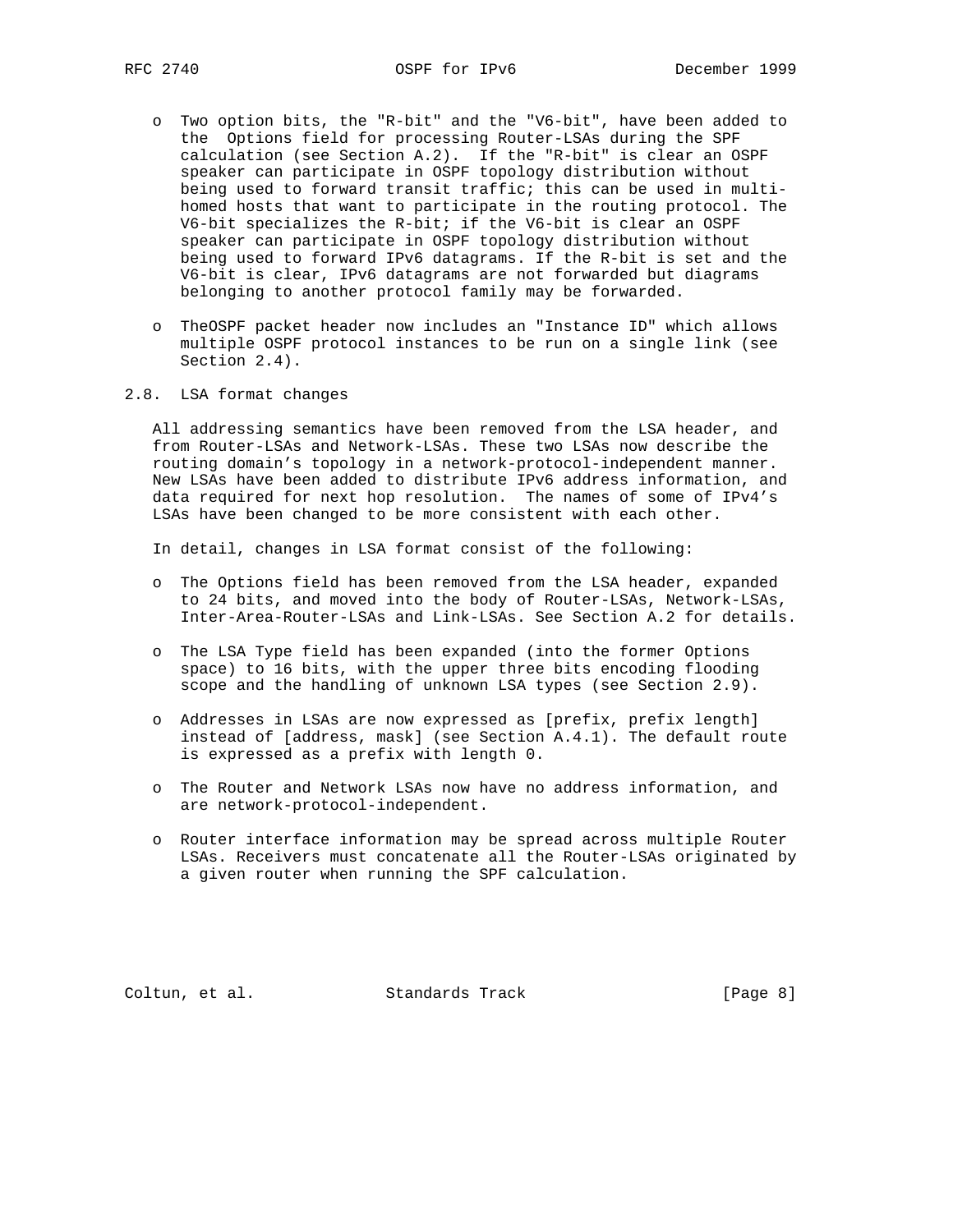- Two option bits, the "R-bit" and the "V6-bit", have been added to the Options field for processing Router-LSAs during the SPF calculation (see Section A.2). If the "R-bit" is clear an OSPF speaker can participate in OSPF topology distribution without being used to forward transit traffic; this can be used in multi-homed hosts that want to participate in the routing protocol. The V6-bit specializes the R-bit; if the V6-bit is clear an OSPF speaker can participate in OSPF topology distribution without being used to forward IPv6 datagrams. If the R-bit is set and the V6-bit is clear, IPv6 datagrams are not forwarded but diagrams belonging to another protocol family may be forwarded.

- TheOSPF packet header now includes an "Instance ID" which allows multiple OSPF protocol instances to be run on a single link (see Section 2.4).

## 2.8. LSA format changes

All addressing semantics have been removed from the LSA header, and from Router-LSAs and Network-LSAs. These two LSAs now describe the routing domain's topology in a network-protocol-independent manner. New LSAs have been added to distribute IPv6 address information, and data required for next hop resolution. The names of some of IPv4's LSAs have been changed to be more consistent with each other.

In detail, changes in LSA format consist of the following:

- The Options field has been removed from the LSA header, expanded to 24 bits, and moved into the body of Router-LSAs, Network-LSAs, Inter-Area-Router-LSAs and Link-LSAs. See Section A.2 for details.

- The LSA Type field has been expanded (into the former Options space) to 16 bits, with the upper three bits encoding flooding scope and the handling of unknown LSA types (see Section 2.9).

- Addresses in LSAs are now expressed as [prefix, prefix length] instead of [address, mask] (see Section A.4.1). The default route is expressed as a prefix with length 0.

- The Router and Network LSAs now have no address information, and are network-protocol-independent.

- Router interface information may be spread across multiple Router LSAs. Receivers must concatenate all the Router-LSAs originated by a given router when running the SPF calculation.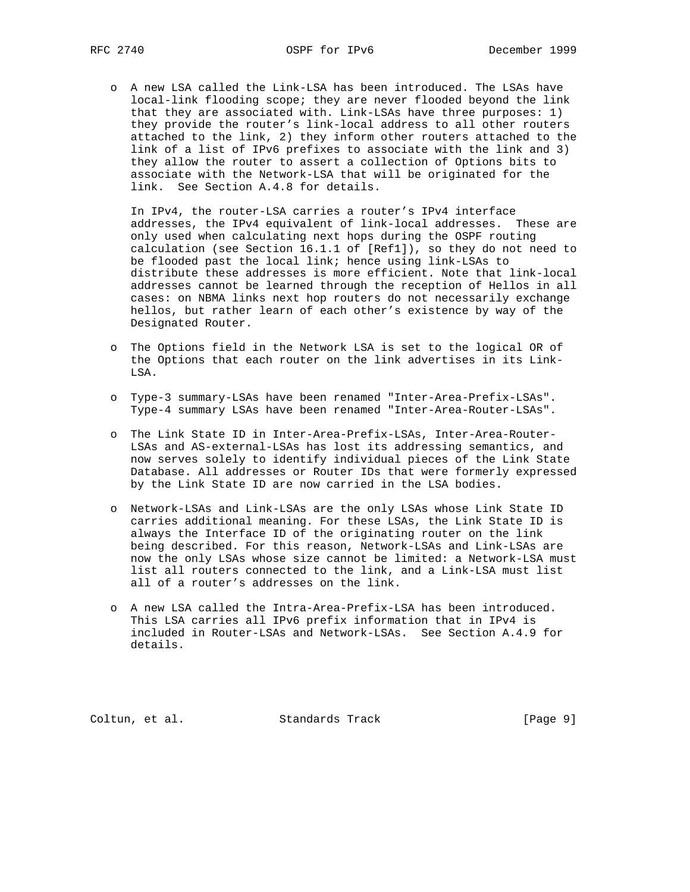- A new LSA called the Link-LSA has been introduced. The LSAs have local-link flooding scope; they are never flooded beyond the link that they are associated with. Link-LSAs have three purposes: 1) they provide the router's link-local address to all other routers attached to the link, 2) they inform other routers attached to the link of a list of IPv6 prefixes to associate with the link and 3) they allow the router to assert a collection of Options bits to associate with the Network-LSA that will be originated for the link. See Section A.4.8 for details.

  In IPv4, the router-LSA carries a router's IPv4 interface addresses, the IPv4 equivalent of link-local addresses. These are only used when calculating next hops during the OSPF routing calculation (see Section 16.1.1 of [Ref1]), so they do not need to be flooded past the local link; hence using link-LSAs to distribute these addresses is more efficient. Note that link-local addresses cannot be learned through the reception of Hellos in all cases: on NBMA links next hop routers do not necessarily exchange hellos, but rather learn of each other's existence by way of the Designated Router.

- The Options field in the Network LSA is set to the logical OR of the Options that each router on the link advertises in its Link-LSA.

- Type-3 summary-LSAs have been renamed "Inter-Area-Prefix-LSAs". Type-4 summary LSAs have been renamed "Inter-Area-Router-LSAs".

- The Link State ID in Inter-Area-Prefix-LSAs, Inter-Area-Router-LSAs and AS-external-LSAs has lost its addressing semantics, and now serves solely to identify individual pieces of the Link State Database. All addresses or Router IDs that were formerly expressed by the Link State ID are now carried in the LSA bodies.

- Network-LSAs and Link-LSAs are the only LSAs whose Link State ID carries additional meaning. For these LSAs, the Link State ID is always the Interface ID of the originating router on the link being described. For this reason, Network-LSAs and Link-LSAs are now the only LSAs whose size cannot be limited: a Network-LSA must list all routers connected to the link, and a Link-LSA must list all of a router's addresses on the link.

- A new LSA called the Intra-Area-Prefix-LSA has been introduced. This LSA carries all IPv6 prefix information that in IPv4 is included in Router-LSAs and Network-LSAs. See Section A.4.9 for details.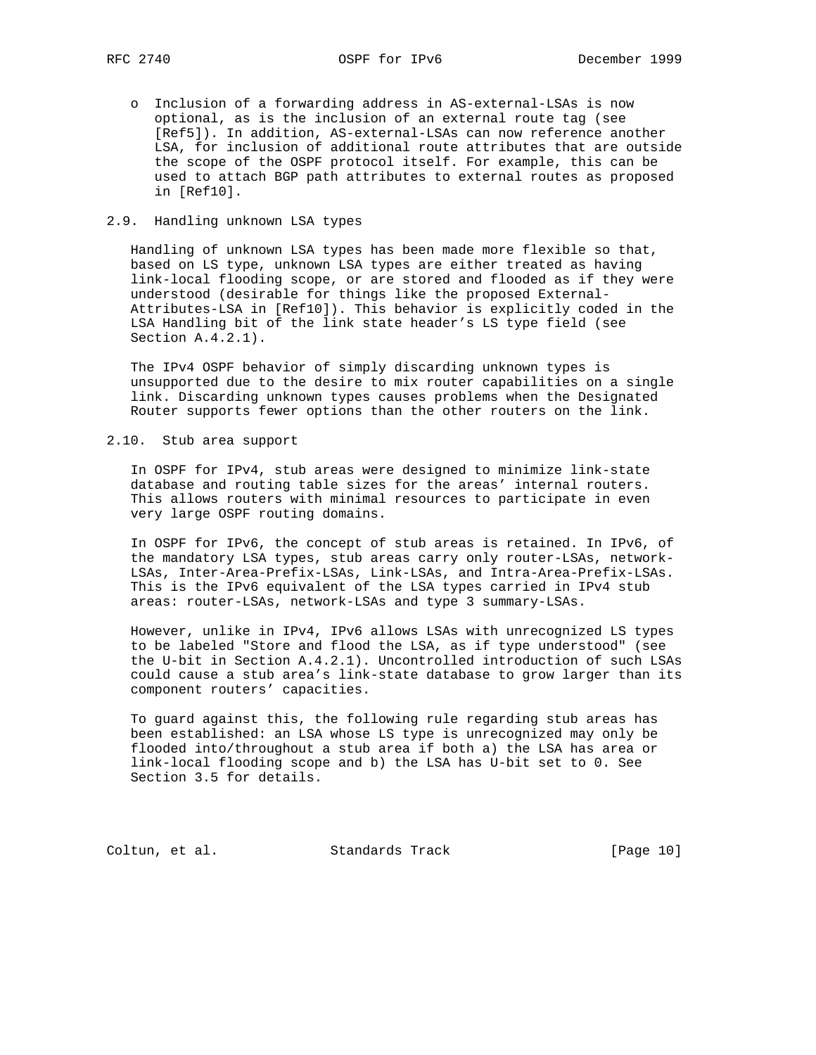- Inclusion of a forwarding address in AS-external-LSAs is now optional, as is the inclusion of an external route tag (see [Ref5]). In addition, AS-external-LSAs can now reference another LSA, for inclusion of additional route attributes that are outside the scope of the OSPF protocol itself. For example, this can be used to attach BGP path attributes to external routes as proposed in [Ref10].

## 2.9. Handling unknown LSA types

Handling of unknown LSA types has been made more flexible so that, based on LS type, unknown LSA types are either treated as having link-local flooding scope, or are stored and flooded as if they were understood (desirable for things like the proposed External-Attributes-LSA in [Ref10]). This behavior is explicitly coded in the LSA Handling bit of the link state header's LS type field (see Section A.4.2.1).

The IPv4 OSPF behavior of simply discarding unknown types is unsupported due to the desire to mix router capabilities on a single link. Discarding unknown types causes problems when the Designated Router supports fewer options than the other routers on the link.

## 2.10. Stub area support

In OSPF for IPv4, stub areas were designed to minimize link-state database and routing table sizes for the areas' internal routers. This allows routers with minimal resources to participate in even very large OSPF routing domains.

In OSPF for IPv6, the concept of stub areas is retained. In IPv6, of the mandatory LSA types, stub areas carry only router-LSAs, network-LSAs, Inter-Area-Prefix-LSAs, Link-LSAs, and Intra-Area-Prefix-LSAs. This is the IPv6 equivalent of the LSA types carried in IPv4 stub areas: router-LSAs, network-LSAs and type 3 summary-LSAs.

However, unlike in IPv4, IPv6 allows LSAs with unrecognized LS types to be labeled "Store and flood the LSA, as if type understood" (see the U-bit in Section A.4.2.1). Uncontrolled introduction of such LSAs could cause a stub area's link-state database to grow larger than its component routers' capacities.

To guard against this, the following rule regarding stub areas has been established: an LSA whose LS type is unrecognized may only be flooded into/throughout a stub area if both a) the LSA has area or link-local flooding scope and b) the LSA has U-bit set to 0. See Section 3.5 for details.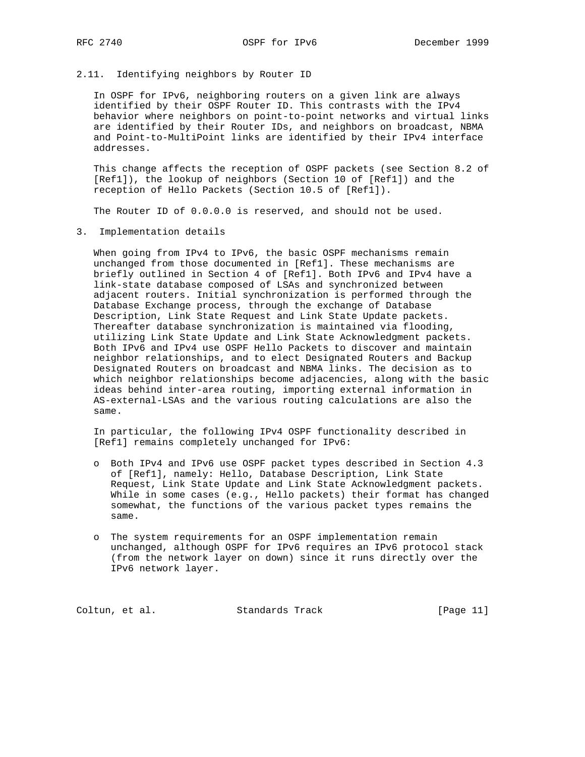### 2.11. Identifying neighbors by Router ID

In OSPF for IPv6, neighboring routers on a given link are always identified by their OSPF Router ID. This contrasts with the IPv4 behavior where neighbors on point-to-point networks and virtual links are identified by their Router IDs, and neighbors on broadcast, NBMA and Point-to-MultiPoint links are identified by their IPv4 interface addresses.

This change affects the reception of OSPF packets (see Section 8.2 of [Ref1]), the lookup of neighbors (Section 10 of [Ref1]) and the reception of Hello Packets (Section 10.5 of [Ref1]).

The Router ID of 0.0.0.0 is reserved, and should not be used.

## 3. Implementation details

When going from IPv4 to IPv6, the basic OSPF mechanisms remain unchanged from those documented in [Ref1]. These mechanisms are briefly outlined in Section 4 of [Ref1]. Both IPv6 and IPv4 have a link-state database composed of LSAs and synchronized between adjacent routers. Initial synchronization is performed through the Database Exchange process, through the exchange of Database Description, Link State Request and Link State Update packets. Thereafter database synchronization is maintained via flooding, utilizing Link State Update and Link State Acknowledgment packets. Both IPv6 and IPv4 use OSPF Hello Packets to discover and maintain neighbor relationships, and to elect Designated Routers and Backup Designated Routers on broadcast and NBMA links. The decision as to which neighbor relationships become adjacencies, along with the basic ideas behind inter-area routing, importing external information in AS-external-LSAs and the various routing calculations are also the same.

In particular, the following IPv4 OSPF functionality described in [Ref1] remains completely unchanged for IPv6:

- Both IPv4 and IPv6 use OSPF packet types described in Section 4.3 of [Ref1], namely: Hello, Database Description, Link State Request, Link State Update and Link State Acknowledgment packets. While in some cases (e.g., Hello packets) their format has changed somewhat, the functions of the various packet types remains the same.

- The system requirements for an OSPF implementation remain unchanged, although OSPF for IPv6 requires an IPv6 protocol stack (from the network layer on down) since it runs directly over the IPv6 network layer.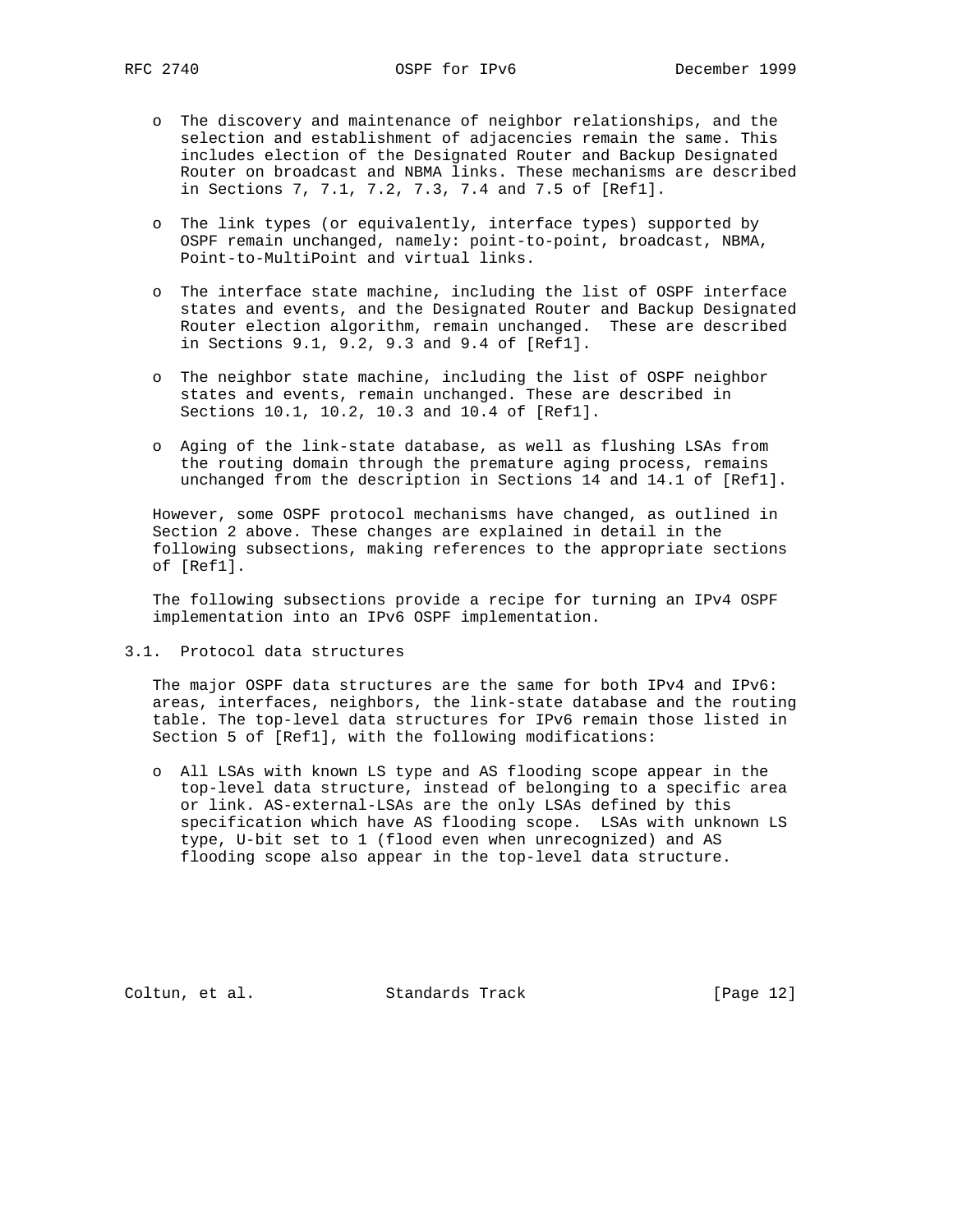- The discovery and maintenance of neighbor relationships, and the selection and establishment of adjacencies remain the same. This includes election of the Designated Router and Backup Designated Router on broadcast and NBMA links. These mechanisms are described in Sections 7, 7.1, 7.2, 7.3, 7.4 and 7.5 of [Ref1].

- The link types (or equivalently, interface types) supported by OSPF remain unchanged, namely: point-to-point, broadcast, NBMA, Point-to-MultiPoint and virtual links.

- The interface state machine, including the list of OSPF interface states and events, and the Designated Router and Backup Designated Router election algorithm, remain unchanged. These are described in Sections 9.1, 9.2, 9.3 and 9.4 of [Ref1].

- The neighbor state machine, including the list of OSPF neighbor states and events, remain unchanged. These are described in Sections 10.1, 10.2, 10.3 and 10.4 of [Ref1].

- Aging of the link-state database, as well as flushing LSAs from the routing domain through the premature aging process, remains unchanged from the description in Sections 14 and 14.1 of [Ref1].

However, some OSPF protocol mechanisms have changed, as outlined in Section 2 above. These changes are explained in detail in the following subsections, making references to the appropriate sections of [Ref1].

The following subsections provide a recipe for turning an IPv4 OSPF implementation into an IPv6 OSPF implementation.

## 3.1. Protocol data structures

The major OSPF data structures are the same for both IPv4 and IPv6: areas, interfaces, neighbors, the link-state database and the routing table. The top-level data structures for IPv6 remain those listed in Section 5 of [Ref1], with the following modifications:

- All LSAs with known LS type and AS flooding scope appear in the top-level data structure, instead of belonging to a specific area or link. AS-external-LSAs are the only LSAs defined by this specification which have AS flooding scope. LSAs with unknown LS type, U-bit set to 1 (flood even when unrecognized) and AS flooding scope also appear in the top-level data structure.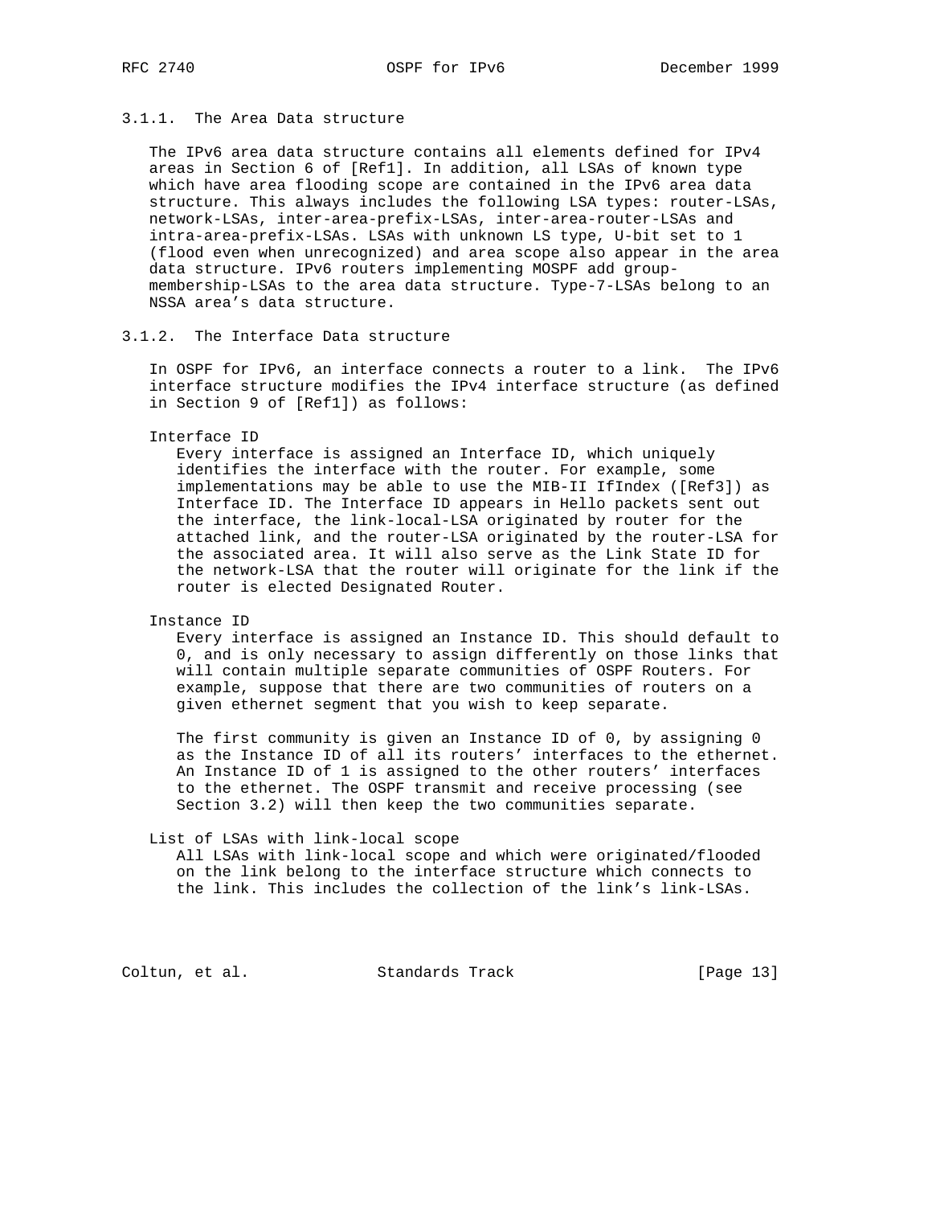### 3.1.1. The Area Data structure

The IPv6 area data structure contains all elements defined for IPv4 areas in Section 6 of [Ref1]. In addition, all LSAs of known type which have area flooding scope are contained in the IPv6 area data structure. This always includes the following LSA types: router-LSAs, network-LSAs, inter-area-prefix-LSAs, inter-area-router-LSAs and intra-area-prefix-LSAs. LSAs with unknown LS type, U-bit set to 1 (flood even when unrecognized) and area scope also appear in the area data structure. IPv6 routers implementing MOSPF add group-membership-LSAs to the area data structure. Type-7-LSAs belong to an NSSA area's data structure.

### 3.1.2. The Interface Data structure

In OSPF for IPv6, an interface connects a router to a link. The IPv6 interface structure modifies the IPv4 interface structure (as defined in Section 9 of [Ref1]) as follows:

Interface ID
: Every interface is assigned an Interface ID, which uniquely identifies the interface with the router. For example, some implementations may be able to use the MIB-II IfIndex ([Ref3]) as Interface ID. The Interface ID appears in Hello packets sent out the interface, the link-local-LSA originated by router for the attached link, and the router-LSA originated by the router-LSA for the associated area. It will also serve as the Link State ID for the network-LSA that the router will originate for the link if the router is elected Designated Router.

Instance ID
: Every interface is assigned an Instance ID. This should default to 0, and is only necessary to assign differently on those links that will contain multiple separate communities of OSPF Routers. For example, suppose that there are two communities of routers on a given ethernet segment that you wish to keep separate.

  The first community is given an Instance ID of 0, by assigning 0 as the Instance ID of all its routers' interfaces to the ethernet. An Instance ID of 1 is assigned to the other routers' interfaces to the ethernet. The OSPF transmit and receive processing (see Section 3.2) will then keep the two communities separate.

List of LSAs with link-local scope
: All LSAs with link-local scope and which were originated/flooded on the link belong to the interface structure which connects to the link. This includes the collection of the link's link-LSAs.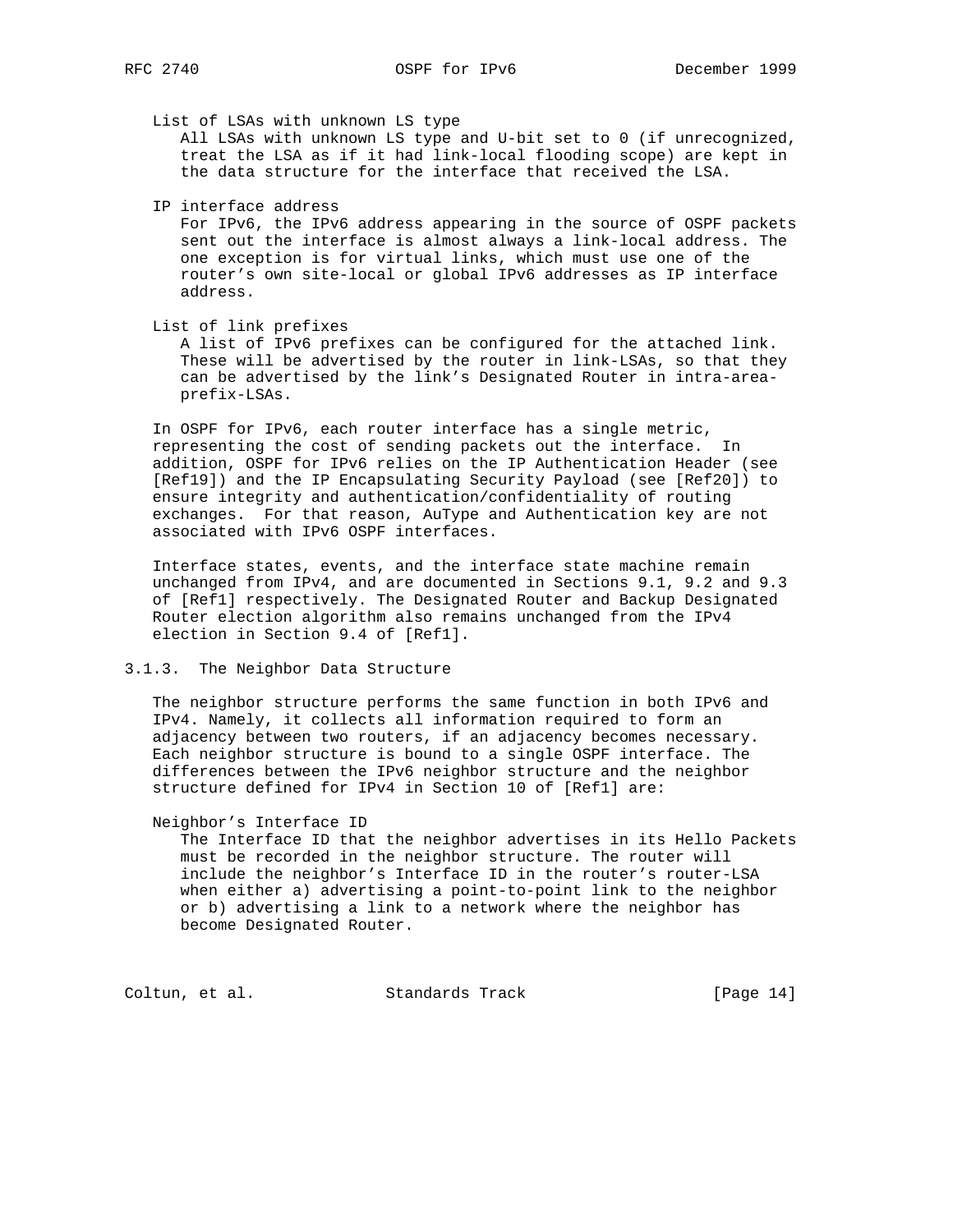List of LSAs with unknown LS type

All LSAs with unknown LS type and U-bit set to 0 (if unrecognized, treat the LSA as if it had link-local flooding scope) are kept in the data structure for the interface that received the LSA.

IP interface address

For IPv6, the IPv6 address appearing in the source of OSPF packets sent out the interface is almost always a link-local address. The one exception is for virtual links, which must use one of the router's own site-local or global IPv6 addresses as IP interface address.

List of link prefixes

A list of IPv6 prefixes can be configured for the attached link. These will be advertised by the router in link-LSAs, so that they can be advertised by the link's Designated Router in intra-area-prefix-LSAs.

In OSPF for IPv6, each router interface has a single metric, representing the cost of sending packets out the interface. In addition, OSPF for IPv6 relies on the IP Authentication Header (see [Ref19]) and the IP Encapsulating Security Payload (see [Ref20]) to ensure integrity and authentication/confidentiality of routing exchanges. For that reason, AuType and Authentication key are not associated with IPv6 OSPF interfaces.

Interface states, events, and the interface state machine remain unchanged from IPv4, and are documented in Sections 9.1, 9.2 and 9.3 of [Ref1] respectively. The Designated Router and Backup Designated Router election algorithm also remains unchanged from the IPv4 election in Section 9.4 of [Ref1].

### 3.1.3. The Neighbor Data Structure

The neighbor structure performs the same function in both IPv6 and IPv4. Namely, it collects all information required to form an adjacency between two routers, if an adjacency becomes necessary. Each neighbor structure is bound to a single OSPF interface. The differences between the IPv6 neighbor structure and the neighbor structure defined for IPv4 in Section 10 of [Ref1] are:

Neighbor's Interface ID

The Interface ID that the neighbor advertises in its Hello Packets must be recorded in the neighbor structure. The router will include the neighbor's Interface ID in the router's router-LSA when either a) advertising a point-to-point link to the neighbor or b) advertising a link to a network where the neighbor has become Designated Router.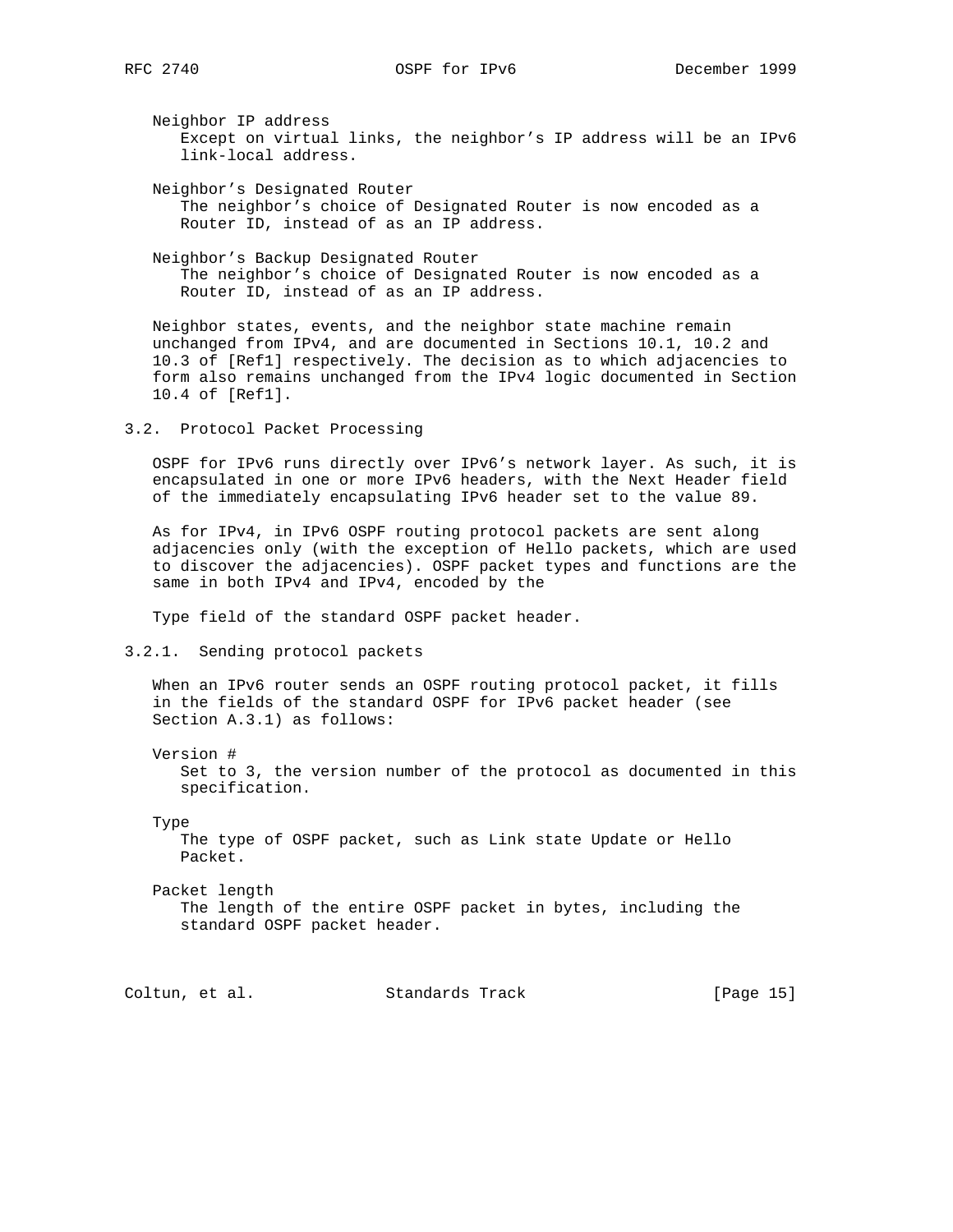Neighbor IP address
Except on virtual links, the neighbor's IP address will be an IPv6 link-local address.

Neighbor's Designated Router
The neighbor's choice of Designated Router is now encoded as a Router ID, instead of as an IP address.

Neighbor's Backup Designated Router
The neighbor's choice of Designated Router is now encoded as a Router ID, instead of as an IP address.

Neighbor states, events, and the neighbor state machine remain unchanged from IPv4, and are documented in Sections 10.1, 10.2 and 10.3 of [Ref1] respectively. The decision as to which adjacencies to form also remains unchanged from the IPv4 logic documented in Section 10.4 of [Ref1].

### 3.2. Protocol Packet Processing

OSPF for IPv6 runs directly over IPv6's network layer. As such, it is encapsulated in one or more IPv6 headers, with the Next Header field of the immediately encapsulating IPv6 header set to the value 89.

As for IPv4, in IPv6 OSPF routing protocol packets are sent along adjacencies only (with the exception of Hello packets, which are used to discover the adjacencies). OSPF packet types and functions are the same in both IPv4 and IPv4, encoded by the

Type field of the standard OSPF packet header.

#### 3.2.1. Sending protocol packets

When an IPv6 router sends an OSPF routing protocol packet, it fills in the fields of the standard OSPF for IPv6 packet header (see Section A.3.1) as follows:

Version #
Set to 3, the version number of the protocol as documented in this specification.

Type
The type of OSPF packet, such as Link state Update or Hello Packet.

Packet length
The length of the entire OSPF packet in bytes, including the standard OSPF packet header.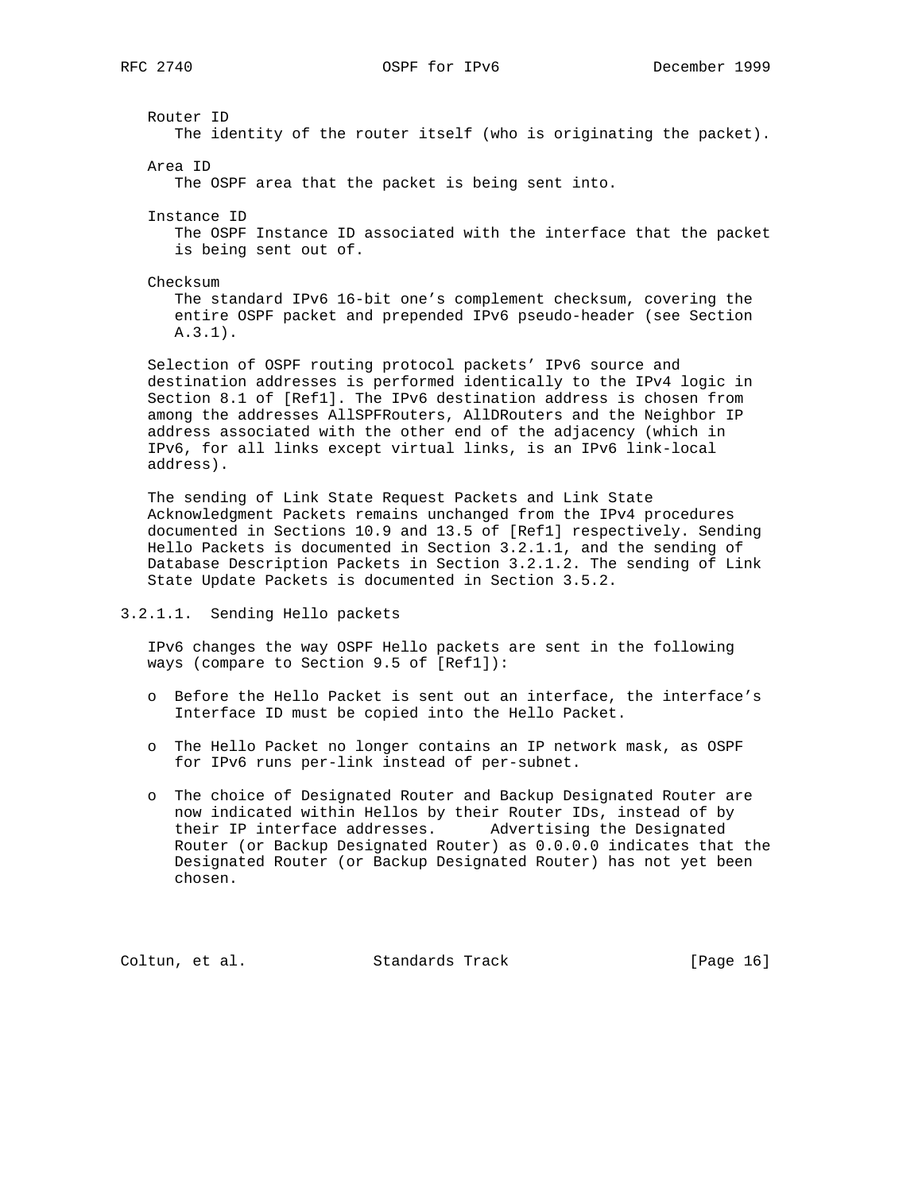Router ID
The identity of the router itself (who is originating the packet).

Area ID
The OSPF area that the packet is being sent into.

Instance ID
The OSPF Instance ID associated with the interface that the packet is being sent out of.

Checksum
The standard IPv6 16-bit one's complement checksum, covering the entire OSPF packet and prepended IPv6 pseudo-header (see Section A.3.1).

Selection of OSPF routing protocol packets' IPv6 source and destination addresses is performed identically to the IPv4 logic in Section 8.1 of [Ref1]. The IPv6 destination address is chosen from among the addresses AllSPFRouters, AllDRouters and the Neighbor IP address associated with the other end of the adjacency (which in IPv6, for all links except virtual links, is an IPv6 link-local address).

The sending of Link State Request Packets and Link State Acknowledgment Packets remains unchanged from the IPv4 procedures documented in Sections 10.9 and 13.5 of [Ref1] respectively. Sending Hello Packets is documented in Section 3.2.1.1, and the sending of Database Description Packets in Section 3.2.1.2. The sending of Link State Update Packets is documented in Section 3.5.2.

#### 3.2.1.1. Sending Hello packets

IPv6 changes the way OSPF Hello packets are sent in the following ways (compare to Section 9.5 of [Ref1]):

- Before the Hello Packet is sent out an interface, the interface's Interface ID must be copied into the Hello Packet.

- The Hello Packet no longer contains an IP network mask, as OSPF for IPv6 runs per-link instead of per-subnet.

- The choice of Designated Router and Backup Designated Router are now indicated within Hellos by their Router IDs, instead of by their IP interface addresses. Advertising the Designated Router (or Backup Designated Router) as 0.0.0.0 indicates that the Designated Router (or Backup Designated Router) has not yet been chosen.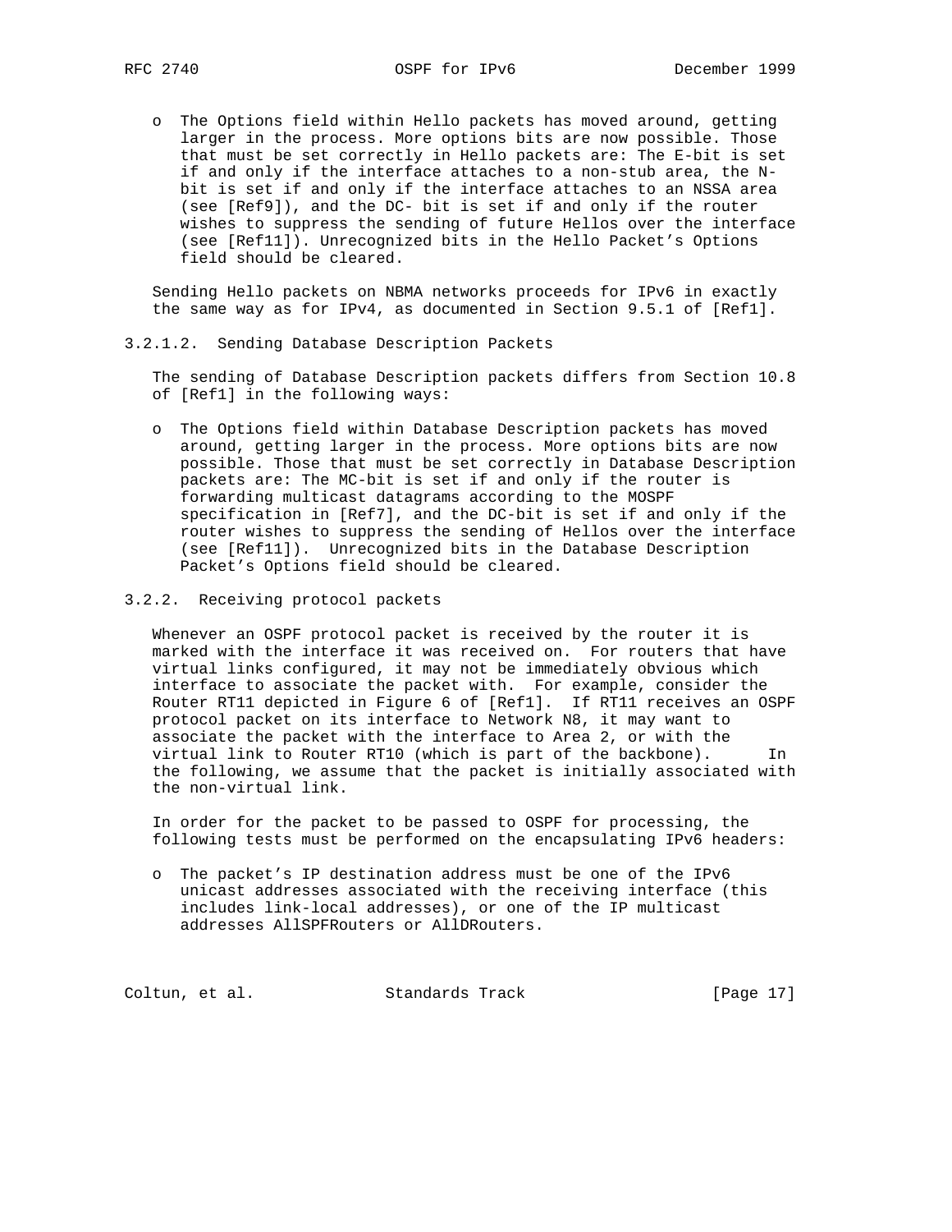- The Options field within Hello packets has moved around, getting larger in the process. More options bits are now possible. Those that must be set correctly in Hello packets are: The E-bit is set if and only if the interface attaches to a non-stub area, the N-bit is set if and only if the interface attaches to an NSSA area (see [Ref9]), and the DC- bit is set if and only if the router wishes to suppress the sending of future Hellos over the interface (see [Ref11]). Unrecognized bits in the Hello Packet's Options field should be cleared.

Sending Hello packets on NBMA networks proceeds for IPv6 in exactly the same way as for IPv4, as documented in Section 9.5.1 of [Ref1].

#### 3.2.1.2. Sending Database Description Packets

The sending of Database Description packets differs from Section 10.8 of [Ref1] in the following ways:

- The Options field within Database Description packets has moved around, getting larger in the process. More options bits are now possible. Those that must be set correctly in Database Description packets are: The MC-bit is set if and only if the router is forwarding multicast datagrams according to the MOSPF specification in [Ref7], and the DC-bit is set if and only if the router wishes to suppress the sending of Hellos over the interface (see [Ref11]). Unrecognized bits in the Database Description Packet's Options field should be cleared.

### 3.2.2. Receiving protocol packets

Whenever an OSPF protocol packet is received by the router it is marked with the interface it was received on. For routers that have virtual links configured, it may not be immediately obvious which interface to associate the packet with. For example, consider the Router RT11 depicted in Figure 6 of [Ref1]. If RT11 receives an OSPF protocol packet on its interface to Network N8, it may want to associate the packet with the interface to Area 2, or with the virtual link to Router RT10 (which is part of the backbone). In the following, we assume that the packet is initially associated with the non-virtual link.

In order for the packet to be passed to OSPF for processing, the following tests must be performed on the encapsulating IPv6 headers:

- The packet's IP destination address must be one of the IPv6 unicast addresses associated with the receiving interface (this includes link-local addresses), or one of the IP multicast addresses AllSPFRouters or AllDRouters.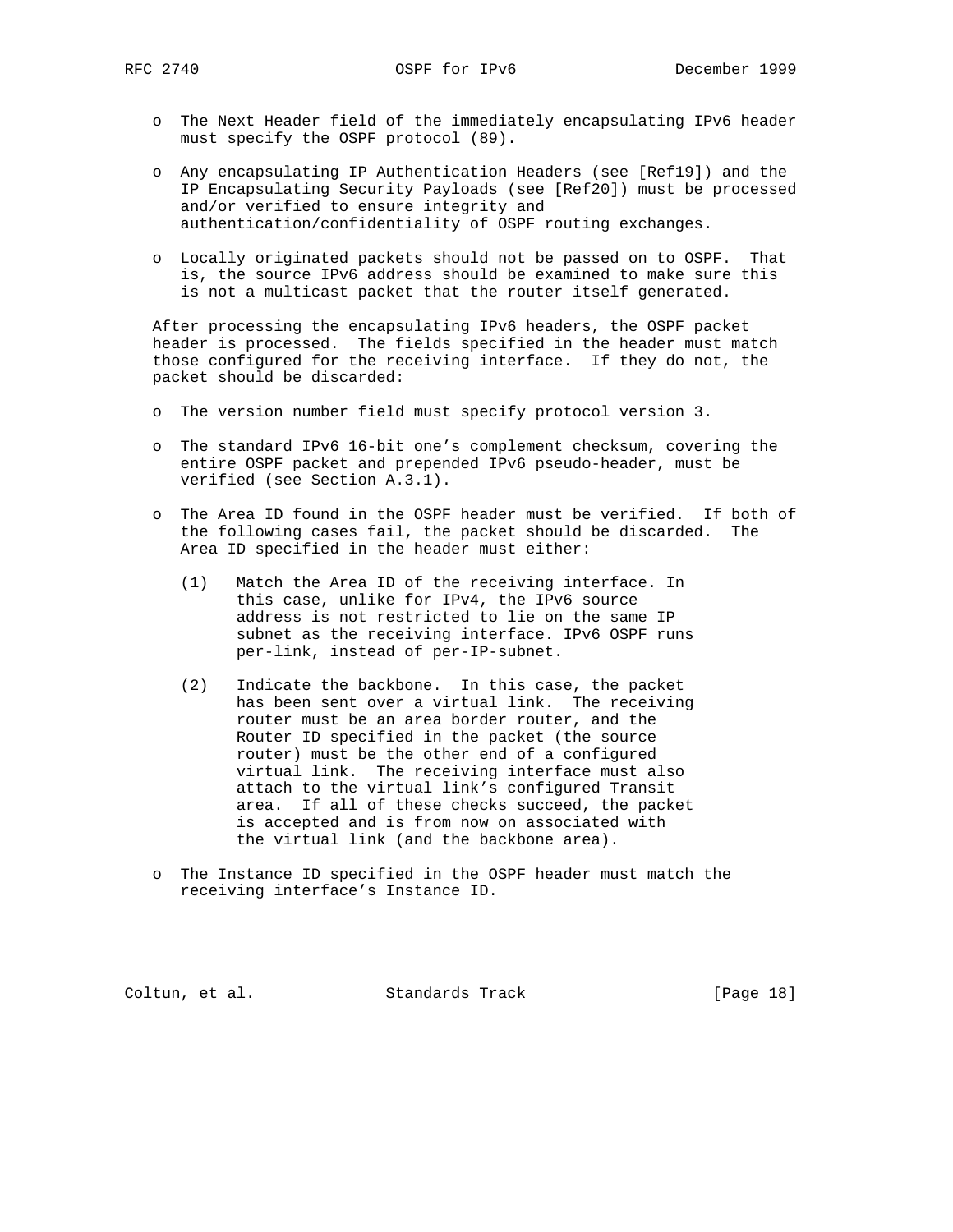- The Next Header field of the immediately encapsulating IPv6 header must specify the OSPF protocol (89).

- Any encapsulating IP Authentication Headers (see [Ref19]) and the IP Encapsulating Security Payloads (see [Ref20]) must be processed and/or verified to ensure integrity and authentication/confidentiality of OSPF routing exchanges.

- Locally originated packets should not be passed on to OSPF. That is, the source IPv6 address should be examined to make sure this is not a multicast packet that the router itself generated.

After processing the encapsulating IPv6 headers, the OSPF packet header is processed. The fields specified in the header must match those configured for the receiving interface. If they do not, the packet should be discarded:

- The version number field must specify protocol version 3.

- The standard IPv6 16-bit one's complement checksum, covering the entire OSPF packet and prepended IPv6 pseudo-header, must be verified (see Section A.3.1).

- The Area ID found in the OSPF header must be verified. If both of the following cases fail, the packet should be discarded. The Area ID specified in the header must either:

  (1) Match the Area ID of the receiving interface. In this case, unlike for IPv4, the IPv6 source address is not restricted to lie on the same IP subnet as the receiving interface. IPv6 OSPF runs per-link, instead of per-IP-subnet.

  (2) Indicate the backbone. In this case, the packet has been sent over a virtual link. The receiving router must be an area border router, and the Router ID specified in the packet (the source router) must be the other end of a configured virtual link. The receiving interface must also attach to the virtual link's configured Transit area. If all of these checks succeed, the packet is accepted and is from now on associated with the virtual link (and the backbone area).

- The Instance ID specified in the OSPF header must match the receiving interface's Instance ID.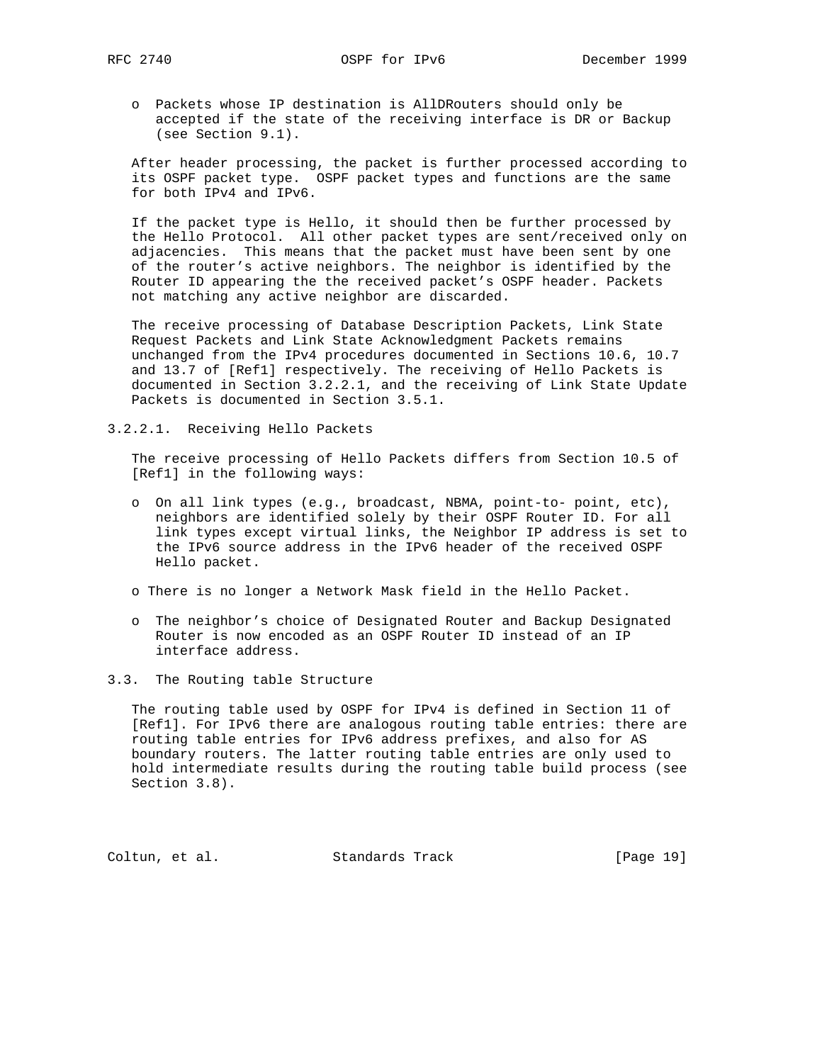- Packets whose IP destination is AllDRouters should only be accepted if the state of the receiving interface is DR or Backup (see Section 9.1).

After header processing, the packet is further processed according to its OSPF packet type. OSPF packet types and functions are the same for both IPv4 and IPv6.

If the packet type is Hello, it should then be further processed by the Hello Protocol. All other packet types are sent/received only on adjacencies. This means that the packet must have been sent by one of the router's active neighbors. The neighbor is identified by the Router ID appearing the the received packet's OSPF header. Packets not matching any active neighbor are discarded.

The receive processing of Database Description Packets, Link State Request Packets and Link State Acknowledgment Packets remains unchanged from the IPv4 procedures documented in Sections 10.6, 10.7 and 13.7 of [Ref1] respectively. The receiving of Hello Packets is documented in Section 3.2.2.1, and the receiving of Link State Update Packets is documented in Section 3.5.1.

#### 3.2.2.1. Receiving Hello Packets

The receive processing of Hello Packets differs from Section 10.5 of [Ref1] in the following ways:

- On all link types (e.g., broadcast, NBMA, point-to- point, etc), neighbors are identified solely by their OSPF Router ID. For all link types except virtual links, the Neighbor IP address is set to the IPv6 source address in the IPv6 header of the received OSPF Hello packet.

- There is no longer a Network Mask field in the Hello Packet.

- The neighbor's choice of Designated Router and Backup Designated Router is now encoded as an OSPF Router ID instead of an IP interface address.

### 3.3. The Routing table Structure

The routing table used by OSPF for IPv4 is defined in Section 11 of [Ref1]. For IPv6 there are analogous routing table entries: there are routing table entries for IPv6 address prefixes, and also for AS boundary routers. The latter routing table entries are only used to hold intermediate results during the routing table build process (see Section 3.8).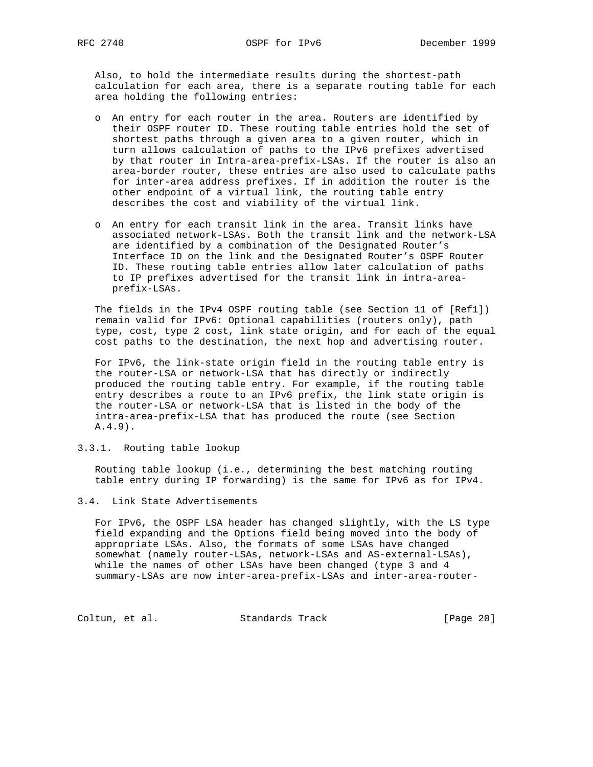Also, to hold the intermediate results during the shortest-path calculation for each area, there is a separate routing table for each area holding the following entries:

- An entry for each router in the area. Routers are identified by their OSPF router ID. These routing table entries hold the set of shortest paths through a given area to a given router, which in turn allows calculation of paths to the IPv6 prefixes advertised by that router in Intra-area-prefix-LSAs. If the router is also an area-border router, these entries are also used to calculate paths for inter-area address prefixes. If in addition the router is the other endpoint of a virtual link, the routing table entry describes the cost and viability of the virtual link.

- An entry for each transit link in the area. Transit links have associated network-LSAs. Both the transit link and the network-LSA are identified by a combination of the Designated Router's Interface ID on the link and the Designated Router's OSPF Router ID. These routing table entries allow later calculation of paths to IP prefixes advertised for the transit link in intra-area-prefix-LSAs.

The fields in the IPv4 OSPF routing table (see Section 11 of [Ref1]) remain valid for IPv6: Optional capabilities (routers only), path type, cost, type 2 cost, link state origin, and for each of the equal cost paths to the destination, the next hop and advertising router.

For IPv6, the link-state origin field in the routing table entry is the router-LSA or network-LSA that has directly or indirectly produced the routing table entry. For example, if the routing table entry describes a route to an IPv6 prefix, the link state origin is the router-LSA or network-LSA that is listed in the body of the intra-area-prefix-LSA that has produced the route (see Section A.4.9).

### 3.3.1. Routing table lookup

Routing table lookup (i.e., determining the best matching routing table entry during IP forwarding) is the same for IPv6 as for IPv4.

## 3.4. Link State Advertisements

For IPv6, the OSPF LSA header has changed slightly, with the LS type field expanding and the Options field being moved into the body of appropriate LSAs. Also, the formats of some LSAs have changed somewhat (namely router-LSAs, network-LSAs and AS-external-LSAs), while the names of other LSAs have been changed (type 3 and 4 summary-LSAs are now inter-area-prefix-LSAs and inter-area-router-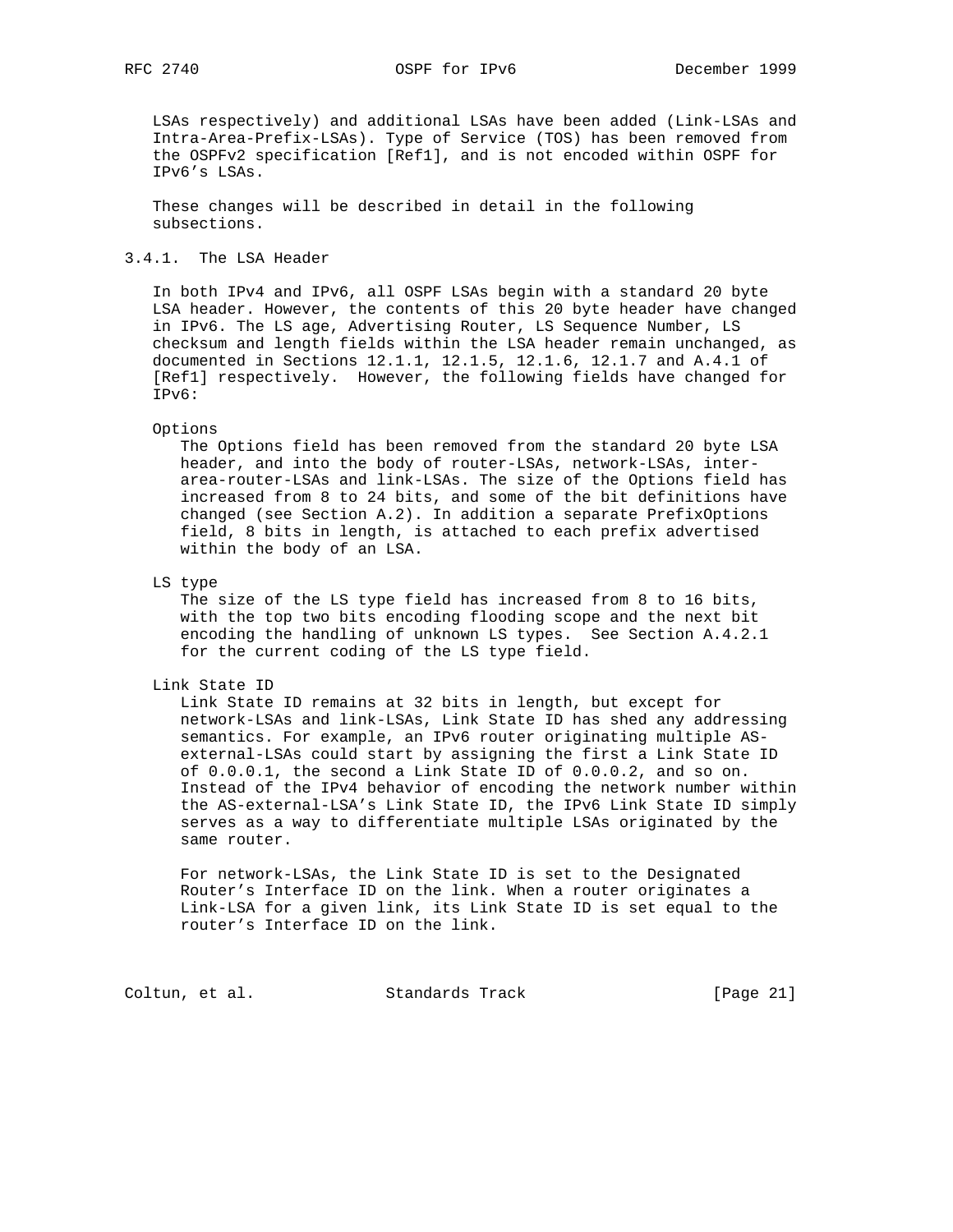LSAs respectively) and additional LSAs have been added (Link-LSAs and Intra-Area-Prefix-LSAs). Type of Service (TOS) has been removed from the OSPFv2 specification [Ref1], and is not encoded within OSPF for IPv6's LSAs.

These changes will be described in detail in the following subsections.

### 3.4.1. The LSA Header

In both IPv4 and IPv6, all OSPF LSAs begin with a standard 20 byte LSA header. However, the contents of this 20 byte header have changed in IPv6. The LS age, Advertising Router, LS Sequence Number, LS checksum and length fields within the LSA header remain unchanged, as documented in Sections 12.1.1, 12.1.5, 12.1.6, 12.1.7 and A.4.1 of [Ref1] respectively. However, the following fields have changed for IPv6:

Options
: The Options field has been removed from the standard 20 byte LSA header, and into the body of router-LSAs, network-LSAs, inter-area-router-LSAs and link-LSAs. The size of the Options field has increased from 8 to 24 bits, and some of the bit definitions have changed (see Section A.2). In addition a separate PrefixOptions field, 8 bits in length, is attached to each prefix advertised within the body of an LSA.

LS type
: The size of the LS type field has increased from 8 to 16 bits, with the top two bits encoding flooding scope and the next bit encoding the handling of unknown LS types. See Section A.4.2.1 for the current coding of the LS type field.

Link State ID
: Link State ID remains at 32 bits in length, but except for network-LSAs and link-LSAs, Link State ID has shed any addressing semantics. For example, an IPv6 router originating multiple AS-external-LSAs could start by assigning the first a Link State ID of 0.0.0.1, the second a Link State ID of 0.0.0.2, and so on. Instead of the IPv4 behavior of encoding the network number within the AS-external-LSA's Link State ID, the IPv6 Link State ID simply serves as a way to differentiate multiple LSAs originated by the same router.

: For network-LSAs, the Link State ID is set to the Designated Router's Interface ID on the link. When a router originates a Link-LSA for a given link, its Link State ID is set equal to the router's Interface ID on the link.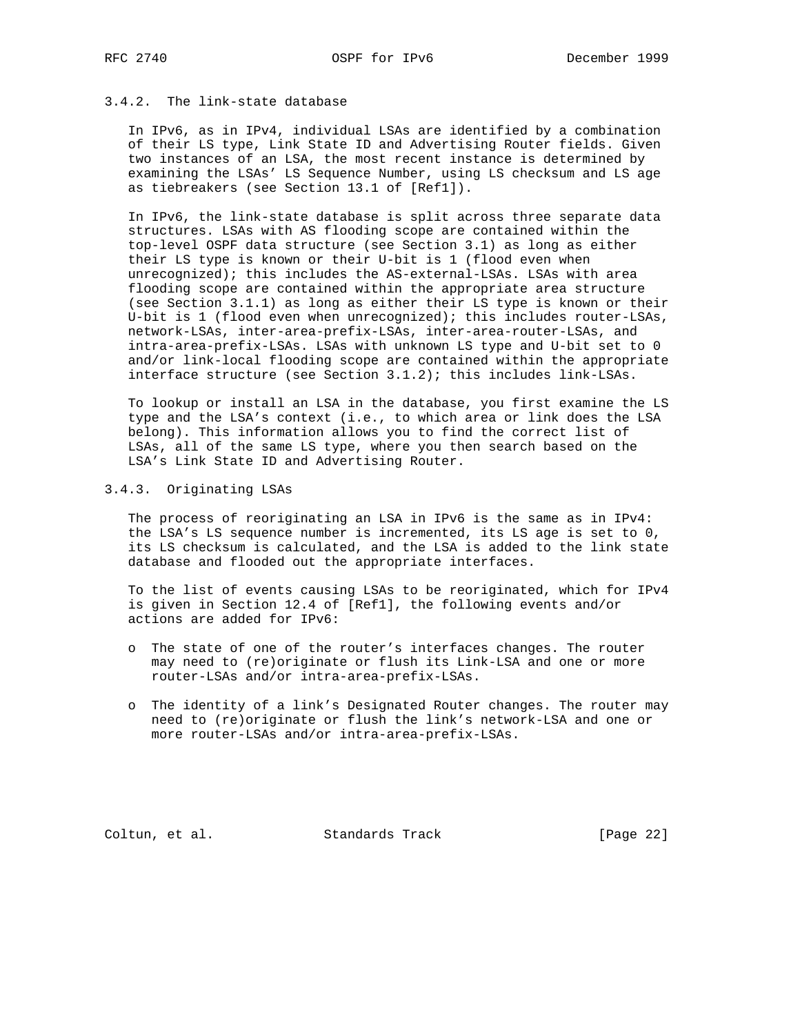### 3.4.2. The link-state database

In IPv6, as in IPv4, individual LSAs are identified by a combination of their LS type, Link State ID and Advertising Router fields. Given two instances of an LSA, the most recent instance is determined by examining the LSAs' LS Sequence Number, using LS checksum and LS age as tiebreakers (see Section 13.1 of [Ref1]).

In IPv6, the link-state database is split across three separate data structures. LSAs with AS flooding scope are contained within the top-level OSPF data structure (see Section 3.1) as long as either their LS type is known or their U-bit is 1 (flood even when unrecognized); this includes the AS-external-LSAs. LSAs with area flooding scope are contained within the appropriate area structure (see Section 3.1.1) as long as either their LS type is known or their U-bit is 1 (flood even when unrecognized); this includes router-LSAs, network-LSAs, inter-area-prefix-LSAs, inter-area-router-LSAs, and intra-area-prefix-LSAs. LSAs with unknown LS type and U-bit set to 0 and/or link-local flooding scope are contained within the appropriate interface structure (see Section 3.1.2); this includes link-LSAs.

To lookup or install an LSA in the database, you first examine the LS type and the LSA's context (i.e., to which area or link does the LSA belong). This information allows you to find the correct list of LSAs, all of the same LS type, where you then search based on the LSA's Link State ID and Advertising Router.

### 3.4.3. Originating LSAs

The process of reoriginating an LSA in IPv6 is the same as in IPv4: the LSA's LS sequence number is incremented, its LS age is set to 0, its LS checksum is calculated, and the LSA is added to the link state database and flooded out the appropriate interfaces.

To the list of events causing LSAs to be reoriginated, which for IPv4 is given in Section 12.4 of [Ref1], the following events and/or actions are added for IPv6:

- The state of one of the router's interfaces changes. The router may need to (re)originate or flush its Link-LSA and one or more router-LSAs and/or intra-area-prefix-LSAs.

- The identity of a link's Designated Router changes. The router may need to (re)originate or flush the link's network-LSA and one or more router-LSAs and/or intra-area-prefix-LSAs.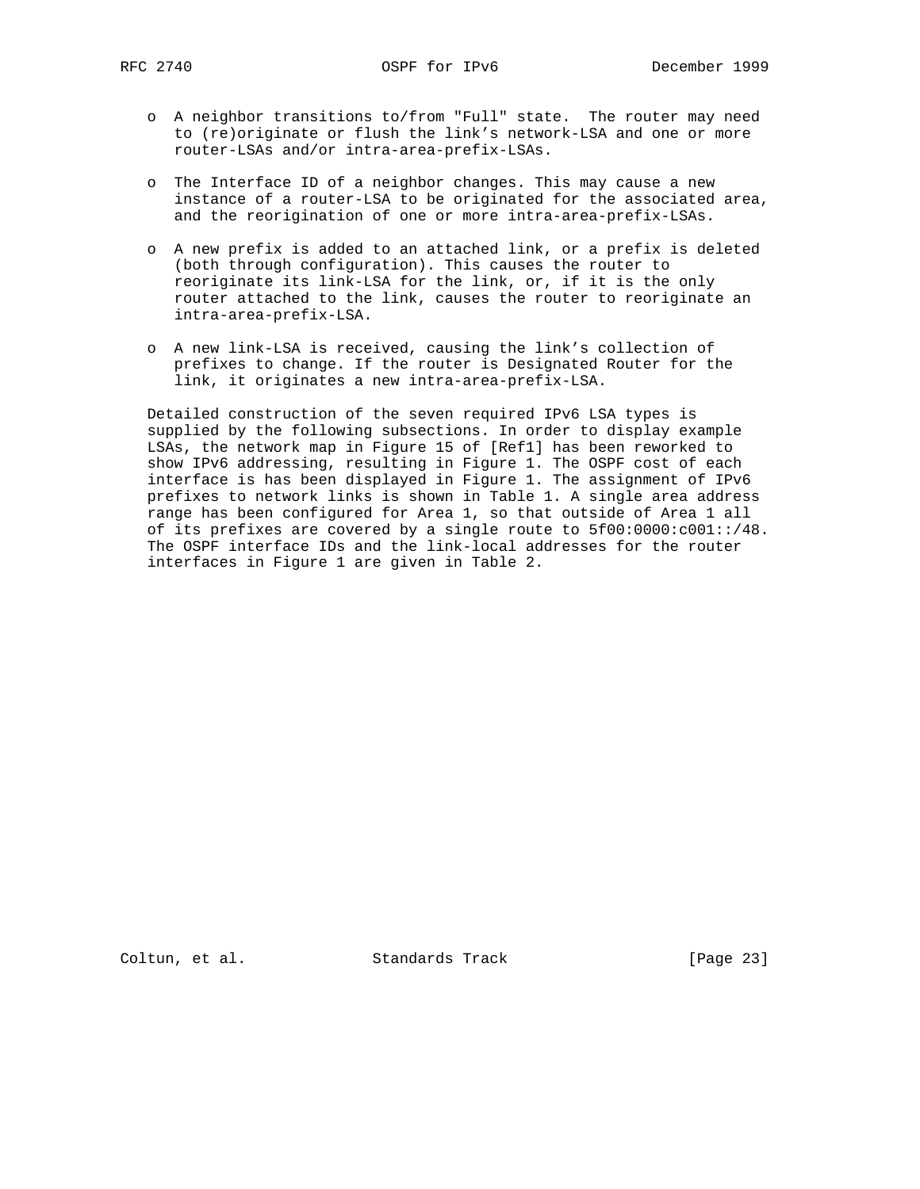- A neighbor transitions to/from "Full" state. The router may need to (re)originate or flush the link's network-LSA and one or more router-LSAs and/or intra-area-prefix-LSAs.

- The Interface ID of a neighbor changes. This may cause a new instance of a router-LSA to be originated for the associated area, and the reorigination of one or more intra-area-prefix-LSAs.

- A new prefix is added to an attached link, or a prefix is deleted (both through configuration). This causes the router to reoriginate its link-LSA for the link, or, if it is the only router attached to the link, causes the router to reoriginate an intra-area-prefix-LSA.

- A new link-LSA is received, causing the link's collection of prefixes to change. If the router is Designated Router for the link, it originates a new intra-area-prefix-LSA.

Detailed construction of the seven required IPv6 LSA types is supplied by the following subsections. In order to display example LSAs, the network map in Figure 15 of [Ref1] has been reworked to show IPv6 addressing, resulting in Figure 1. The OSPF cost of each interface is has been displayed in Figure 1. The assignment of IPv6 prefixes to network links is shown in Table 1. A single area address range has been configured for Area 1, so that outside of Area 1 all of its prefixes are covered by a single route to 5f00:0000:c001::/48. The OSPF interface IDs and the link-local addresses for the router interfaces in Figure 1 are given in Table 2.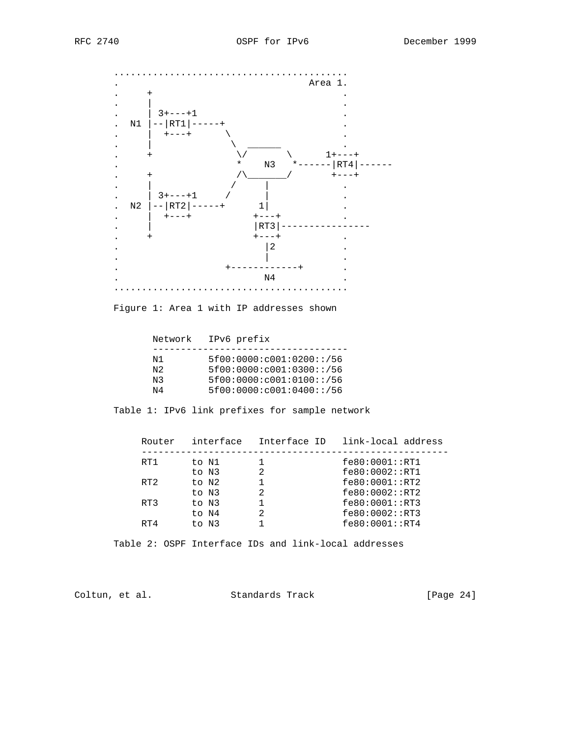```
         ........................................
         .                          Area 1.
         .     +                             .
         .     |                             .
         .     | 3+---+1                     .
         .  N1 |--|RT1|-----+                .
         .     |  +---+      \               .
         .     |              \  ______      .
         .     +               \/      \      1+---+
         .                     *   N3   *------|RT4|------
         .     +               /\_______/       +---+
         .     |              /      |           .
         .     | 3+---+1     /       |           .
         .  N2 |--|RT2|-----+       1|           .
         .     |  +---+          +---+           .
         .     |                 |RT3|----------------
         .     +                 +---+           .
         .                         |2            .
         .                         |             .
         .                +------------+         .
         .                      N4               .
         ........................................
```

Figure 1: Area 1 with IP addresses shown

| Network | IPv6 prefix |
| --- | --- |
| N1 | 5f00:0000:c001:0200::/56 |
| N2 | 5f00:0000:c001:0300::/56 |
| N3 | 5f00:0000:c001:0100::/56 |
| N4 | 5f00:0000:c001:0400::/56 |

Table 1: IPv6 link prefixes for sample network

| Router | interface | Interface ID | link-local address |
| --- | --- | --- | --- |
| RT1 | to N1 | 1 | fe80:0001::RT1 |
| | to N3 | 2 | fe80:0002::RT1 |
| RT2 | to N2 | 1 | fe80:0001::RT2 |
| | to N3 | 2 | fe80:0002::RT2 |
| RT3 | to N3 | 1 | fe80:0001::RT3 |
| | to N4 | 2 | fe80:0002::RT3 |
| RT4 | to N3 | 1 | fe80:0001::RT4 |

Table 2: OSPF Interface IDs and link-local addresses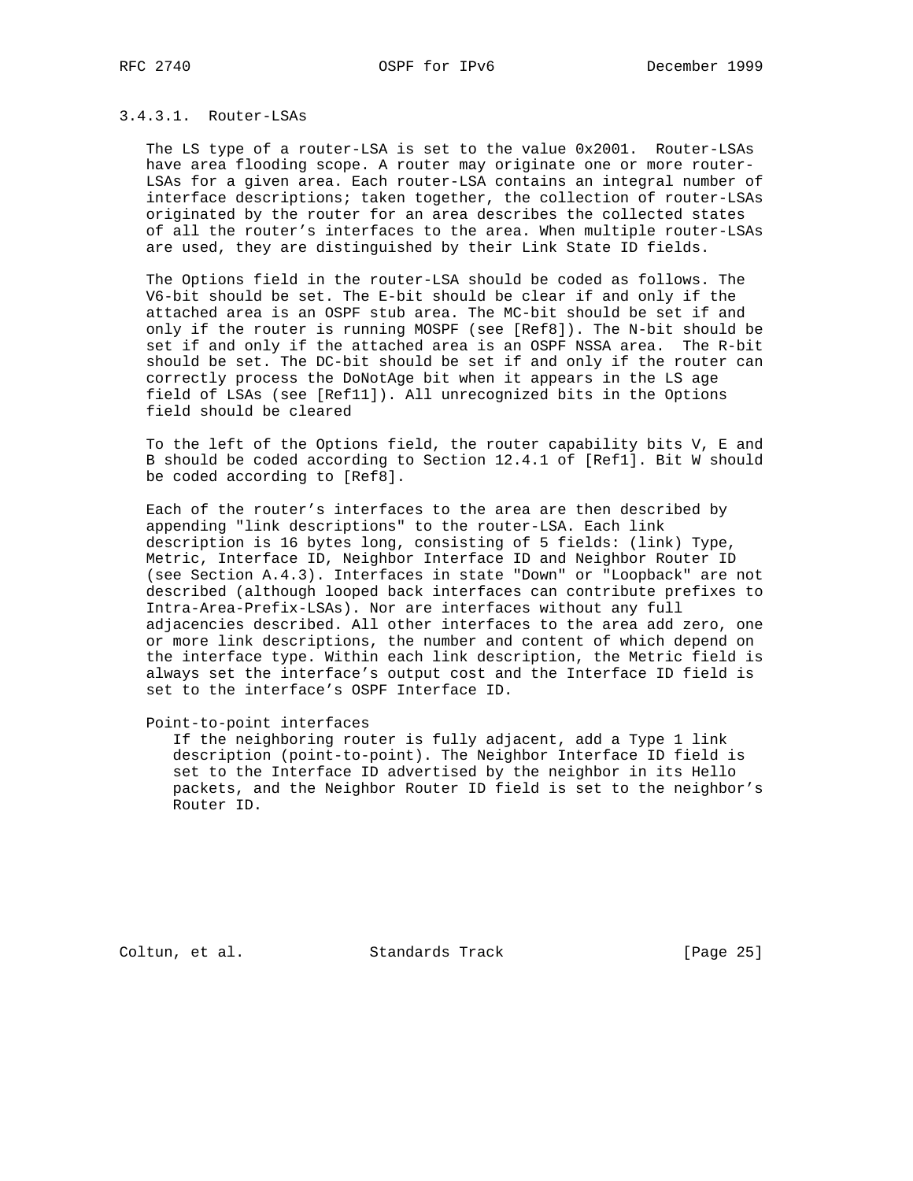#### 3.4.3.1. Router-LSAs

The LS type of a router-LSA is set to the value 0x2001. Router-LSAs have area flooding scope. A router may originate one or more router-LSAs for a given area. Each router-LSA contains an integral number of interface descriptions; taken together, the collection of router-LSAs originated by the router for an area describes the collected states of all the router's interfaces to the area. When multiple router-LSAs are used, they are distinguished by their Link State ID fields.

The Options field in the router-LSA should be coded as follows. The V6-bit should be set. The E-bit should be clear if and only if the attached area is an OSPF stub area. The MC-bit should be set if and only if the router is running MOSPF (see [Ref8]). The N-bit should be set if and only if the attached area is an OSPF NSSA area. The R-bit should be set. The DC-bit should be set if and only if the router can correctly process the DoNotAge bit when it appears in the LS age field of LSAs (see [Ref11]). All unrecognized bits in the Options field should be cleared

To the left of the Options field, the router capability bits V, E and B should be coded according to Section 12.4.1 of [Ref1]. Bit W should be coded according to [Ref8].

Each of the router's interfaces to the area are then described by appending "link descriptions" to the router-LSA. Each link description is 16 bytes long, consisting of 5 fields: (link) Type, Metric, Interface ID, Neighbor Interface ID and Neighbor Router ID (see Section A.4.3). Interfaces in state "Down" or "Loopback" are not described (although looped back interfaces can contribute prefixes to Intra-Area-Prefix-LSAs). Nor are interfaces without any full adjacencies described. All other interfaces to the area add zero, one or more link descriptions, the number and content of which depend on the interface type. Within each link description, the Metric field is always set the interface's output cost and the Interface ID field is set to the interface's OSPF Interface ID.

Point-to-point interfaces
: If the neighboring router is fully adjacent, add a Type 1 link description (point-to-point). The Neighbor Interface ID field is set to the Interface ID advertised by the neighbor in its Hello packets, and the Neighbor Router ID field is set to the neighbor's Router ID.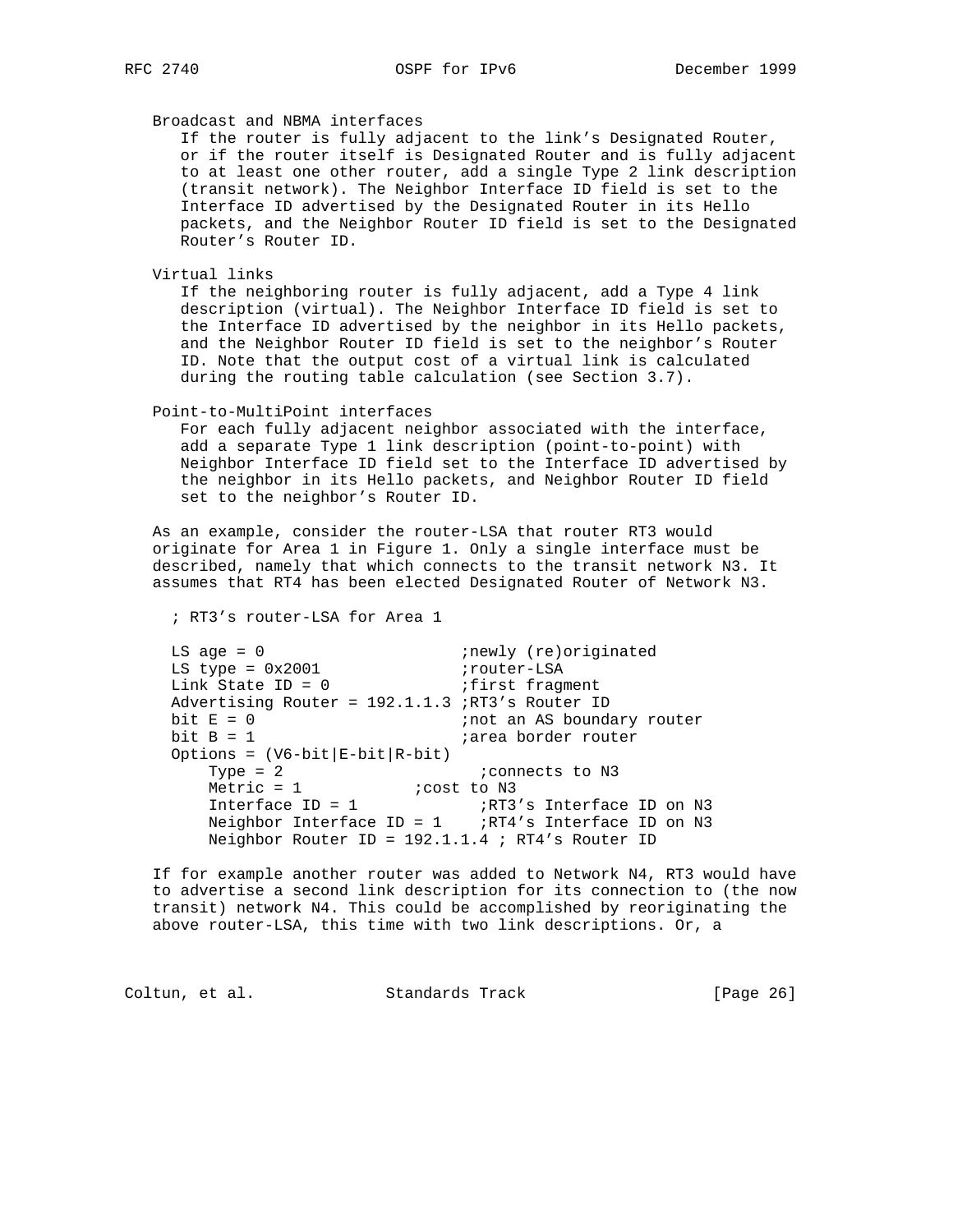Broadcast and NBMA interfaces

If the router is fully adjacent to the link's Designated Router, or if the router itself is Designated Router and is fully adjacent to at least one other router, add a single Type 2 link description (transit network). The Neighbor Interface ID field is set to the Interface ID advertised by the Designated Router in its Hello packets, and the Neighbor Router ID field is set to the Designated Router's Router ID.

Virtual links

If the neighboring router is fully adjacent, add a Type 4 link description (virtual). The Neighbor Interface ID field is set to the Interface ID advertised by the neighbor in its Hello packets, and the Neighbor Router ID field is set to the neighbor's Router ID. Note that the output cost of a virtual link is calculated during the routing table calculation (see Section 3.7).

Point-to-MultiPoint interfaces

For each fully adjacent neighbor associated with the interface, add a separate Type 1 link description (point-to-point) with Neighbor Interface ID field set to the Interface ID advertised by the neighbor in its Hello packets, and Neighbor Router ID field set to the neighbor's Router ID.

As an example, consider the router-LSA that router RT3 would originate for Area 1 in Figure 1. Only a single interface must be described, namely that which connects to the transit network N3. It assumes that RT4 has been elected Designated Router of Network N3.

```
; RT3's router-LSA for Area 1

LS age = 0                     ;newly (re)originated
LS type = 0x2001               ;router-LSA
Link State ID = 0              ;first fragment
Advertising Router = 192.1.1.3 ;RT3's Router ID
bit E = 0                      ;not an AS boundary router
bit B = 1                      ;area border router
Options = (V6-bit|E-bit|R-bit)
    Type = 2                    ;connects to N3
    Metric = 1           ;cost to N3
    Interface ID = 1            ;RT3's Interface ID on N3
    Neighbor Interface ID = 1    ;RT4's Interface ID on N3
    Neighbor Router ID = 192.1.1.4 ; RT4's Router ID
```

If for example another router was added to Network N4, RT3 would have to advertise a second link description for its connection to (the now transit) network N4. This could be accomplished by reoriginating the above router-LSA, this time with two link descriptions. Or, a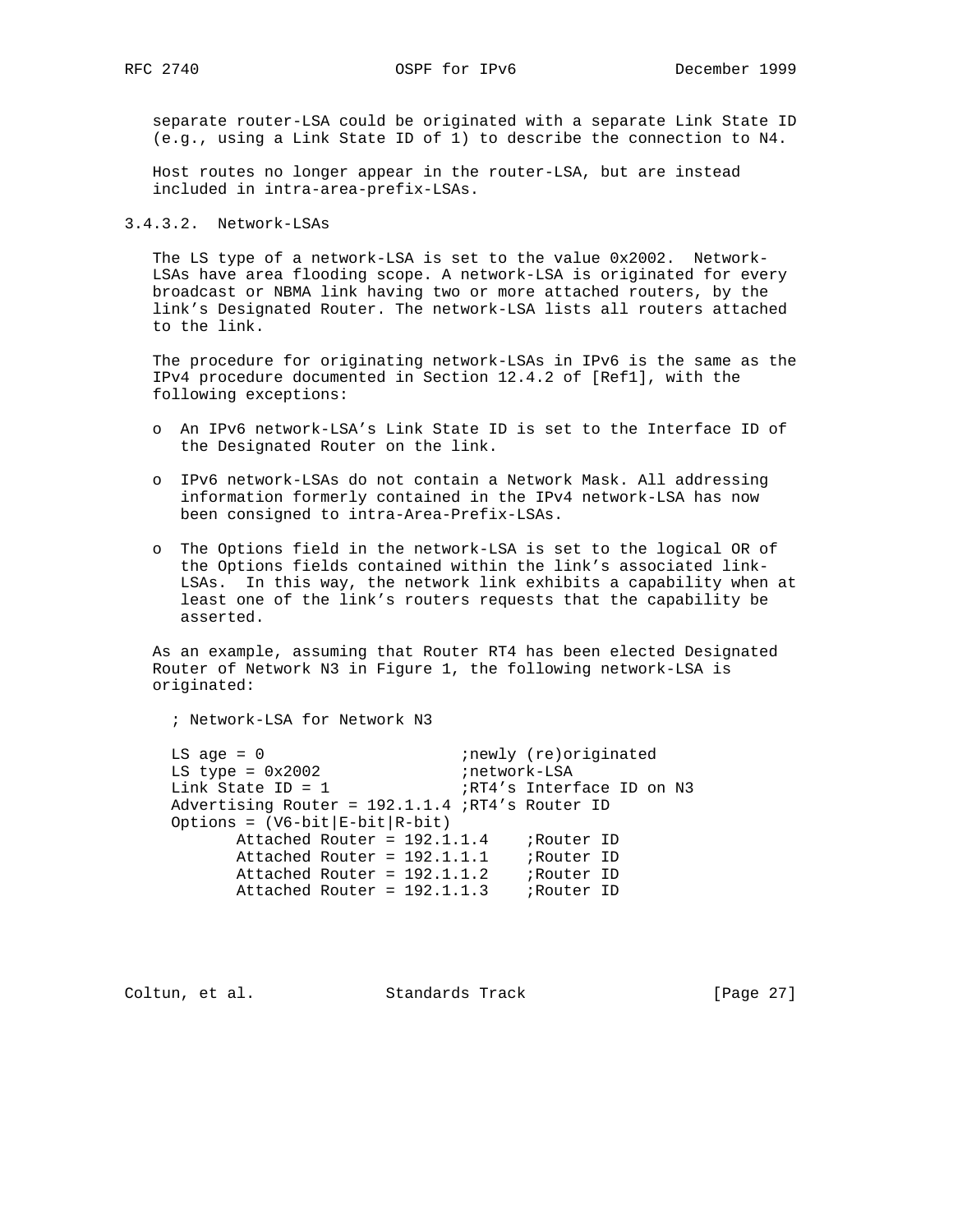separate router-LSA could be originated with a separate Link State ID (e.g., using a Link State ID of 1) to describe the connection to N4.

Host routes no longer appear in the router-LSA, but are instead included in intra-area-prefix-LSAs.

#### 3.4.3.2. Network-LSAs

The LS type of a network-LSA is set to the value 0x2002. Network-LSAs have area flooding scope. A network-LSA is originated for every broadcast or NBMA link having two or more attached routers, by the link's Designated Router. The network-LSA lists all routers attached to the link.

The procedure for originating network-LSAs in IPv6 is the same as the IPv4 procedure documented in Section 12.4.2 of [Ref1], with the following exceptions:

- An IPv6 network-LSA's Link State ID is set to the Interface ID of the Designated Router on the link.

- IPv6 network-LSAs do not contain a Network Mask. All addressing information formerly contained in the IPv4 network-LSA has now been consigned to intra-Area-Prefix-LSAs.

- The Options field in the network-LSA is set to the logical OR of the Options fields contained within the link's associated link-LSAs. In this way, the network link exhibits a capability when at least one of the link's routers requests that the capability be asserted.

As an example, assuming that Router RT4 has been elected Designated Router of Network N3 in Figure 1, the following network-LSA is originated:

```
; Network-LSA for Network N3

LS age = 0                      ;newly (re)originated
LS type = 0x2002                ;network-LSA
Link State ID = 1               ;RT4's Interface ID on N3
Advertising Router = 192.1.1.4 ;RT4's Router ID
Options = (V6-bit|E-bit|R-bit)
       Attached Router = 192.1.1.4    ;Router ID
       Attached Router = 192.1.1.1    ;Router ID
       Attached Router = 192.1.1.2    ;Router ID
       Attached Router = 192.1.1.3    ;Router ID
```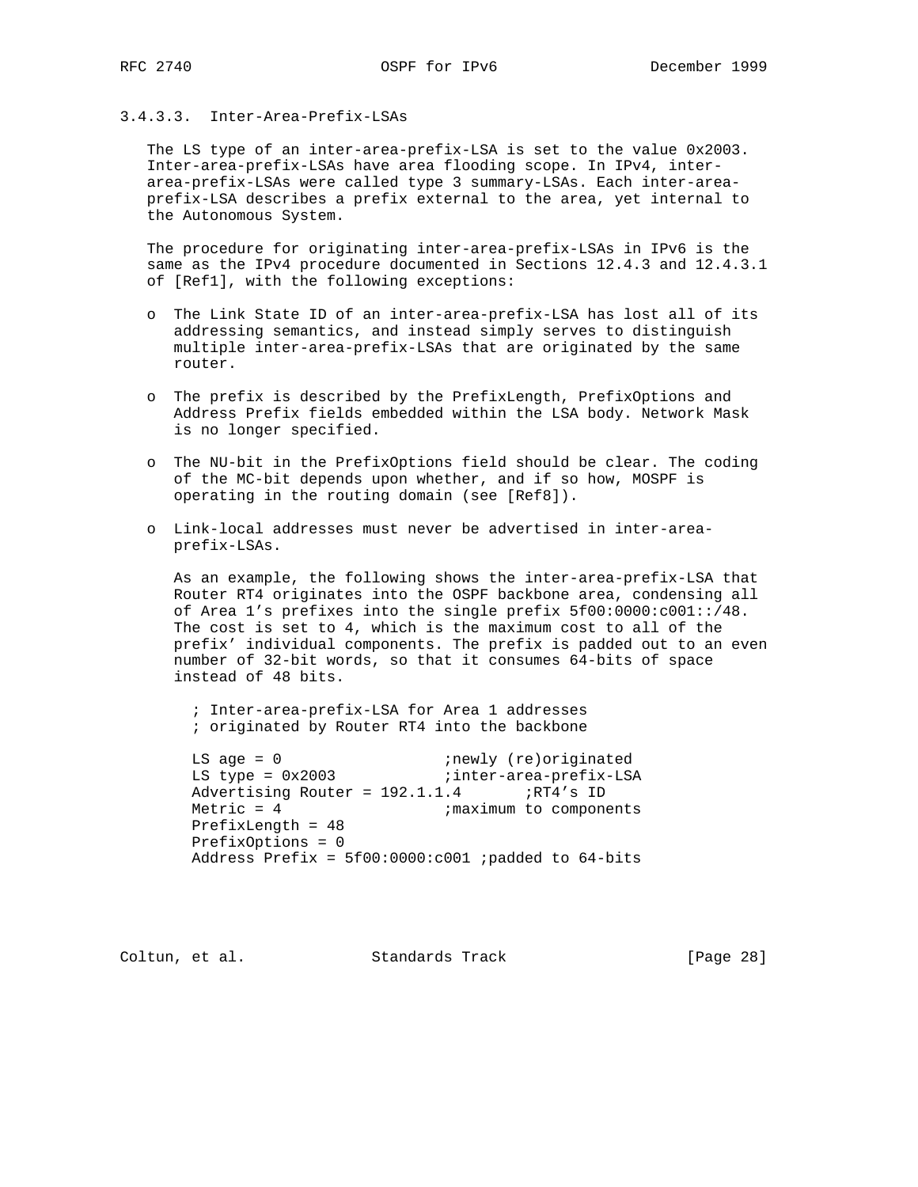### 3.4.3.3. Inter-Area-Prefix-LSAs

The LS type of an inter-area-prefix-LSA is set to the value 0x2003. Inter-area-prefix-LSAs have area flooding scope. In IPv4, inter-area-prefix-LSAs were called type 3 summary-LSAs. Each inter-area-prefix-LSA describes a prefix external to the area, yet internal to the Autonomous System.

The procedure for originating inter-area-prefix-LSAs in IPv6 is the same as the IPv4 procedure documented in Sections 12.4.3 and 12.4.3.1 of [Ref1], with the following exceptions:

- The Link State ID of an inter-area-prefix-LSA has lost all of its addressing semantics, and instead simply serves to distinguish multiple inter-area-prefix-LSAs that are originated by the same router.

- The prefix is described by the PrefixLength, PrefixOptions and Address Prefix fields embedded within the LSA body. Network Mask is no longer specified.

- The NU-bit in the PrefixOptions field should be clear. The coding of the MC-bit depends upon whether, and if so how, MOSPF is operating in the routing domain (see [Ref8]).

- Link-local addresses must never be advertised in inter-area-prefix-LSAs.

  As an example, the following shows the inter-area-prefix-LSA that Router RT4 originates into the OSPF backbone area, condensing all of Area 1's prefixes into the single prefix 5f00:0000:c001::/48. The cost is set to 4, which is the maximum cost to all of the prefix' individual components. The prefix is padded out to an even number of 32-bit words, so that it consumes 64-bits of space instead of 48 bits.

```
; Inter-area-prefix-LSA for Area 1 addresses
; originated by Router RT4 into the backbone

LS age = 0                  ;newly (re)originated
LS type = 0x2003            ;inter-area-prefix-LSA
Advertising Router = 192.1.1.4       ;RT4's ID
Metric = 4                  ;maximum to components
PrefixLength = 48
PrefixOptions = 0
Address Prefix = 5f00:0000:c001 ;padded to 64-bits
```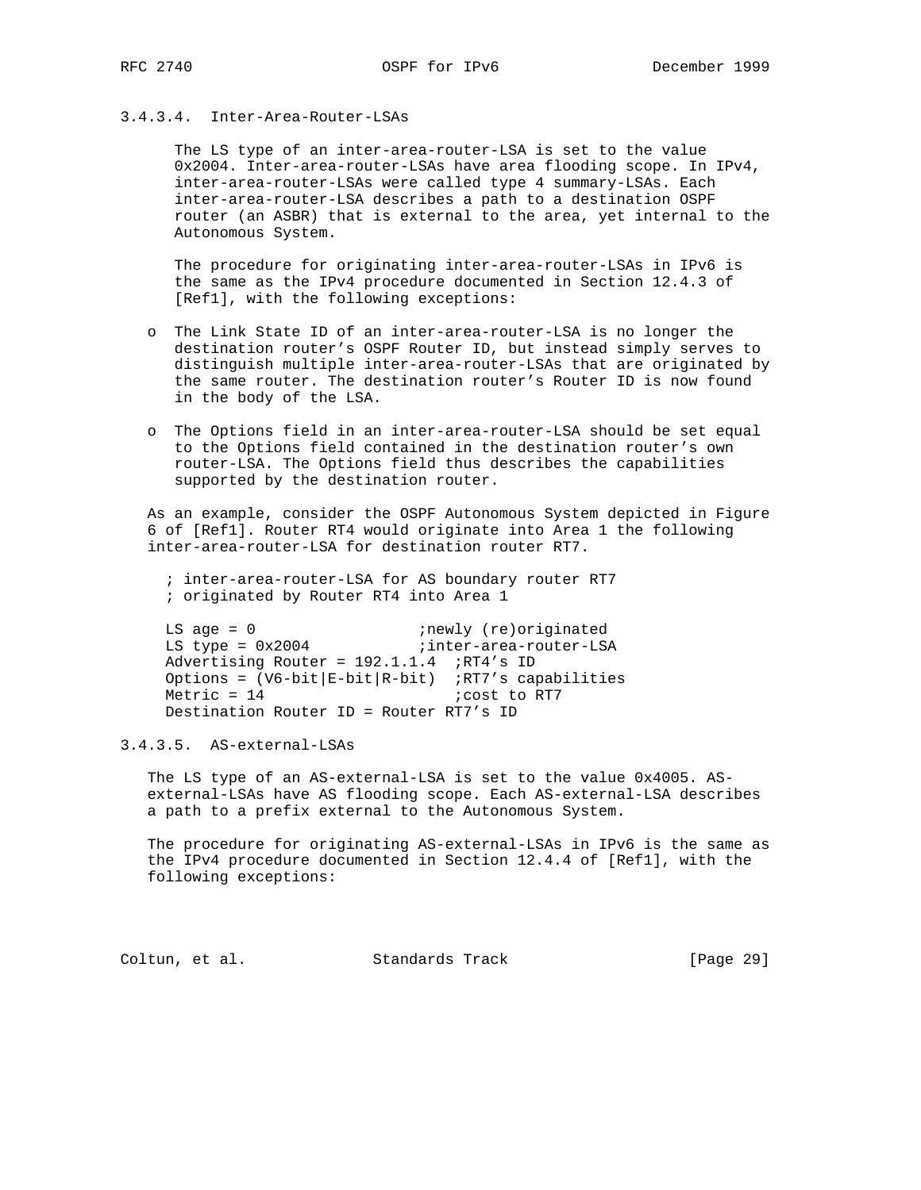#### 3.4.3.4. Inter-Area-Router-LSAs

The LS type of an inter-area-router-LSA is set to the value 0x2004. Inter-area-router-LSAs have area flooding scope. In IPv4, inter-area-router-LSAs were called type 4 summary-LSAs. Each inter-area-router-LSA describes a path to a destination OSPF router (an ASBR) that is external to the area, yet internal to the Autonomous System.

The procedure for originating inter-area-router-LSAs in IPv6 is the same as the IPv4 procedure documented in Section 12.4.3 of [Ref1], with the following exceptions:

- The Link State ID of an inter-area-router-LSA is no longer the destination router's OSPF Router ID, but instead simply serves to distinguish multiple inter-area-router-LSAs that are originated by the same router. The destination router's Router ID is now found in the body of the LSA.

- The Options field in an inter-area-router-LSA should be set equal to the Options field contained in the destination router's own router-LSA. The Options field thus describes the capabilities supported by the destination router.

As an example, consider the OSPF Autonomous System depicted in Figure 6 of [Ref1]. Router RT4 would originate into Area 1 the following inter-area-router-LSA for destination router RT7.

```
; inter-area-router-LSA for AS boundary router RT7
; originated by Router RT4 into Area 1

LS age = 0                    ;newly (re)originated
LS type = 0x2004              ;inter-area-router-LSA
Advertising Router = 192.1.1.4  ;RT4's ID
Options = (V6-bit|E-bit|R-bit)  ;RT7's capabilities
Metric = 14                     ;cost to RT7
Destination Router ID = Router RT7's ID
```

#### 3.4.3.5. AS-external-LSAs

The LS type of an AS-external-LSA is set to the value 0x4005. AS-external-LSAs have AS flooding scope. Each AS-external-LSA describes a path to a prefix external to the Autonomous System.

The procedure for originating AS-external-LSAs in IPv6 is the same as the IPv4 procedure documented in Section 12.4.4 of [Ref1], with the following exceptions: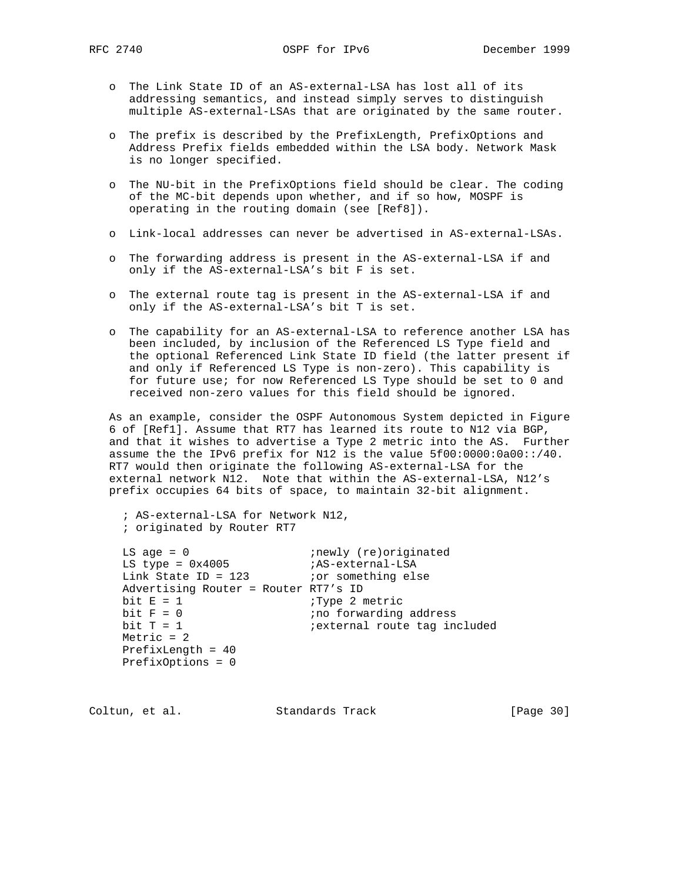- The Link State ID of an AS-external-LSA has lost all of its addressing semantics, and instead simply serves to distinguish multiple AS-external-LSAs that are originated by the same router.

- The prefix is described by the PrefixLength, PrefixOptions and Address Prefix fields embedded within the LSA body. Network Mask is no longer specified.

- The NU-bit in the PrefixOptions field should be clear. The coding of the MC-bit depends upon whether, and if so how, MOSPF is operating in the routing domain (see [Ref8]).

- Link-local addresses can never be advertised in AS-external-LSAs.

- The forwarding address is present in the AS-external-LSA if and only if the AS-external-LSA's bit F is set.

- The external route tag is present in the AS-external-LSA if and only if the AS-external-LSA's bit T is set.

- The capability for an AS-external-LSA to reference another LSA has been included, by inclusion of the Referenced LS Type field and the optional Referenced Link State ID field (the latter present if and only if Referenced LS Type is non-zero). This capability is for future use; for now Referenced LS Type should be set to 0 and received non-zero values for this field should be ignored.

As an example, consider the OSPF Autonomous System depicted in Figure 6 of [Ref1]. Assume that RT7 has learned its route to N12 via BGP, and that it wishes to advertise a Type 2 metric into the AS. Further assume the the IPv6 prefix for N12 is the value 5f00:0000:0a00::/40. RT7 would then originate the following AS-external-LSA for the external network N12. Note that within the AS-external-LSA, N12's prefix occupies 64 bits of space, to maintain 32-bit alignment.

```
; AS-external-LSA for Network N12,
; originated by Router RT7

LS age = 0                   ;newly (re)originated
LS type = 0x4005             ;AS-external-LSA
Link State ID = 123          ;or something else
Advertising Router = Router RT7's ID
bit E = 1                    ;Type 2 metric
bit F = 0                    ;no forwarding address
bit T = 1                    ;external route tag included
Metric = 2
PrefixLength = 40
PrefixOptions = 0
```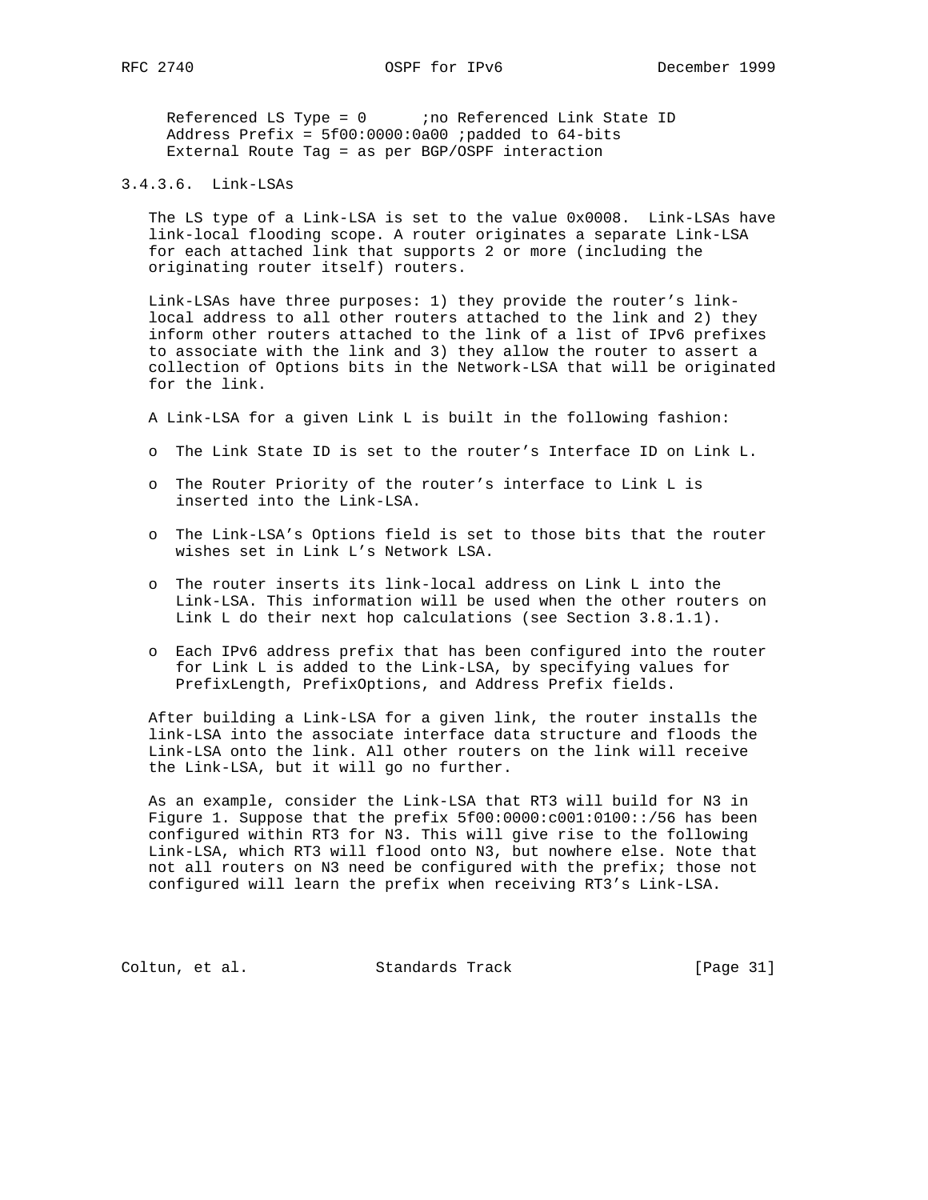```
Referenced LS Type = 0      ;no Referenced Link State ID
Address Prefix = 5f00:0000:0a00 ;padded to 64-bits
External Route Tag = as per BGP/OSPF interaction
```

### 3.4.3.6. Link-LSAs

The LS type of a Link-LSA is set to the value 0x0008. Link-LSAs have link-local flooding scope. A router originates a separate Link-LSA for each attached link that supports 2 or more (including the originating router itself) routers.

Link-LSAs have three purposes: 1) they provide the router's link-local address to all other routers attached to the link and 2) they inform other routers attached to the link of a list of IPv6 prefixes to associate with the link and 3) they allow the router to assert a collection of Options bits in the Network-LSA that will be originated for the link.

A Link-LSA for a given Link L is built in the following fashion:

- The Link State ID is set to the router's Interface ID on Link L.
- The Router Priority of the router's interface to Link L is inserted into the Link-LSA.
- The Link-LSA's Options field is set to those bits that the router wishes set in Link L's Network LSA.
- The router inserts its link-local address on Link L into the Link-LSA. This information will be used when the other routers on Link L do their next hop calculations (see Section 3.8.1.1).
- Each IPv6 address prefix that has been configured into the router for Link L is added to the Link-LSA, by specifying values for PrefixLength, PrefixOptions, and Address Prefix fields.

After building a Link-LSA for a given link, the router installs the link-LSA into the associate interface data structure and floods the Link-LSA onto the link. All other routers on the link will receive the Link-LSA, but it will go no further.

As an example, consider the Link-LSA that RT3 will build for N3 in Figure 1. Suppose that the prefix 5f00:0000:c001:0100::/56 has been configured within RT3 for N3. This will give rise to the following Link-LSA, which RT3 will flood onto N3, but nowhere else. Note that not all routers on N3 need be configured with the prefix; those not configured will learn the prefix when receiving RT3's Link-LSA.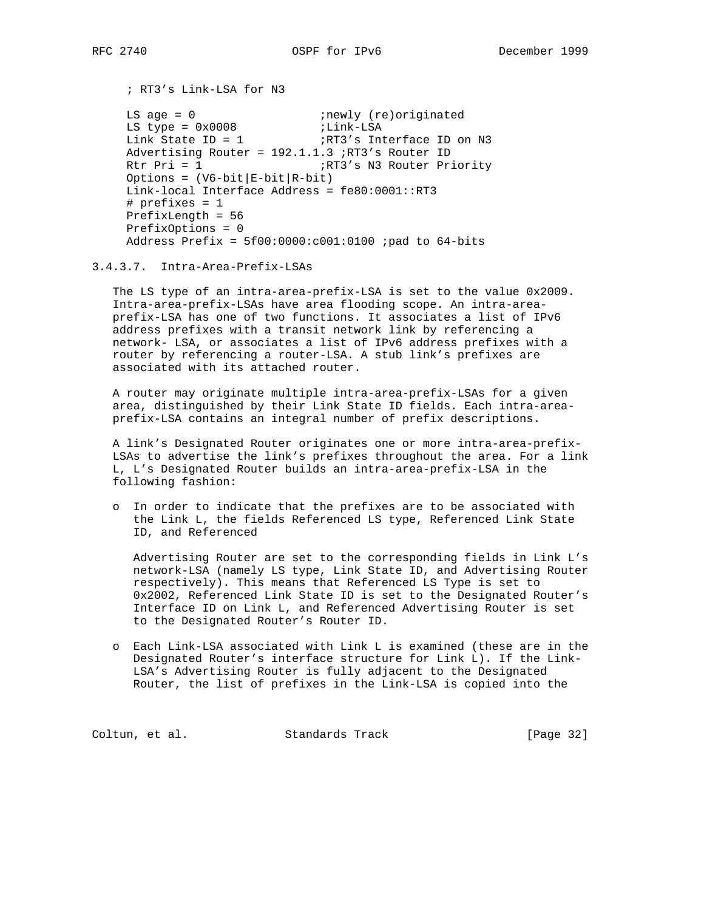```
; RT3's Link-LSA for N3

LS age = 0                    ;newly (re)originated
LS type = 0x0008              ;Link-LSA
Link State ID = 1             ;RT3's Interface ID on N3
Advertising Router = 192.1.1.3 ;RT3's Router ID
Rtr Pri = 1                   ;RT3's N3 Router Priority
Options = (V6-bit|E-bit|R-bit)
Link-local Interface Address = fe80:0001::RT3
# prefixes = 1
PrefixLength = 56
PrefixOptions = 0
Address Prefix = 5f00:0000:c001:0100 ;pad to 64-bits
```

### 3.4.3.7. Intra-Area-Prefix-LSAs

The LS type of an intra-area-prefix-LSA is set to the value 0x2009. Intra-area-prefix-LSAs have area flooding scope. An intra-area-prefix-LSA has one of two functions. It associates a list of IPv6 address prefixes with a transit network link by referencing a network- LSA, or associates a list of IPv6 address prefixes with a router by referencing a router-LSA. A stub link's prefixes are associated with its attached router.

A router may originate multiple intra-area-prefix-LSAs for a given area, distinguished by their Link State ID fields. Each intra-area-prefix-LSA contains an integral number of prefix descriptions.

A link's Designated Router originates one or more intra-area-prefix-LSAs to advertise the link's prefixes throughout the area. For a link L, L's Designated Router builds an intra-area-prefix-LSA in the following fashion:

- In order to indicate that the prefixes are to be associated with the Link L, the fields Referenced LS type, Referenced Link State ID, and Referenced

  Advertising Router are set to the corresponding fields in Link L's network-LSA (namely LS type, Link State ID, and Advertising Router respectively). This means that Referenced LS Type is set to 0x2002, Referenced Link State ID is set to the Designated Router's Interface ID on Link L, and Referenced Advertising Router is set to the Designated Router's Router ID.

- Each Link-LSA associated with Link L is examined (these are in the Designated Router's interface structure for Link L). If the Link-LSA's Advertising Router is fully adjacent to the Designated Router, the list of prefixes in the Link-LSA is copied into the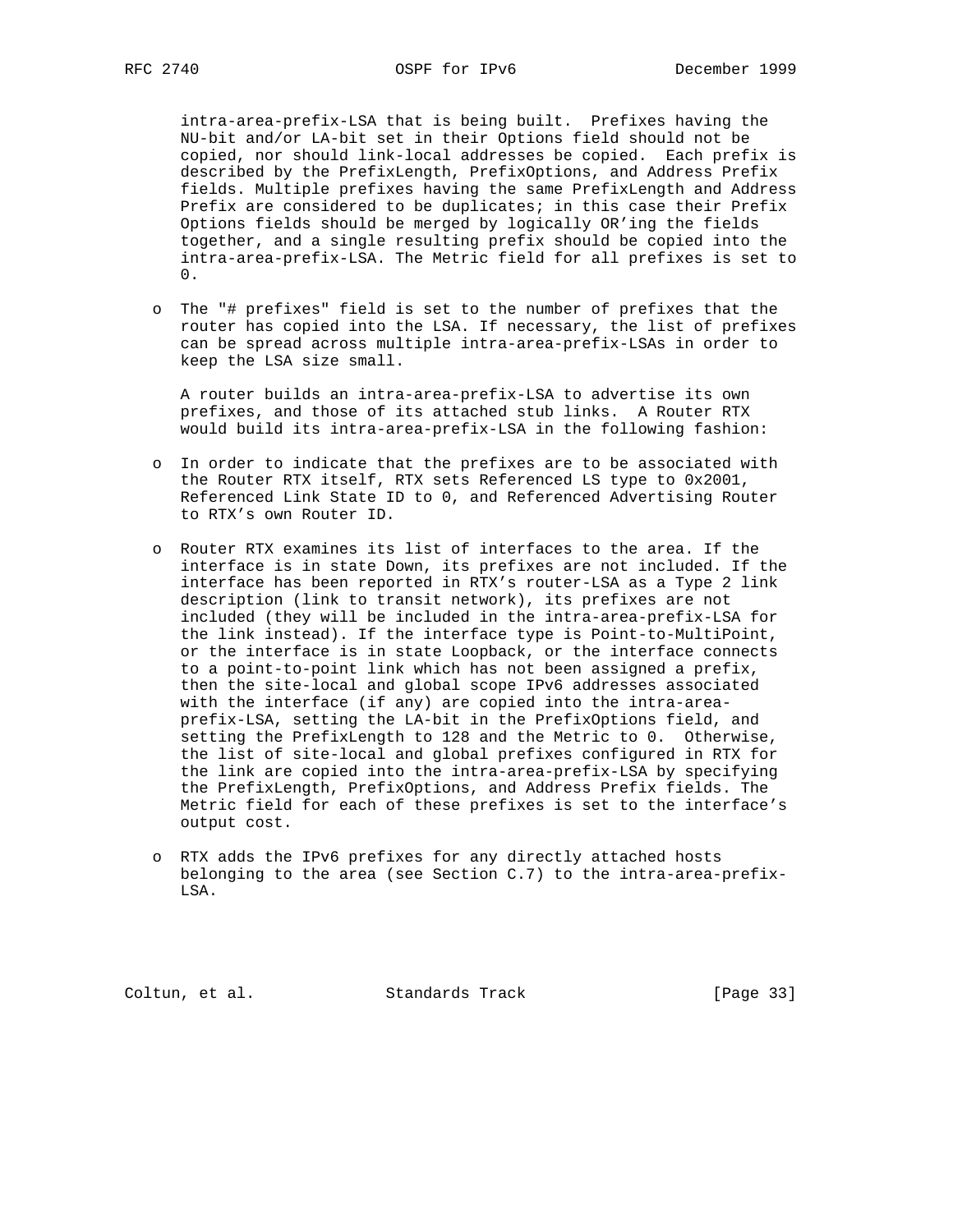intra-area-prefix-LSA that is being built. Prefixes having the NU-bit and/or LA-bit set in their Options field should not be copied, nor should link-local addresses be copied. Each prefix is described by the PrefixLength, PrefixOptions, and Address Prefix fields. Multiple prefixes having the same PrefixLength and Address Prefix are considered to be duplicates; in this case their Prefix Options fields should be merged by logically OR'ing the fields together, and a single resulting prefix should be copied into the intra-area-prefix-LSA. The Metric field for all prefixes is set to 0.

- The "# prefixes" field is set to the number of prefixes that the router has copied into the LSA. If necessary, the list of prefixes can be spread across multiple intra-area-prefix-LSAs in order to keep the LSA size small.

A router builds an intra-area-prefix-LSA to advertise its own prefixes, and those of its attached stub links. A Router RTX would build its intra-area-prefix-LSA in the following fashion:

- In order to indicate that the prefixes are to be associated with the Router RTX itself, RTX sets Referenced LS type to 0x2001, Referenced Link State ID to 0, and Referenced Advertising Router to RTX's own Router ID.

- Router RTX examines its list of interfaces to the area. If the interface is in state Down, its prefixes are not included. If the interface has been reported in RTX's router-LSA as a Type 2 link description (link to transit network), its prefixes are not included (they will be included in the intra-area-prefix-LSA for the link instead). If the interface type is Point-to-MultiPoint, or the interface is in state Loopback, or the interface connects to a point-to-point link which has not been assigned a prefix, then the site-local and global scope IPv6 addresses associated with the interface (if any) are copied into the intra-area-prefix-LSA, setting the LA-bit in the PrefixOptions field, and setting the PrefixLength to 128 and the Metric to 0. Otherwise, the list of site-local and global prefixes configured in RTX for the link are copied into the intra-area-prefix-LSA by specifying the PrefixLength, PrefixOptions, and Address Prefix fields. The Metric field for each of these prefixes is set to the interface's output cost.

- RTX adds the IPv6 prefixes for any directly attached hosts belonging to the area (see Section C.7) to the intra-area-prefix-LSA.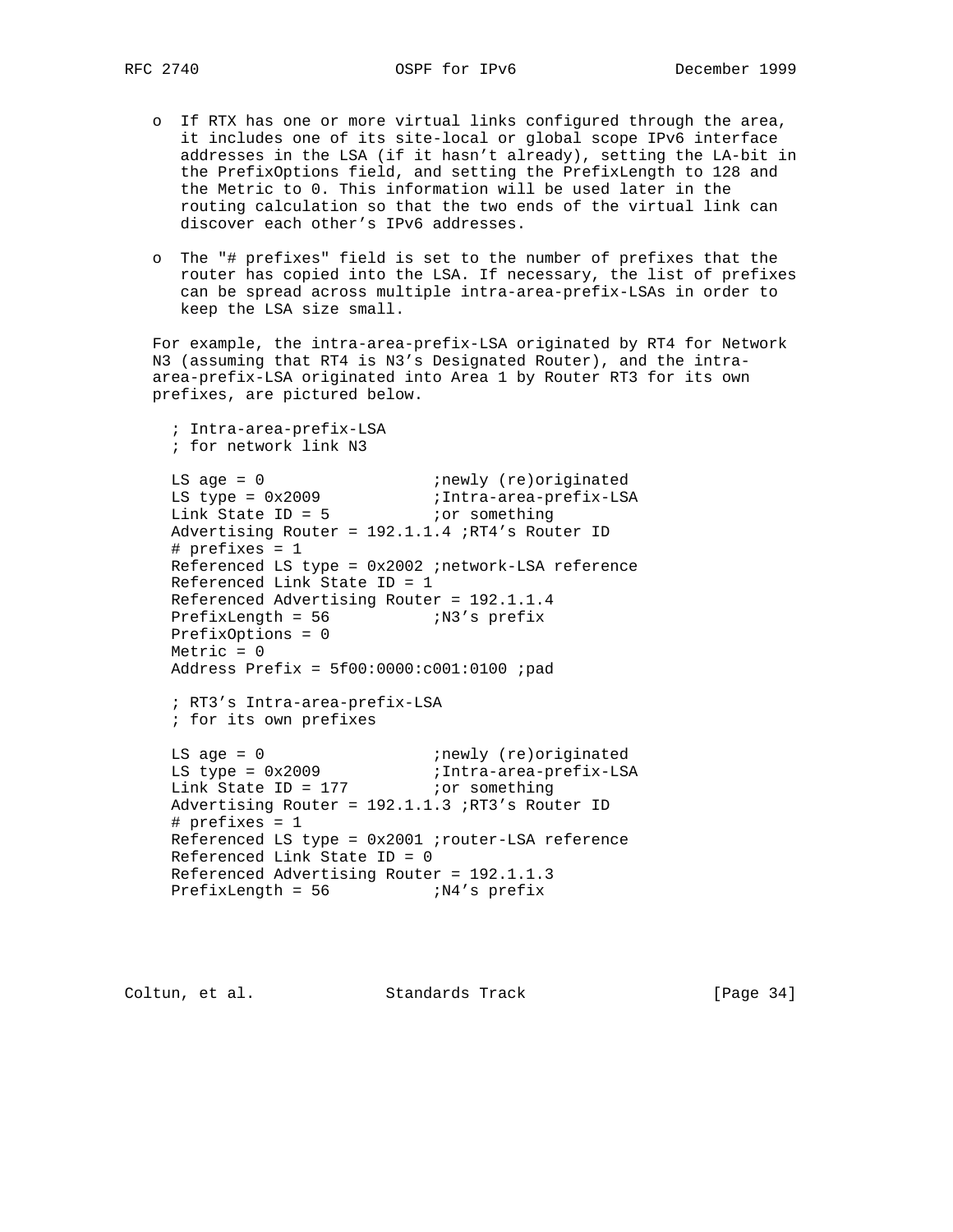- o If RTX has one or more virtual links configured through the area, it includes one of its site-local or global scope IPv6 interface addresses in the LSA (if it hasn't already), setting the LA-bit in the PrefixOptions field, and setting the PrefixLength to 128 and the Metric to 0. This information will be used later in the routing calculation so that the two ends of the virtual link can discover each other's IPv6 addresses.

- o The "# prefixes" field is set to the number of prefixes that the router has copied into the LSA. If necessary, the list of prefixes can be spread across multiple intra-area-prefix-LSAs in order to keep the LSA size small.

For example, the intra-area-prefix-LSA originated by RT4 for Network N3 (assuming that RT4 is N3's Designated Router), and the intra-area-prefix-LSA originated into Area 1 by Router RT3 for its own prefixes, are pictured below.

```
; Intra-area-prefix-LSA
; for network link N3

LS age = 0                  ;newly (re)originated
LS type = 0x2009            ;Intra-area-prefix-LSA
Link State ID = 5           ;or something
Advertising Router = 192.1.1.4 ;RT4's Router ID
# prefixes = 1
Referenced LS type = 0x2002 ;network-LSA reference
Referenced Link State ID = 1
Referenced Advertising Router = 192.1.1.4
PrefixLength = 56           ;N3's prefix
PrefixOptions = 0
Metric = 0
Address Prefix = 5f00:0000:c001:0100 ;pad

; RT3's Intra-area-prefix-LSA
; for its own prefixes

LS age = 0                  ;newly (re)originated
LS type = 0x2009            ;Intra-area-prefix-LSA
Link State ID = 177         ;or something
Advertising Router = 192.1.1.3 ;RT3's Router ID
# prefixes = 1
Referenced LS type = 0x2001 ;router-LSA reference
Referenced Link State ID = 0
Referenced Advertising Router = 192.1.1.3
PrefixLength = 56           ;N4's prefix
```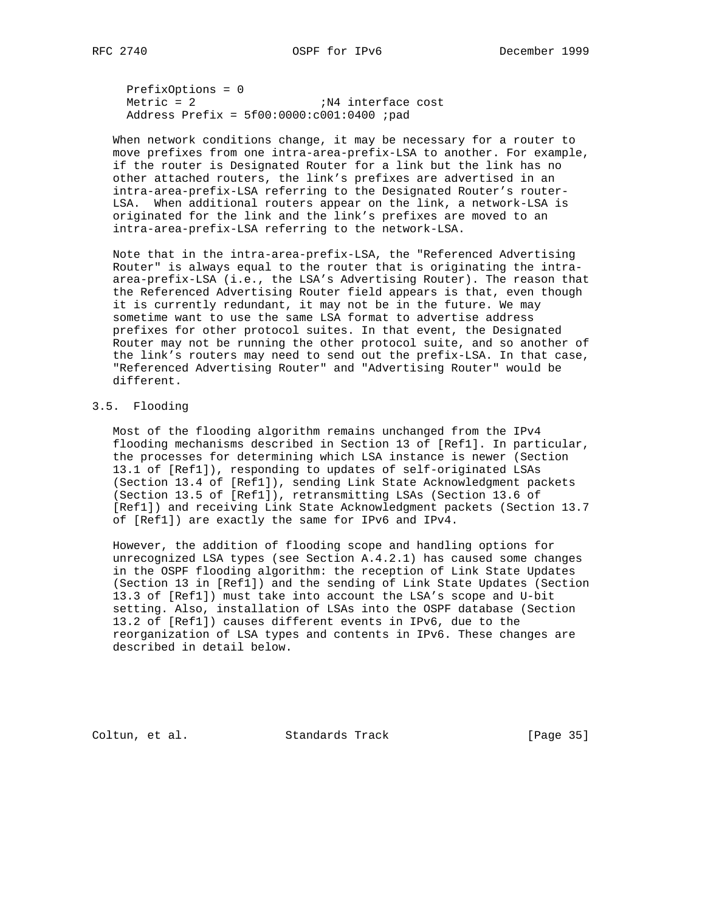```
PrefixOptions = 0
Metric = 2                  ;N4 interface cost
Address Prefix = 5f00:0000:c001:0400 ;pad
```

When network conditions change, it may be necessary for a router to move prefixes from one intra-area-prefix-LSA to another. For example, if the router is Designated Router for a link but the link has no other attached routers, the link's prefixes are advertised in an intra-area-prefix-LSA referring to the Designated Router's router-LSA. When additional routers appear on the link, a network-LSA is originated for the link and the link's prefixes are moved to an intra-area-prefix-LSA referring to the network-LSA.

Note that in the intra-area-prefix-LSA, the "Referenced Advertising Router" is always equal to the router that is originating the intra-area-prefix-LSA (i.e., the LSA's Advertising Router). The reason that the Referenced Advertising Router field appears is that, even though it is currently redundant, it may not be in the future. We may sometime want to use the same LSA format to advertise address prefixes for other protocol suites. In that event, the Designated Router may not be running the other protocol suite, and so another of the link's routers may need to send out the prefix-LSA. In that case, "Referenced Advertising Router" and "Advertising Router" would be different.

## 3.5. Flooding

Most of the flooding algorithm remains unchanged from the IPv4 flooding mechanisms described in Section 13 of [Ref1]. In particular, the processes for determining which LSA instance is newer (Section 13.1 of [Ref1]), responding to updates of self-originated LSAs (Section 13.4 of [Ref1]), sending Link State Acknowledgment packets (Section 13.5 of [Ref1]), retransmitting LSAs (Section 13.6 of [Ref1]) and receiving Link State Acknowledgment packets (Section 13.7 of [Ref1]) are exactly the same for IPv6 and IPv4.

However, the addition of flooding scope and handling options for unrecognized LSA types (see Section A.4.2.1) has caused some changes in the OSPF flooding algorithm: the reception of Link State Updates (Section 13 in [Ref1]) and the sending of Link State Updates (Section 13.3 of [Ref1]) must take into account the LSA's scope and U-bit setting. Also, installation of LSAs into the OSPF database (Section 13.2 of [Ref1]) causes different events in IPv6, due to the reorganization of LSA types and contents in IPv6. These changes are described in detail below.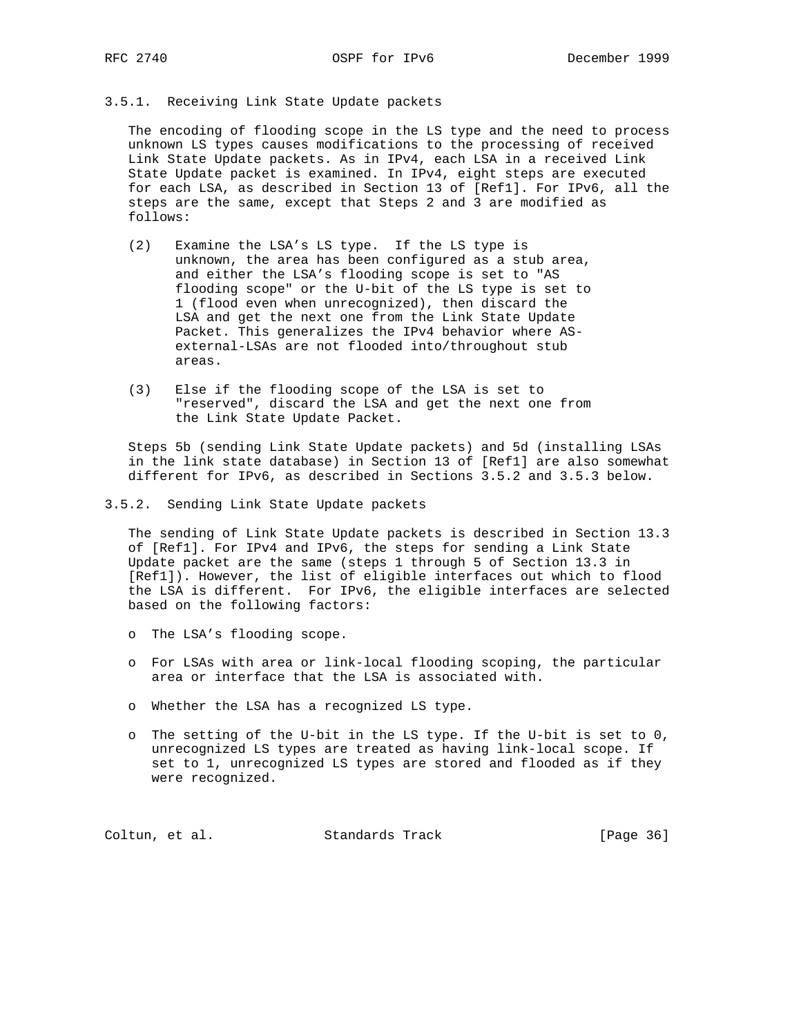### 3.5.1. Receiving Link State Update packets

The encoding of flooding scope in the LS type and the need to process unknown LS types causes modifications to the processing of received Link State Update packets. As in IPv4, each LSA in a received Link State Update packet is examined. In IPv4, eight steps are executed for each LSA, as described in Section 13 of [Ref1]. For IPv6, all the steps are the same, except that Steps 2 and 3 are modified as follows:

(2) Examine the LSA's LS type. If the LS type is unknown, the area has been configured as a stub area, and either the LSA's flooding scope is set to "AS flooding scope" or the U-bit of the LS type is set to 1 (flood even when unrecognized), then discard the LSA and get the next one from the Link State Update Packet. This generalizes the IPv4 behavior where AS-external-LSAs are not flooded into/throughout stub areas.

(3) Else if the flooding scope of the LSA is set to "reserved", discard the LSA and get the next one from the Link State Update Packet.

Steps 5b (sending Link State Update packets) and 5d (installing LSAs in the link state database) in Section 13 of [Ref1] are also somewhat different for IPv6, as described in Sections 3.5.2 and 3.5.3 below.

### 3.5.2. Sending Link State Update packets

The sending of Link State Update packets is described in Section 13.3 of [Ref1]. For IPv4 and IPv6, the steps for sending a Link State Update packet are the same (steps 1 through 5 of Section 13.3 in [Ref1]). However, the list of eligible interfaces out which to flood the LSA is different. For IPv6, the eligible interfaces are selected based on the following factors:

- The LSA's flooding scope.
- For LSAs with area or link-local flooding scoping, the particular area or interface that the LSA is associated with.
- Whether the LSA has a recognized LS type.
- The setting of the U-bit in the LS type. If the U-bit is set to 0, unrecognized LS types are treated as having link-local scope. If set to 1, unrecognized LS types are stored and flooded as if they were recognized.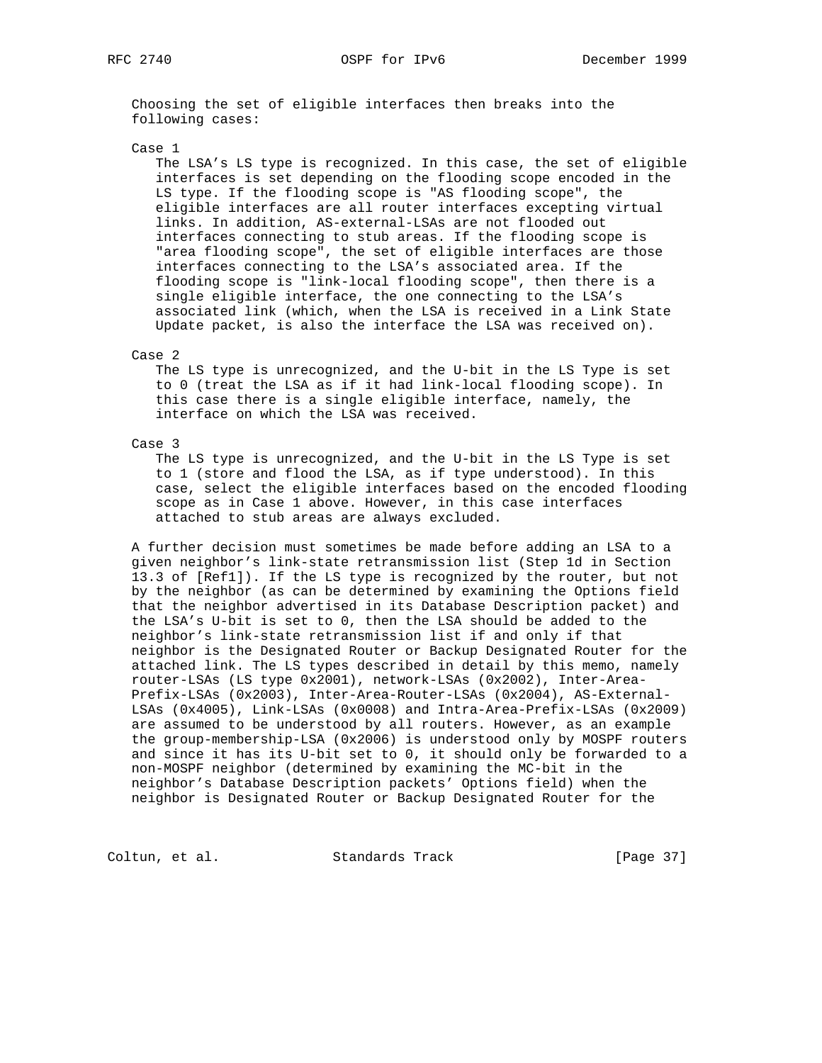Choosing the set of eligible interfaces then breaks into the following cases:

Case 1

The LSA's LS type is recognized. In this case, the set of eligible interfaces is set depending on the flooding scope encoded in the LS type. If the flooding scope is "AS flooding scope", the eligible interfaces are all router interfaces excepting virtual links. In addition, AS-external-LSAs are not flooded out interfaces connecting to stub areas. If the flooding scope is "area flooding scope", the set of eligible interfaces are those interfaces connecting to the LSA's associated area. If the flooding scope is "link-local flooding scope", then there is a single eligible interface, the one connecting to the LSA's associated link (which, when the LSA is received in a Link State Update packet, is also the interface the LSA was received on).

Case 2

The LS type is unrecognized, and the U-bit in the LS Type is set to 0 (treat the LSA as if it had link-local flooding scope). In this case there is a single eligible interface, namely, the interface on which the LSA was received.

Case 3

The LS type is unrecognized, and the U-bit in the LS Type is set to 1 (store and flood the LSA, as if type understood). In this case, select the eligible interfaces based on the encoded flooding scope as in Case 1 above. However, in this case interfaces attached to stub areas are always excluded.

A further decision must sometimes be made before adding an LSA to a given neighbor's link-state retransmission list (Step 1d in Section 13.3 of [Ref1]). If the LS type is recognized by the router, but not by the neighbor (as can be determined by examining the Options field that the neighbor advertised in its Database Description packet) and the LSA's U-bit is set to 0, then the LSA should be added to the neighbor's link-state retransmission list if and only if that neighbor is the Designated Router or Backup Designated Router for the attached link. The LS types described in detail by this memo, namely router-LSAs (LS type 0x2001), network-LSAs (0x2002), Inter-Area-Prefix-LSAs (0x2003), Inter-Area-Router-LSAs (0x2004), AS-External-LSAs (0x4005), Link-LSAs (0x0008) and Intra-Area-Prefix-LSAs (0x2009) are assumed to be understood by all routers. However, as an example the group-membership-LSA (0x2006) is understood only by MOSPF routers and since it has its U-bit set to 0, it should only be forwarded to a non-MOSPF neighbor (determined by examining the MC-bit in the neighbor's Database Description packets' Options field) when the neighbor is Designated Router or Backup Designated Router for the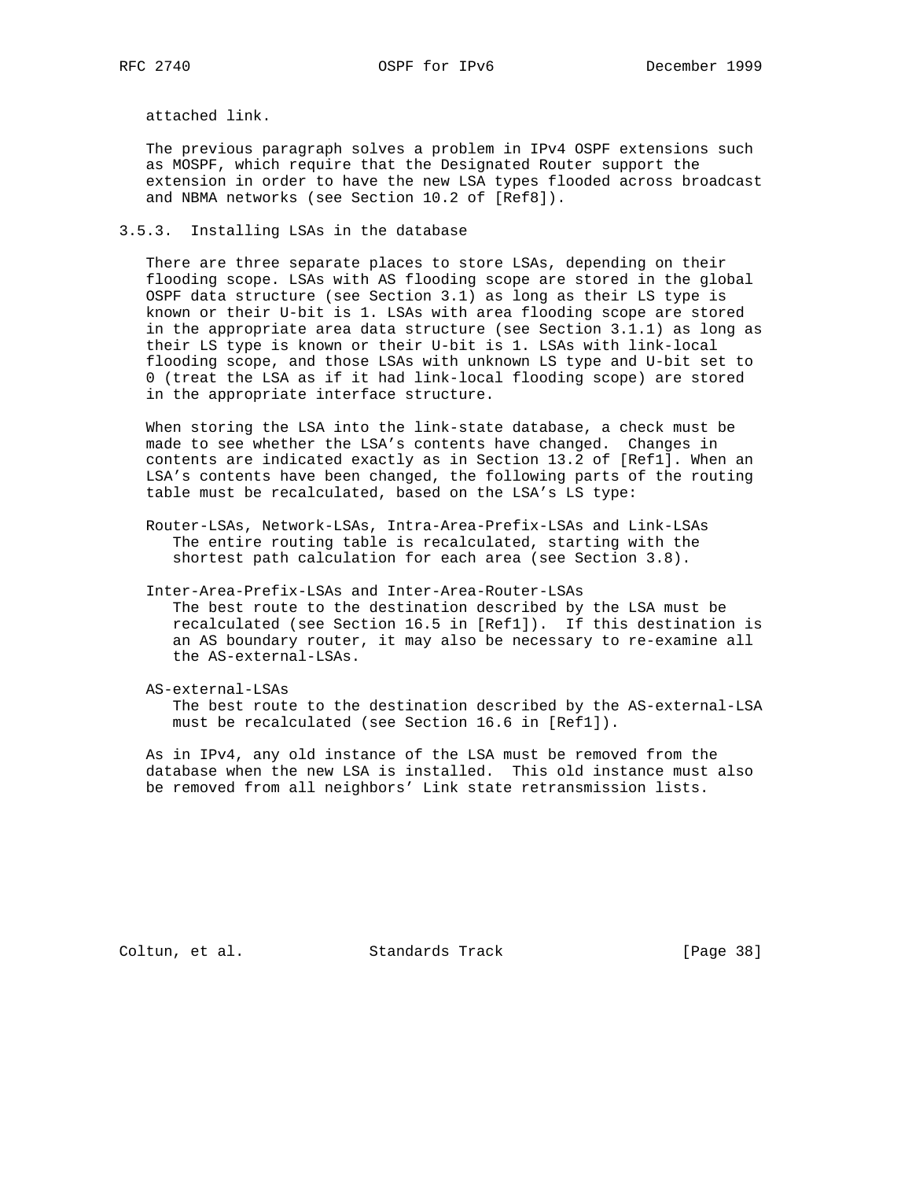attached link.

The previous paragraph solves a problem in IPv4 OSPF extensions such as MOSPF, which require that the Designated Router support the extension in order to have the new LSA types flooded across broadcast and NBMA networks (see Section 10.2 of [Ref8]).

### 3.5.3. Installing LSAs in the database

There are three separate places to store LSAs, depending on their flooding scope. LSAs with AS flooding scope are stored in the global OSPF data structure (see Section 3.1) as long as their LS type is known or their U-bit is 1. LSAs with area flooding scope are stored in the appropriate area data structure (see Section 3.1.1) as long as their LS type is known or their U-bit is 1. LSAs with link-local flooding scope, and those LSAs with unknown LS type and U-bit set to 0 (treat the LSA as if it had link-local flooding scope) are stored in the appropriate interface structure.

When storing the LSA into the link-state database, a check must be made to see whether the LSA's contents have changed. Changes in contents are indicated exactly as in Section 13.2 of [Ref1]. When an LSA's contents have been changed, the following parts of the routing table must be recalculated, based on the LSA's LS type:

Router-LSAs, Network-LSAs, Intra-Area-Prefix-LSAs and Link-LSAs
: The entire routing table is recalculated, starting with the shortest path calculation for each area (see Section 3.8).

Inter-Area-Prefix-LSAs and Inter-Area-Router-LSAs
: The best route to the destination described by the LSA must be recalculated (see Section 16.5 in [Ref1]). If this destination is an AS boundary router, it may also be necessary to re-examine all the AS-external-LSAs.

AS-external-LSAs
: The best route to the destination described by the AS-external-LSA must be recalculated (see Section 16.6 in [Ref1]).

As in IPv4, any old instance of the LSA must be removed from the database when the new LSA is installed. This old instance must also be removed from all neighbors' Link state retransmission lists.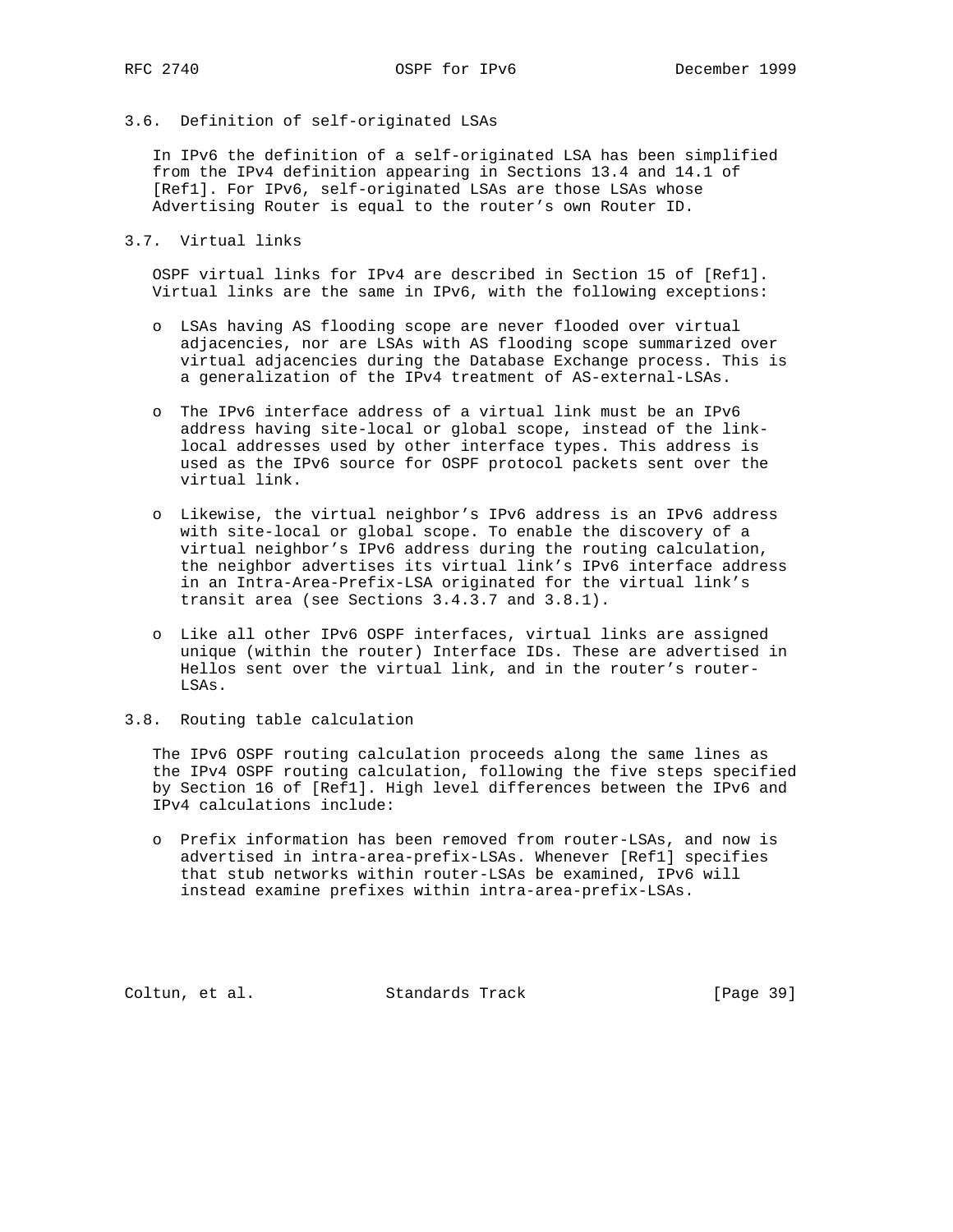### 3.6. Definition of self-originated LSAs

In IPv6 the definition of a self-originated LSA has been simplified from the IPv4 definition appearing in Sections 13.4 and 14.1 of [Ref1]. For IPv6, self-originated LSAs are those LSAs whose Advertising Router is equal to the router's own Router ID.

### 3.7. Virtual links

OSPF virtual links for IPv4 are described in Section 15 of [Ref1]. Virtual links are the same in IPv6, with the following exceptions:

- LSAs having AS flooding scope are never flooded over virtual adjacencies, nor are LSAs with AS flooding scope summarized over virtual adjacencies during the Database Exchange process. This is a generalization of the IPv4 treatment of AS-external-LSAs.

- The IPv6 interface address of a virtual link must be an IPv6 address having site-local or global scope, instead of the link-local addresses used by other interface types. This address is used as the IPv6 source for OSPF protocol packets sent over the virtual link.

- Likewise, the virtual neighbor's IPv6 address is an IPv6 address with site-local or global scope. To enable the discovery of a virtual neighbor's IPv6 address during the routing calculation, the neighbor advertises its virtual link's IPv6 interface address in an Intra-Area-Prefix-LSA originated for the virtual link's transit area (see Sections 3.4.3.7 and 3.8.1).

- Like all other IPv6 OSPF interfaces, virtual links are assigned unique (within the router) Interface IDs. These are advertised in Hellos sent over the virtual link, and in the router's router-LSAs.

### 3.8. Routing table calculation

The IPv6 OSPF routing calculation proceeds along the same lines as the IPv4 OSPF routing calculation, following the five steps specified by Section 16 of [Ref1]. High level differences between the IPv6 and IPv4 calculations include:

- Prefix information has been removed from router-LSAs, and now is advertised in intra-area-prefix-LSAs. Whenever [Ref1] specifies that stub networks within router-LSAs be examined, IPv6 will instead examine prefixes within intra-area-prefix-LSAs.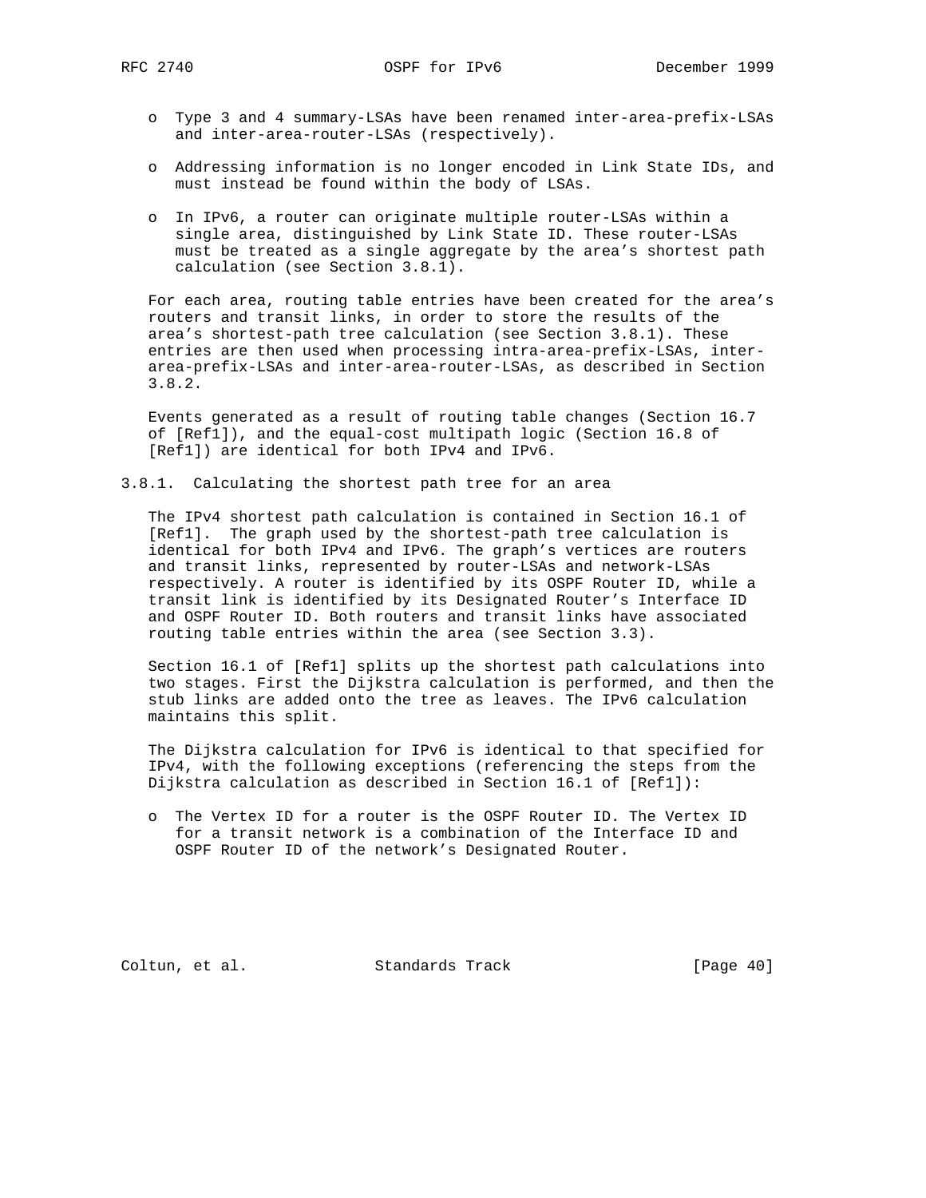- Type 3 and 4 summary-LSAs have been renamed inter-area-prefix-LSAs and inter-area-router-LSAs (respectively).

- Addressing information is no longer encoded in Link State IDs, and must instead be found within the body of LSAs.

- In IPv6, a router can originate multiple router-LSAs within a single area, distinguished by Link State ID. These router-LSAs must be treated as a single aggregate by the area's shortest path calculation (see Section 3.8.1).

For each area, routing table entries have been created for the area's routers and transit links, in order to store the results of the area's shortest-path tree calculation (see Section 3.8.1). These entries are then used when processing intra-area-prefix-LSAs, inter-area-prefix-LSAs and inter-area-router-LSAs, as described in Section 3.8.2.

Events generated as a result of routing table changes (Section 16.7 of [Ref1]), and the equal-cost multipath logic (Section 16.8 of [Ref1]) are identical for both IPv4 and IPv6.

### 3.8.1. Calculating the shortest path tree for an area

The IPv4 shortest path calculation is contained in Section 16.1 of [Ref1]. The graph used by the shortest-path tree calculation is identical for both IPv4 and IPv6. The graph's vertices are routers and transit links, represented by router-LSAs and network-LSAs respectively. A router is identified by its OSPF Router ID, while a transit link is identified by its Designated Router's Interface ID and OSPF Router ID. Both routers and transit links have associated routing table entries within the area (see Section 3.3).

Section 16.1 of [Ref1] splits up the shortest path calculations into two stages. First the Dijkstra calculation is performed, and then the stub links are added onto the tree as leaves. The IPv6 calculation maintains this split.

The Dijkstra calculation for IPv6 is identical to that specified for IPv4, with the following exceptions (referencing the steps from the Dijkstra calculation as described in Section 16.1 of [Ref1]):

- The Vertex ID for a router is the OSPF Router ID. The Vertex ID for a transit network is a combination of the Interface ID and OSPF Router ID of the network's Designated Router.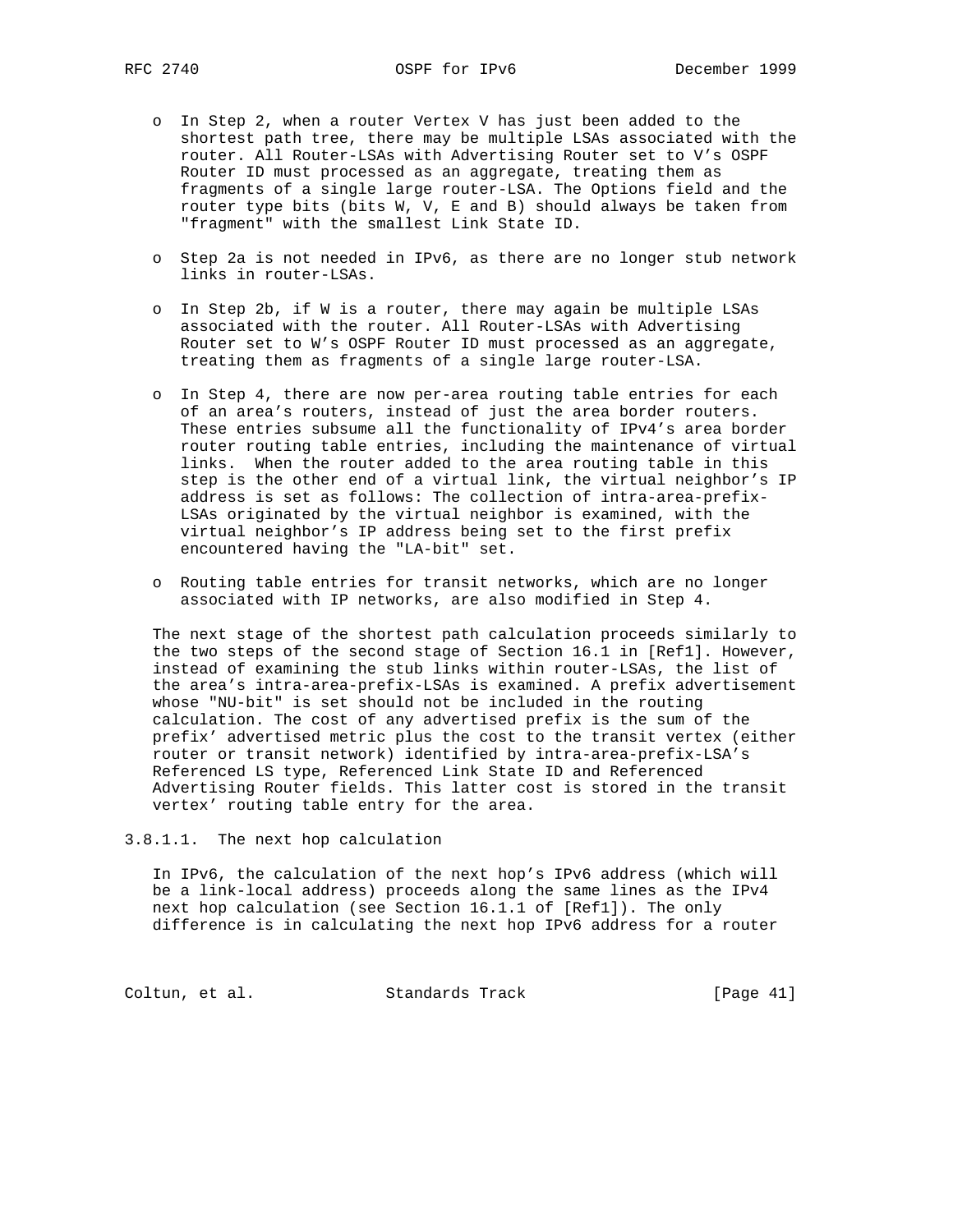- In Step 2, when a router Vertex V has just been added to the shortest path tree, there may be multiple LSAs associated with the router. All Router-LSAs with Advertising Router set to V's OSPF Router ID must processed as an aggregate, treating them as fragments of a single large router-LSA. The Options field and the router type bits (bits W, V, E and B) should always be taken from "fragment" with the smallest Link State ID.

- Step 2a is not needed in IPv6, as there are no longer stub network links in router-LSAs.

- In Step 2b, if W is a router, there may again be multiple LSAs associated with the router. All Router-LSAs with Advertising Router set to W's OSPF Router ID must processed as an aggregate, treating them as fragments of a single large router-LSA.

- In Step 4, there are now per-area routing table entries for each of an area's routers, instead of just the area border routers. These entries subsume all the functionality of IPv4's area border router routing table entries, including the maintenance of virtual links. When the router added to the area routing table in this step is the other end of a virtual link, the virtual neighbor's IP address is set as follows: The collection of intra-area-prefix-LSAs originated by the virtual neighbor is examined, with the virtual neighbor's IP address being set to the first prefix encountered having the "LA-bit" set.

- Routing table entries for transit networks, which are no longer associated with IP networks, are also modified in Step 4.

The next stage of the shortest path calculation proceeds similarly to the two steps of the second stage of Section 16.1 in [Ref1]. However, instead of examining the stub links within router-LSAs, the list of the area's intra-area-prefix-LSAs is examined. A prefix advertisement whose "NU-bit" is set should not be included in the routing calculation. The cost of any advertised prefix is the sum of the prefix' advertised metric plus the cost to the transit vertex (either router or transit network) identified by intra-area-prefix-LSA's Referenced LS type, Referenced Link State ID and Referenced Advertising Router fields. This latter cost is stored in the transit vertex' routing table entry for the area.

#### 3.8.1.1. The next hop calculation

In IPv6, the calculation of the next hop's IPv6 address (which will be a link-local address) proceeds along the same lines as the IPv4 next hop calculation (see Section 16.1.1 of [Ref1]). The only difference is in calculating the next hop IPv6 address for a router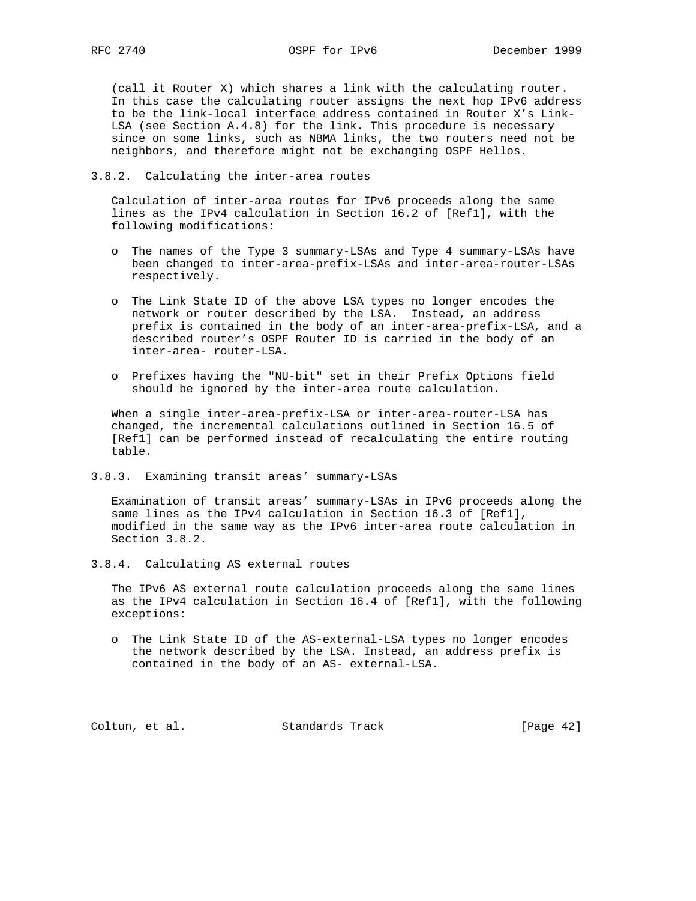(call it Router X) which shares a link with the calculating router. In this case the calculating router assigns the next hop IPv6 address to be the link-local interface address contained in Router X's Link-LSA (see Section A.4.8) for the link. This procedure is necessary since on some links, such as NBMA links, the two routers need not be neighbors, and therefore might not be exchanging OSPF Hellos.

### 3.8.2. Calculating the inter-area routes

Calculation of inter-area routes for IPv6 proceeds along the same lines as the IPv4 calculation in Section 16.2 of [Ref1], with the following modifications:

- The names of the Type 3 summary-LSAs and Type 4 summary-LSAs have been changed to inter-area-prefix-LSAs and inter-area-router-LSAs respectively.

- The Link State ID of the above LSA types no longer encodes the network or router described by the LSA. Instead, an address prefix is contained in the body of an inter-area-prefix-LSA, and a described router's OSPF Router ID is carried in the body of an inter-area- router-LSA.

- Prefixes having the "NU-bit" set in their Prefix Options field should be ignored by the inter-area route calculation.

When a single inter-area-prefix-LSA or inter-area-router-LSA has changed, the incremental calculations outlined in Section 16.5 of [Ref1] can be performed instead of recalculating the entire routing table.

### 3.8.3. Examining transit areas' summary-LSAs

Examination of transit areas' summary-LSAs in IPv6 proceeds along the same lines as the IPv4 calculation in Section 16.3 of [Ref1], modified in the same way as the IPv6 inter-area route calculation in Section 3.8.2.

### 3.8.4. Calculating AS external routes

The IPv6 AS external route calculation proceeds along the same lines as the IPv4 calculation in Section 16.4 of [Ref1], with the following exceptions:

- The Link State ID of the AS-external-LSA types no longer encodes the network described by the LSA. Instead, an address prefix is contained in the body of an AS- external-LSA.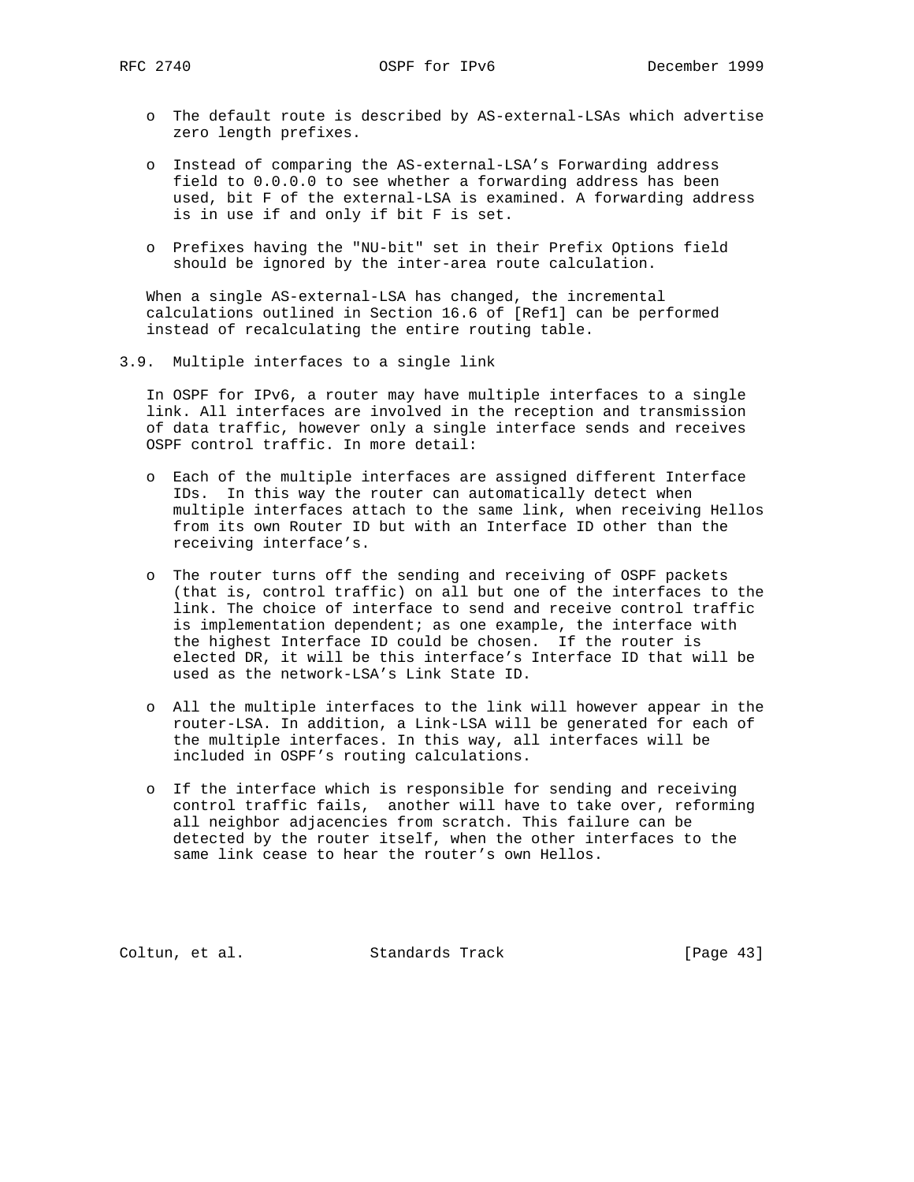- The default route is described by AS-external-LSAs which advertise zero length prefixes.

- Instead of comparing the AS-external-LSA's Forwarding address field to 0.0.0.0 to see whether a forwarding address has been used, bit F of the external-LSA is examined. A forwarding address is in use if and only if bit F is set.

- Prefixes having the "NU-bit" set in their Prefix Options field should be ignored by the inter-area route calculation.

When a single AS-external-LSA has changed, the incremental calculations outlined in Section 16.6 of [Ref1] can be performed instead of recalculating the entire routing table.

## 3.9. Multiple interfaces to a single link

In OSPF for IPv6, a router may have multiple interfaces to a single link. All interfaces are involved in the reception and transmission of data traffic, however only a single interface sends and receives OSPF control traffic. In more detail:

- Each of the multiple interfaces are assigned different Interface IDs. In this way the router can automatically detect when multiple interfaces attach to the same link, when receiving Hellos from its own Router ID but with an Interface ID other than the receiving interface's.

- The router turns off the sending and receiving of OSPF packets (that is, control traffic) on all but one of the interfaces to the link. The choice of interface to send and receive control traffic is implementation dependent; as one example, the interface with the highest Interface ID could be chosen. If the router is elected DR, it will be this interface's Interface ID that will be used as the network-LSA's Link State ID.

- All the multiple interfaces to the link will however appear in the router-LSA. In addition, a Link-LSA will be generated for each of the multiple interfaces. In this way, all interfaces will be included in OSPF's routing calculations.

- If the interface which is responsible for sending and receiving control traffic fails, another will have to take over, reforming all neighbor adjacencies from scratch. This failure can be detected by the router itself, when the other interfaces to the same link cease to hear the router's own Hellos.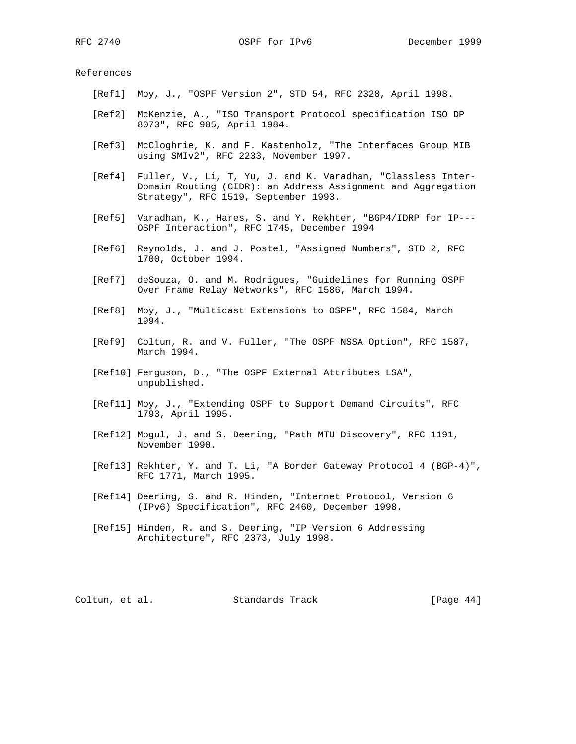# References

[Ref1] Moy, J., "OSPF Version 2", STD 54, RFC 2328, April 1998.

[Ref2] McKenzie, A., "ISO Transport Protocol specification ISO DP 8073", RFC 905, April 1984.

[Ref3] McCloghrie, K. and F. Kastenholz, "The Interfaces Group MIB using SMIv2", RFC 2233, November 1997.

[Ref4] Fuller, V., Li, T, Yu, J. and K. Varadhan, "Classless Inter-Domain Routing (CIDR): an Address Assignment and Aggregation Strategy", RFC 1519, September 1993.

[Ref5] Varadhan, K., Hares, S. and Y. Rekhter, "BGP4/IDRP for IP---OSPF Interaction", RFC 1745, December 1994

[Ref6] Reynolds, J. and J. Postel, "Assigned Numbers", STD 2, RFC 1700, October 1994.

[Ref7] deSouza, O. and M. Rodrigues, "Guidelines for Running OSPF Over Frame Relay Networks", RFC 1586, March 1994.

[Ref8] Moy, J., "Multicast Extensions to OSPF", RFC 1584, March 1994.

[Ref9] Coltun, R. and V. Fuller, "The OSPF NSSA Option", RFC 1587, March 1994.

[Ref10] Ferguson, D., "The OSPF External Attributes LSA", unpublished.

[Ref11] Moy, J., "Extending OSPF to Support Demand Circuits", RFC 1793, April 1995.

[Ref12] Mogul, J. and S. Deering, "Path MTU Discovery", RFC 1191, November 1990.

[Ref13] Rekhter, Y. and T. Li, "A Border Gateway Protocol 4 (BGP-4)", RFC 1771, March 1995.

[Ref14] Deering, S. and R. Hinden, "Internet Protocol, Version 6 (IPv6) Specification", RFC 2460, December 1998.

[Ref15] Hinden, R. and S. Deering, "IP Version 6 Addressing Architecture", RFC 2373, July 1998.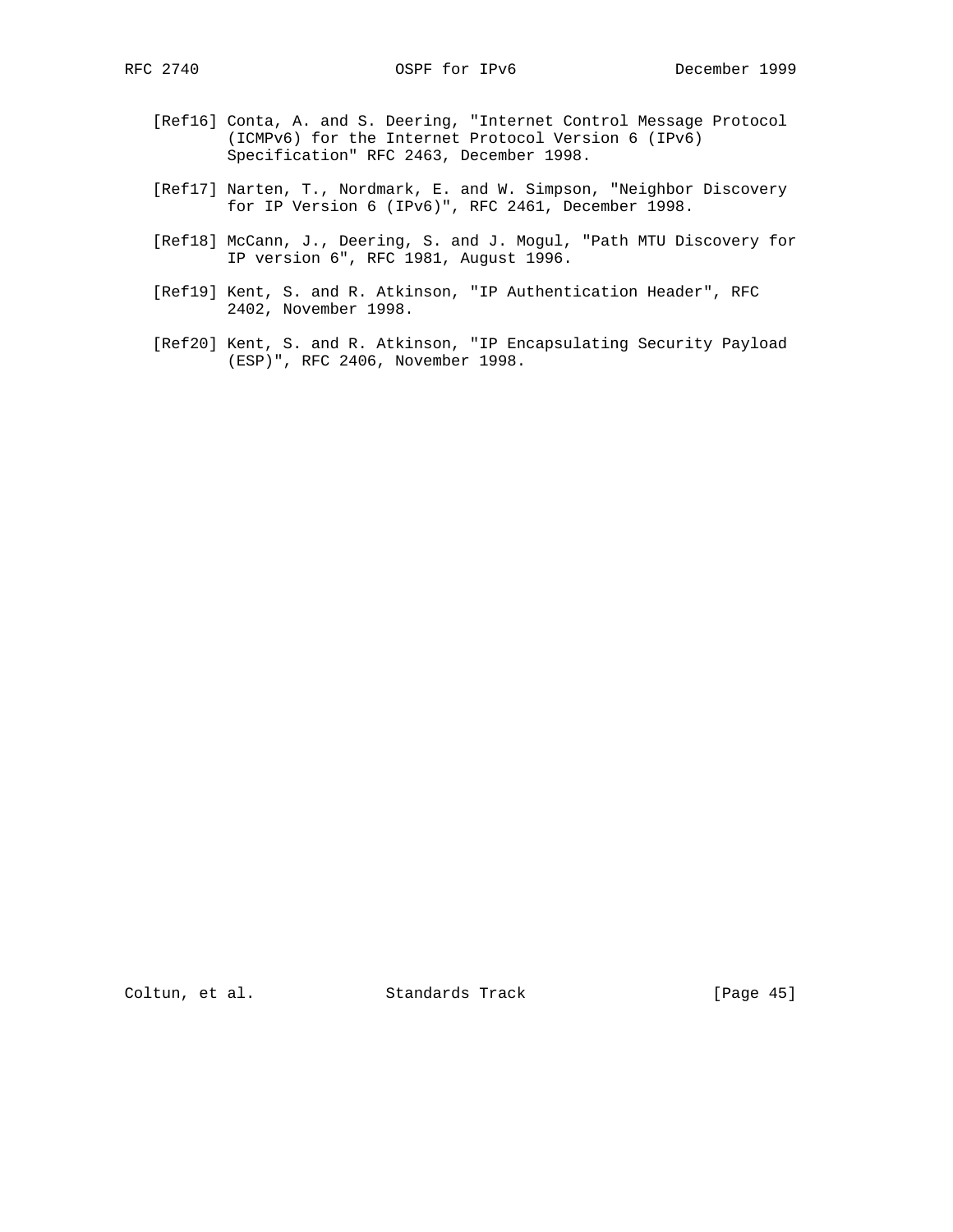[Ref16] Conta, A. and S. Deering, "Internet Control Message Protocol (ICMPv6) for the Internet Protocol Version 6 (IPv6) Specification" RFC 2463, December 1998.

[Ref17] Narten, T., Nordmark, E. and W. Simpson, "Neighbor Discovery for IP Version 6 (IPv6)", RFC 2461, December 1998.

[Ref18] McCann, J., Deering, S. and J. Mogul, "Path MTU Discovery for IP version 6", RFC 1981, August 1996.

[Ref19] Kent, S. and R. Atkinson, "IP Authentication Header", RFC 2402, November 1998.

[Ref20] Kent, S. and R. Atkinson, "IP Encapsulating Security Payload (ESP)", RFC 2406, November 1998.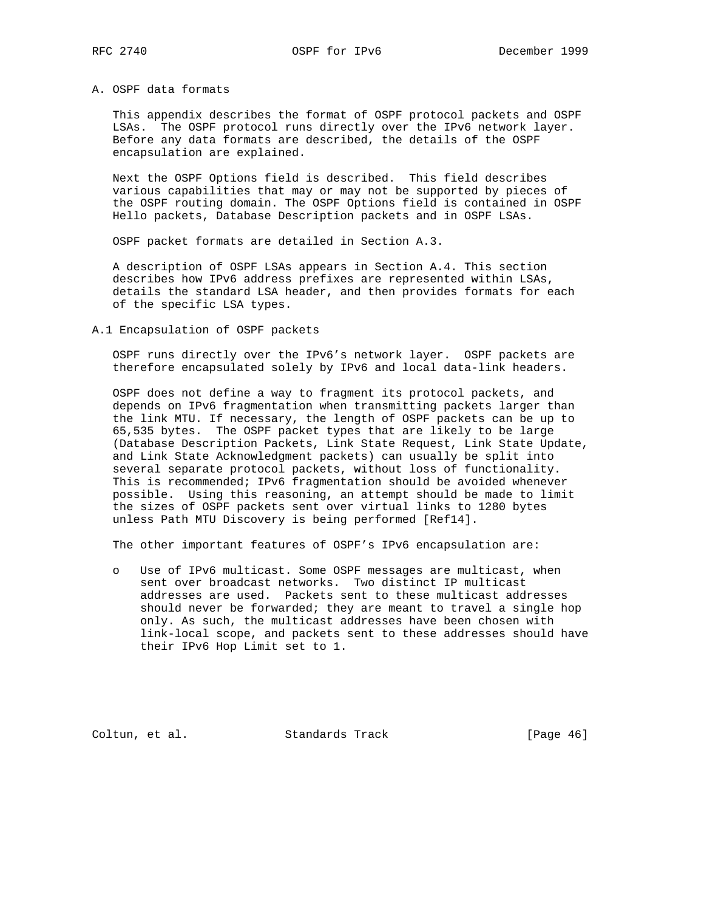## A. OSPF data formats

This appendix describes the format of OSPF protocol packets and OSPF LSAs. The OSPF protocol runs directly over the IPv6 network layer. Before any data formats are described, the details of the OSPF encapsulation are explained.

Next the OSPF Options field is described. This field describes various capabilities that may or may not be supported by pieces of the OSPF routing domain. The OSPF Options field is contained in OSPF Hello packets, Database Description packets and in OSPF LSAs.

OSPF packet formats are detailed in Section A.3.

A description of OSPF LSAs appears in Section A.4. This section describes how IPv6 address prefixes are represented within LSAs, details the standard LSA header, and then provides formats for each of the specific LSA types.

### A.1 Encapsulation of OSPF packets

OSPF runs directly over the IPv6's network layer. OSPF packets are therefore encapsulated solely by IPv6 and local data-link headers.

OSPF does not define a way to fragment its protocol packets, and depends on IPv6 fragmentation when transmitting packets larger than the link MTU. If necessary, the length of OSPF packets can be up to 65,535 bytes. The OSPF packet types that are likely to be large (Database Description Packets, Link State Request, Link State Update, and Link State Acknowledgment packets) can usually be split into several separate protocol packets, without loss of functionality. This is recommended; IPv6 fragmentation should be avoided whenever possible. Using this reasoning, an attempt should be made to limit the sizes of OSPF packets sent over virtual links to 1280 bytes unless Path MTU Discovery is being performed [Ref14].

The other important features of OSPF's IPv6 encapsulation are:

- Use of IPv6 multicast. Some OSPF messages are multicast, when sent over broadcast networks. Two distinct IP multicast addresses are used. Packets sent to these multicast addresses should never be forwarded; they are meant to travel a single hop only. As such, the multicast addresses have been chosen with link-local scope, and packets sent to these addresses should have their IPv6 Hop Limit set to 1.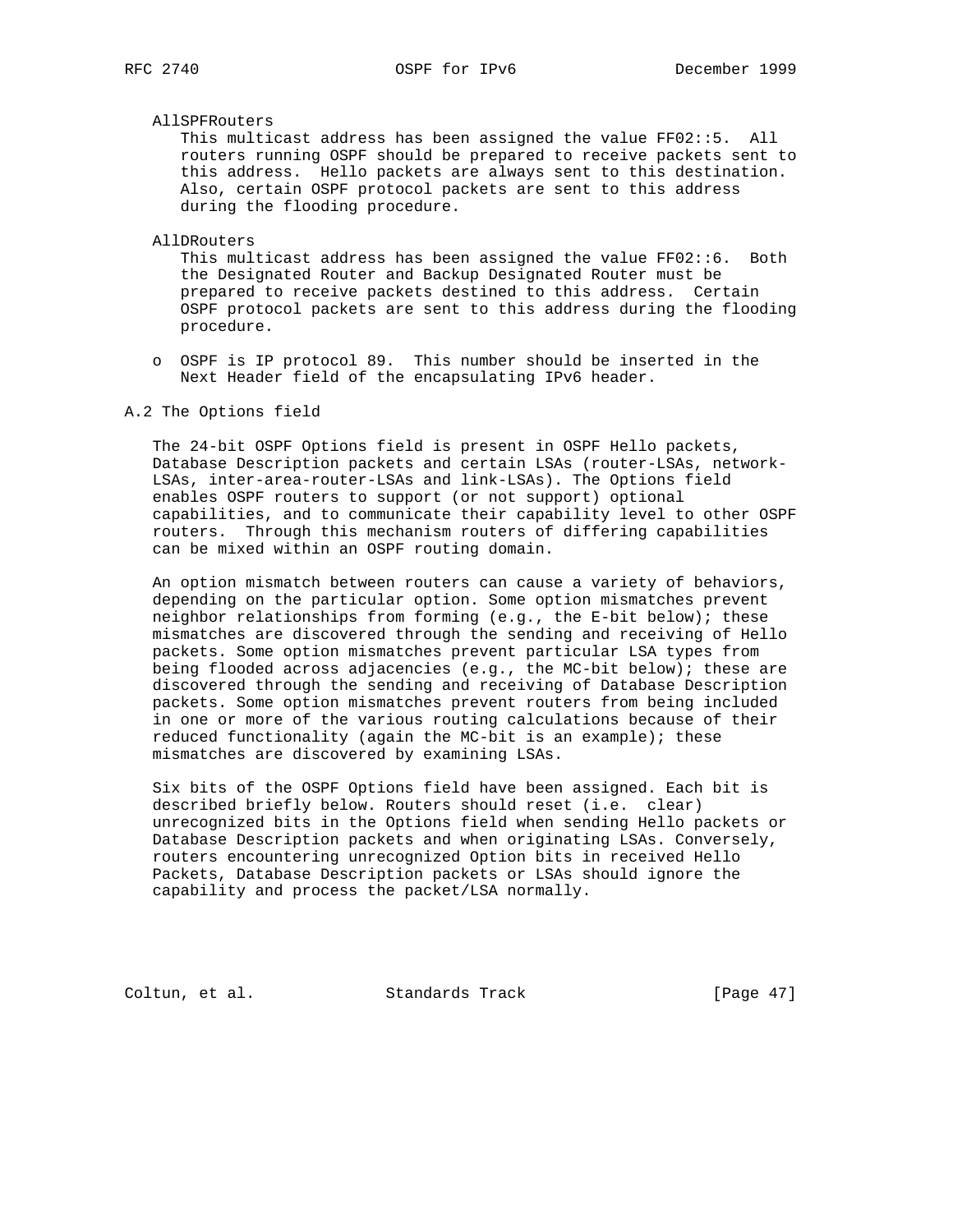AllSPFRouters

This multicast address has been assigned the value FF02::5. All routers running OSPF should be prepared to receive packets sent to this address. Hello packets are always sent to this destination. Also, certain OSPF protocol packets are sent to this address during the flooding procedure.

AllDRouters

This multicast address has been assigned the value FF02::6. Both the Designated Router and Backup Designated Router must be prepared to receive packets destined to this address. Certain OSPF protocol packets are sent to this address during the flooding procedure.

- OSPF is IP protocol 89. This number should be inserted in the Next Header field of the encapsulating IPv6 header.

## A.2 The Options field

The 24-bit OSPF Options field is present in OSPF Hello packets, Database Description packets and certain LSAs (router-LSAs, network-LSAs, inter-area-router-LSAs and link-LSAs). The Options field enables OSPF routers to support (or not support) optional capabilities, and to communicate their capability level to other OSPF routers. Through this mechanism routers of differing capabilities can be mixed within an OSPF routing domain.

An option mismatch between routers can cause a variety of behaviors, depending on the particular option. Some option mismatches prevent neighbor relationships from forming (e.g., the E-bit below); these mismatches are discovered through the sending and receiving of Hello packets. Some option mismatches prevent particular LSA types from being flooded across adjacencies (e.g., the MC-bit below); these are discovered through the sending and receiving of Database Description packets. Some option mismatches prevent routers from being included in one or more of the various routing calculations because of their reduced functionality (again the MC-bit is an example); these mismatches are discovered by examining LSAs.

Six bits of the OSPF Options field have been assigned. Each bit is described briefly below. Routers should reset (i.e. clear) unrecognized bits in the Options field when sending Hello packets or Database Description packets and when originating LSAs. Conversely, routers encountering unrecognized Option bits in received Hello Packets, Database Description packets or LSAs should ignore the capability and process the packet/LSA normally.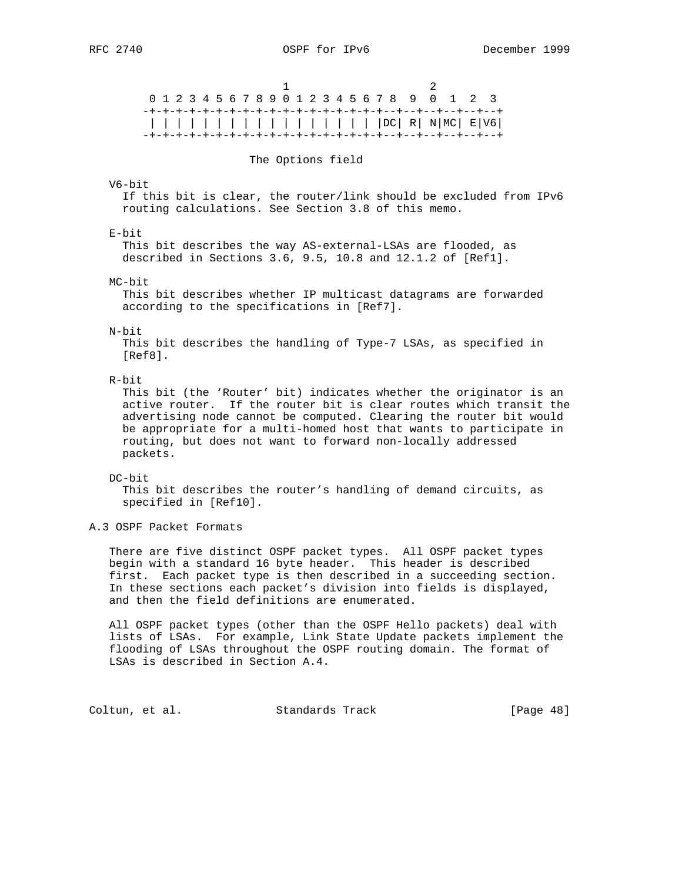```
                           1                     2
     0 1 2 3 4 5 6 7 8 9 0 1 2 3 4 5 6 7 8  9  0  1  2  3
    -+-+-+-+-+-+-+-+-+-+-+-+-+-+-+-+-+-+--+--+--+--+--+--+
     | | | | | | | | | | | | | | | | | |DC| R| N|MC| E|V6|
    -+-+-+-+-+-+-+-+-+-+-+-+-+-+-+-+-+-+--+--+--+--+--+--+
```

The Options field

V6-bit
If this bit is clear, the router/link should be excluded from IPv6 routing calculations. See Section 3.8 of this memo.

E-bit
This bit describes the way AS-external-LSAs are flooded, as described in Sections 3.6, 9.5, 10.8 and 12.1.2 of [Ref1].

MC-bit
This bit describes whether IP multicast datagrams are forwarded according to the specifications in [Ref7].

N-bit
This bit describes the handling of Type-7 LSAs, as specified in [Ref8].

R-bit
This bit (the 'Router' bit) indicates whether the originator is an active router. If the router bit is clear routes which transit the advertising node cannot be computed. Clearing the router bit would be appropriate for a multi-homed host that wants to participate in routing, but does not want to forward non-locally addressed packets.

DC-bit
This bit describes the router's handling of demand circuits, as specified in [Ref10].

## A.3 OSPF Packet Formats

There are five distinct OSPF packet types. All OSPF packet types begin with a standard 16 byte header. This header is described first. Each packet type is then described in a succeeding section. In these sections each packet's division into fields is displayed, and then the field definitions are enumerated.

All OSPF packet types (other than the OSPF Hello packets) deal with lists of LSAs. For example, Link State Update packets implement the flooding of LSAs throughout the OSPF routing domain. The format of LSAs is described in Section A.4.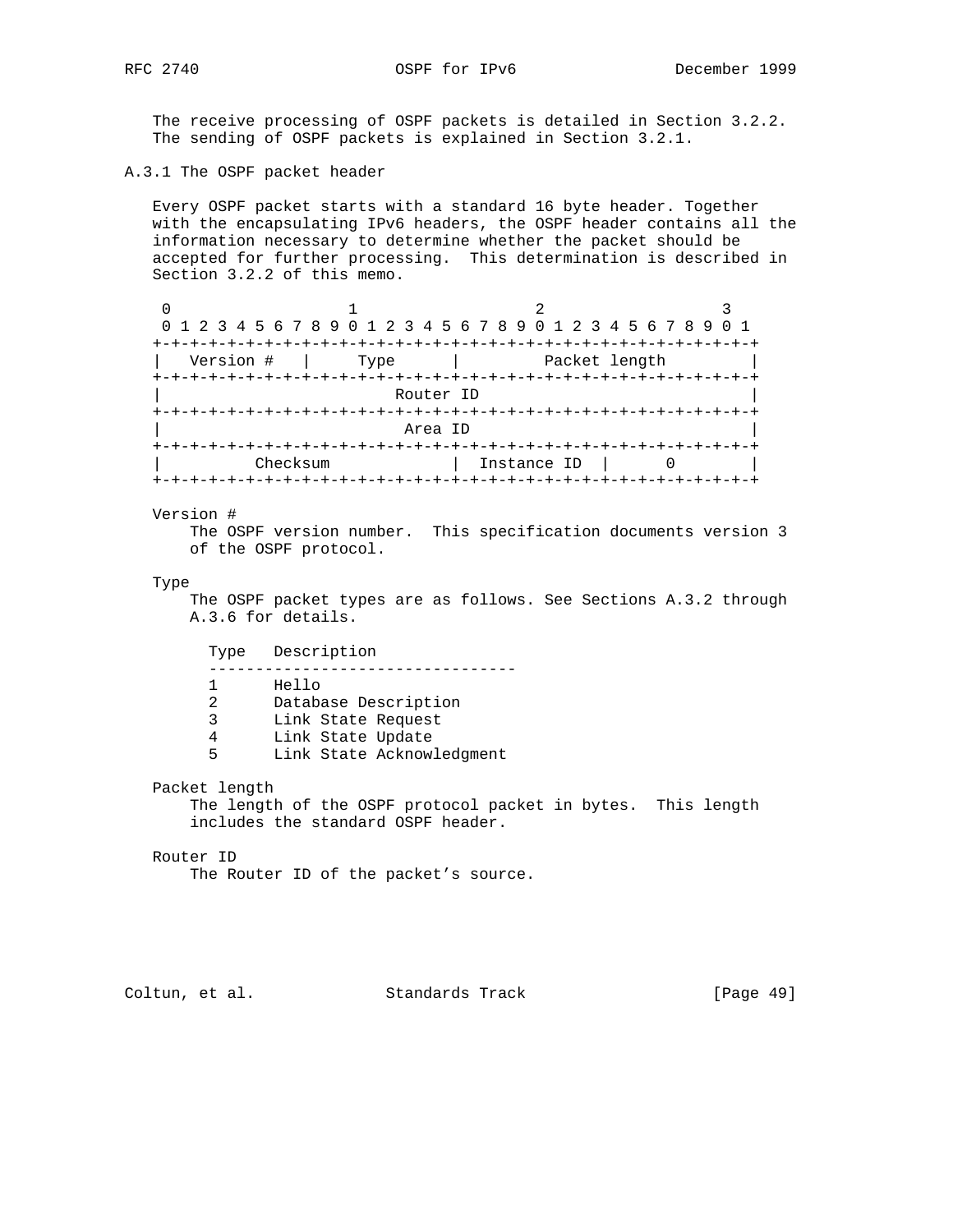The receive processing of OSPF packets is detailed in Section 3.2.2. The sending of OSPF packets is explained in Section 3.2.1.

### A.3.1 The OSPF packet header

Every OSPF packet starts with a standard 16 byte header. Together with the encapsulating IPv6 headers, the OSPF header contains all the information necessary to determine whether the packet should be accepted for further processing. This determination is described in Section 3.2.2 of this memo.

```
 0                   1                   2                   3
 0 1 2 3 4 5 6 7 8 9 0 1 2 3 4 5 6 7 8 9 0 1 2 3 4 5 6 7 8 9 0 1
+-+-+-+-+-+-+-+-+-+-+-+-+-+-+-+-+-+-+-+-+-+-+-+-+-+-+-+-+-+-+-+-+
|   Version #   |     Type      |         Packet length         |
+-+-+-+-+-+-+-+-+-+-+-+-+-+-+-+-+-+-+-+-+-+-+-+-+-+-+-+-+-+-+-+-+
|                         Router ID                             |
+-+-+-+-+-+-+-+-+-+-+-+-+-+-+-+-+-+-+-+-+-+-+-+-+-+-+-+-+-+-+-+-+
|                          Area ID                              |
+-+-+-+-+-+-+-+-+-+-+-+-+-+-+-+-+-+-+-+-+-+-+-+-+-+-+-+-+-+-+-+-+
|          Checksum             |  Instance ID  |      0        |
+-+-+-+-+-+-+-+-+-+-+-+-+-+-+-+-+-+-+-+-+-+-+-+-+-+-+-+-+-+-+-+-+
```

Version #
    The OSPF version number. This specification documents version 3 of the OSPF protocol.

Type
    The OSPF packet types are as follows. See Sections A.3.2 through A.3.6 for details.

| Type | Description |
|---|---|
| 1 | Hello |
| 2 | Database Description |
| 3 | Link State Request |
| 4 | Link State Update |
| 5 | Link State Acknowledgment |

Packet length
    The length of the OSPF protocol packet in bytes. This length includes the standard OSPF header.

Router ID
    The Router ID of the packet's source.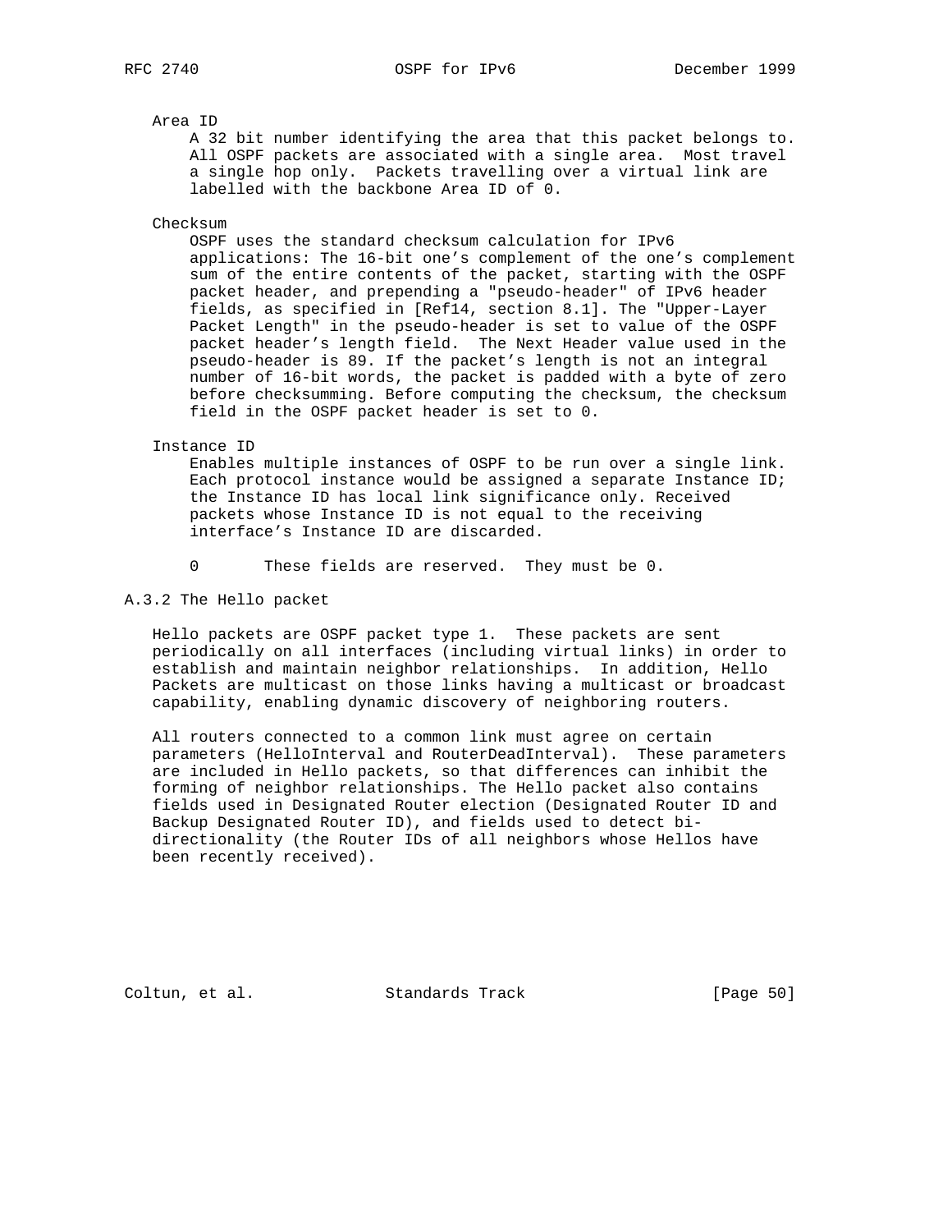Area ID

A 32 bit number identifying the area that this packet belongs to. All OSPF packets are associated with a single area. Most travel a single hop only. Packets travelling over a virtual link are labelled with the backbone Area ID of 0.

Checksum

OSPF uses the standard checksum calculation for IPv6 applications: The 16-bit one's complement of the one's complement sum of the entire contents of the packet, starting with the OSPF packet header, and prepending a "pseudo-header" of IPv6 header fields, as specified in [Ref14, section 8.1]. The "Upper-Layer Packet Length" in the pseudo-header is set to value of the OSPF packet header's length field. The Next Header value used in the pseudo-header is 89. If the packet's length is not an integral number of 16-bit words, the packet is padded with a byte of zero before checksumming. Before computing the checksum, the checksum field in the OSPF packet header is set to 0.

Instance ID

Enables multiple instances of OSPF to be run over a single link. Each protocol instance would be assigned a separate Instance ID; the Instance ID has local link significance only. Received packets whose Instance ID is not equal to the receiving interface's Instance ID are discarded.

0 These fields are reserved. They must be 0.

### A.3.2 The Hello packet

Hello packets are OSPF packet type 1. These packets are sent periodically on all interfaces (including virtual links) in order to establish and maintain neighbor relationships. In addition, Hello Packets are multicast on those links having a multicast or broadcast capability, enabling dynamic discovery of neighboring routers.

All routers connected to a common link must agree on certain parameters (HelloInterval and RouterDeadInterval). These parameters are included in Hello packets, so that differences can inhibit the forming of neighbor relationships. The Hello packet also contains fields used in Designated Router election (Designated Router ID and Backup Designated Router ID), and fields used to detect bi-directionality (the Router IDs of all neighbors whose Hellos have been recently received).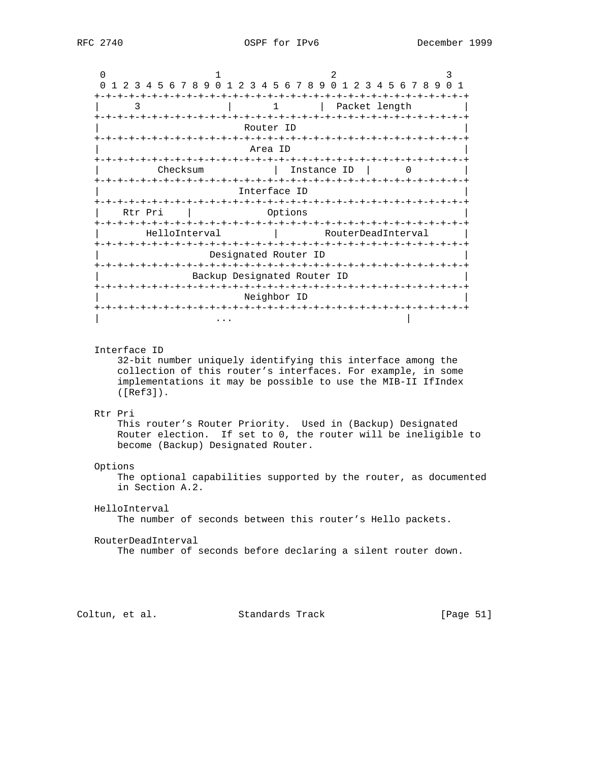```
    0                   1                   2                   3
    0 1 2 3 4 5 6 7 8 9 0 1 2 3 4 5 6 7 8 9 0 1 2 3 4 5 6 7 8 9 0 1
   +-+-+-+-+-+-+-+-+-+-+-+-+-+-+-+-+-+-+-+-+-+-+-+-+-+-+-+-+-+-+-+-+
   |      3        |       1       |         Packet length         |
   +-+-+-+-+-+-+-+-+-+-+-+-+-+-+-+-+-+-+-+-+-+-+-+-+-+-+-+-+-+-+-+-+
   |                         Router ID                             |
   +-+-+-+-+-+-+-+-+-+-+-+-+-+-+-+-+-+-+-+-+-+-+-+-+-+-+-+-+-+-+-+-+
   |                          Area ID                              |
   +-+-+-+-+-+-+-+-+-+-+-+-+-+-+-+-+-+-+-+-+-+-+-+-+-+-+-+-+-+-+-+-+
   |          Checksum             |  Instance ID  |      0        |
   +-+-+-+-+-+-+-+-+-+-+-+-+-+-+-+-+-+-+-+-+-+-+-+-+-+-+-+-+-+-+-+-+
   |                        Interface ID                           |
   +-+-+-+-+-+-+-+-+-+-+-+-+-+-+-+-+-+-+-+-+-+-+-+-+-+-+-+-+-+-+-+-+
   |    Rtr Pri    |             Options                           |
   +-+-+-+-+-+-+-+-+-+-+-+-+-+-+-+-+-+-+-+-+-+-+-+-+-+-+-+-+-+-+-+-+
   |        HelloInterval          |        RouterDeadInterval     |
   +-+-+-+-+-+-+-+-+-+-+-+-+-+-+-+-+-+-+-+-+-+-+-+-+-+-+-+-+-+-+-+-+
   |                   Designated Router ID                        |
   +-+-+-+-+-+-+-+-+-+-+-+-+-+-+-+-+-+-+-+-+-+-+-+-+-+-+-+-+-+-+-+-+
   |                Backup Designated Router ID                    |
   +-+-+-+-+-+-+-+-+-+-+-+-+-+-+-+-+-+-+-+-+-+-+-+-+-+-+-+-+-+-+-+-+
   |                         Neighbor ID                           |
   +-+-+-+-+-+-+-+-+-+-+-+-+-+-+-+-+-+-+-+-+-+-+-+-+-+-+-+-+-+-+-+-+
   |                    ...                              |
```

Interface ID
    32-bit number uniquely identifying this interface among the collection of this router's interfaces. For example, in some implementations it may be possible to use the MIB-II IfIndex ([Ref3]).

Rtr Pri
    This router's Router Priority. Used in (Backup) Designated Router election. If set to 0, the router will be ineligible to become (Backup) Designated Router.

Options
    The optional capabilities supported by the router, as documented in Section A.2.

HelloInterval
    The number of seconds between this router's Hello packets.

RouterDeadInterval
    The number of seconds before declaring a silent router down.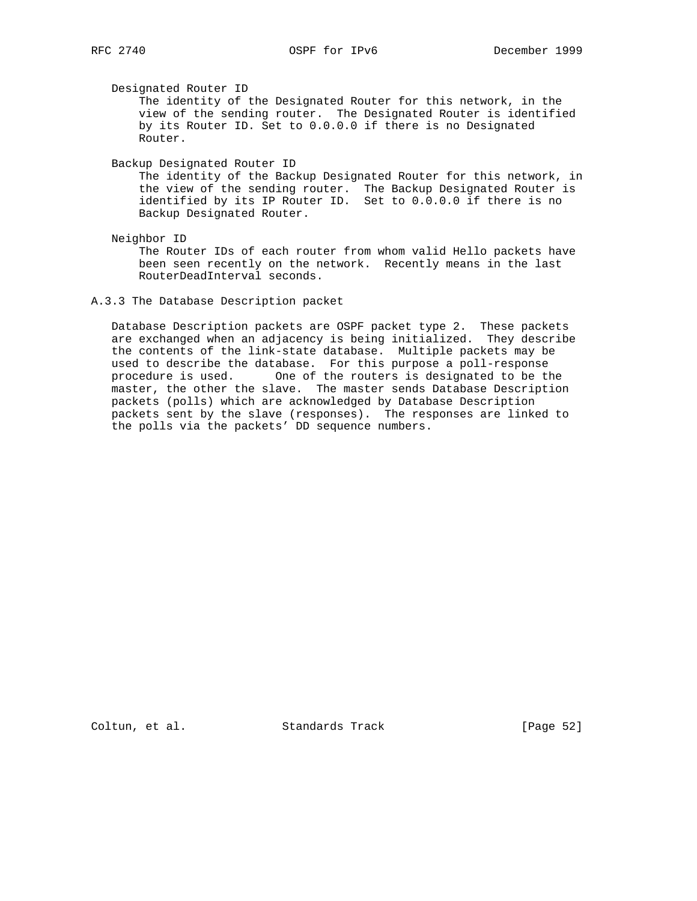Designated Router ID
The identity of the Designated Router for this network, in the view of the sending router. The Designated Router is identified by its Router ID. Set to 0.0.0.0 if there is no Designated Router.

Backup Designated Router ID
The identity of the Backup Designated Router for this network, in the view of the sending router. The Backup Designated Router is identified by its IP Router ID. Set to 0.0.0.0 if there is no Backup Designated Router.

Neighbor ID
The Router IDs of each router from whom valid Hello packets have been seen recently on the network. Recently means in the last RouterDeadInterval seconds.

### A.3.3 The Database Description packet

Database Description packets are OSPF packet type 2. These packets are exchanged when an adjacency is being initialized. They describe the contents of the link-state database. Multiple packets may be used to describe the database. For this purpose a poll-response procedure is used. One of the routers is designated to be the master, the other the slave. The master sends Database Description packets (polls) which are acknowledged by Database Description packets sent by the slave (responses). The responses are linked to the polls via the packets' DD sequence numbers.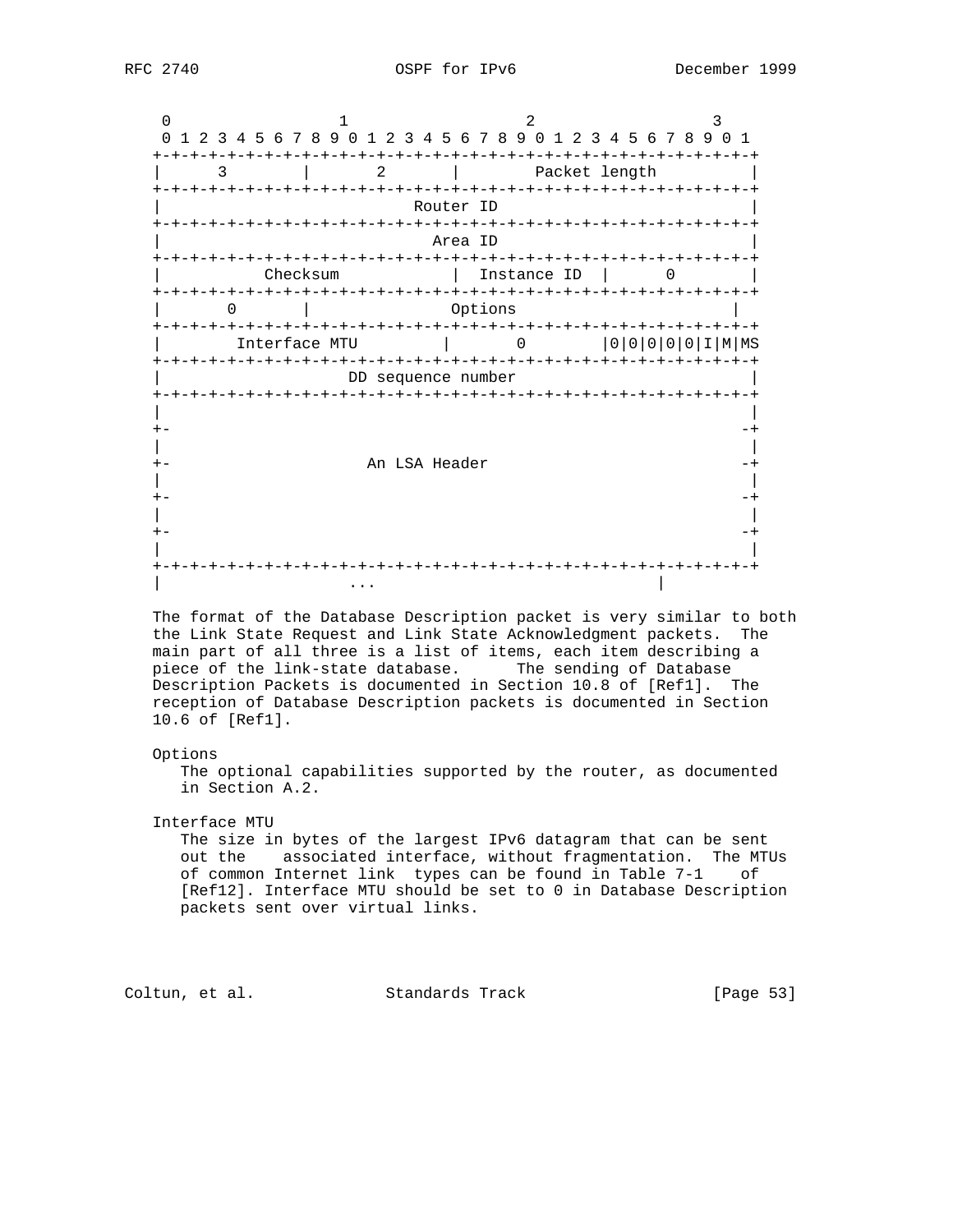```
    0                   1                   2                   3
    0 1 2 3 4 5 6 7 8 9 0 1 2 3 4 5 6 7 8 9 0 1 2 3 4 5 6 7 8 9 0 1
   +-+-+-+-+-+-+-+-+-+-+-+-+-+-+-+-+-+-+-+-+-+-+-+-+-+-+-+-+-+-+-+-+
   |       3       |       2       |        Packet length          |
   +-+-+-+-+-+-+-+-+-+-+-+-+-+-+-+-+-+-+-+-+-+-+-+-+-+-+-+-+-+-+-+-+
   |                          Router ID                            |
   +-+-+-+-+-+-+-+-+-+-+-+-+-+-+-+-+-+-+-+-+-+-+-+-+-+-+-+-+-+-+-+-+
   |                           Area ID                             |
   +-+-+-+-+-+-+-+-+-+-+-+-+-+-+-+-+-+-+-+-+-+-+-+-+-+-+-+-+-+-+-+-+
   |           Checksum            |  Instance ID  |      0        |
   +-+-+-+-+-+-+-+-+-+-+-+-+-+-+-+-+-+-+-+-+-+-+-+-+-+-+-+-+-+-+-+-+
   |       0       |               Options                        |
   +-+-+-+-+-+-+-+-+-+-+-+-+-+-+-+-+-+-+-+-+-+-+-+-+-+-+-+-+-+-+-+-+
   |        Interface MTU         |       0       |0|0|0|0|0|I|M|MS
   +-+-+-+-+-+-+-+-+-+-+-+-+-+-+-+-+-+-+-+-+-+-+-+-+-+-+-+-+-+-+-+-+
   |                     DD sequence number                        |
   +-+-+-+-+-+-+-+-+-+-+-+-+-+-+-+-+-+-+-+-+-+-+-+-+-+-+-+-+-+-+-+-+
   |                                                               |
   +-                                                             -+
   |                                                               |
   +-                      An LSA Header                          -+
   |                                                               |
   +-                                                             -+
   |                                                               |
   +-                                                             -+
   |                                                               |
   +-+-+-+-+-+-+-+-+-+-+-+-+-+-+-+-+-+-+-+-+-+-+-+-+-+-+-+-+-+-+-+-+
   |                    ...                                |
```

The format of the Database Description packet is very similar to both the Link State Request and Link State Acknowledgment packets. The main part of all three is a list of items, each item describing a piece of the link-state database. The sending of Database Description Packets is documented in Section 10.8 of [Ref1]. The reception of Database Description packets is documented in Section 10.6 of [Ref1].

Options
    The optional capabilities supported by the router, as documented in Section A.2.

Interface MTU
    The size in bytes of the largest IPv6 datagram that can be sent out the associated interface, without fragmentation. The MTUs of common Internet link types can be found in Table 7-1 of [Ref12]. Interface MTU should be set to 0 in Database Description packets sent over virtual links.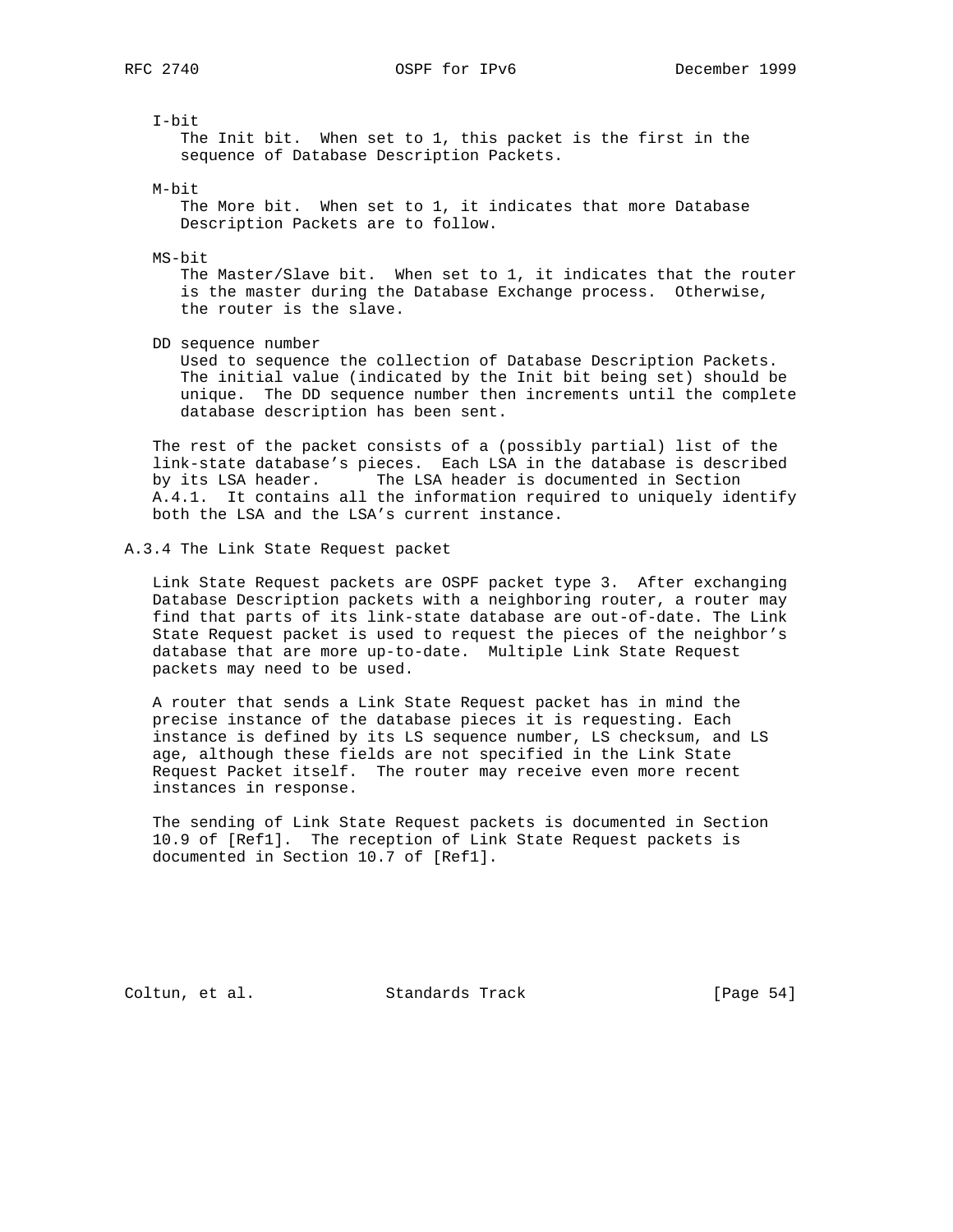I-bit
The Init bit. When set to 1, this packet is the first in the sequence of Database Description Packets.

M-bit
The More bit. When set to 1, it indicates that more Database Description Packets are to follow.

MS-bit
The Master/Slave bit. When set to 1, it indicates that the router is the master during the Database Exchange process. Otherwise, the router is the slave.

DD sequence number
Used to sequence the collection of Database Description Packets. The initial value (indicated by the Init bit being set) should be unique. The DD sequence number then increments until the complete database description has been sent.

The rest of the packet consists of a (possibly partial) list of the link-state database's pieces. Each LSA in the database is described by its LSA header. The LSA header is documented in Section A.4.1. It contains all the information required to uniquely identify both the LSA and the LSA's current instance.

### A.3.4 The Link State Request packet

Link State Request packets are OSPF packet type 3. After exchanging Database Description packets with a neighboring router, a router may find that parts of its link-state database are out-of-date. The Link State Request packet is used to request the pieces of the neighbor's database that are more up-to-date. Multiple Link State Request packets may need to be used.

A router that sends a Link State Request packet has in mind the precise instance of the database pieces it is requesting. Each instance is defined by its LS sequence number, LS checksum, and LS age, although these fields are not specified in the Link State Request Packet itself. The router may receive even more recent instances in response.

The sending of Link State Request packets is documented in Section 10.9 of [Ref1]. The reception of Link State Request packets is documented in Section 10.7 of [Ref1].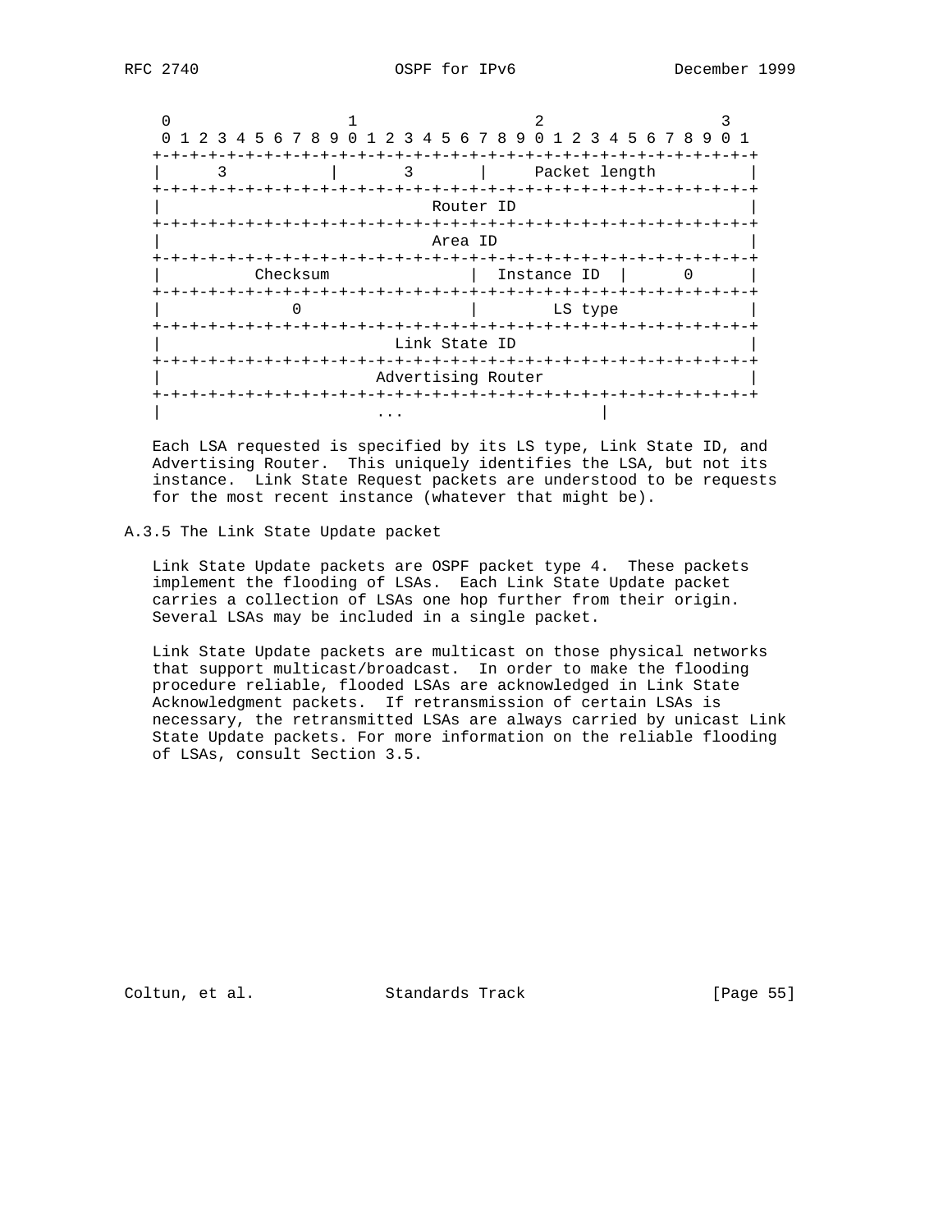```
 0                   1                   2                   3
 0 1 2 3 4 5 6 7 8 9 0 1 2 3 4 5 6 7 8 9 0 1 2 3 4 5 6 7 8 9 0 1
+-+-+-+-+-+-+-+-+-+-+-+-+-+-+-+-+-+-+-+-+-+-+-+-+-+-+-+-+-+-+-+-+
|      3        |       3       |     Packet length             |
+-+-+-+-+-+-+-+-+-+-+-+-+-+-+-+-+-+-+-+-+-+-+-+-+-+-+-+-+-+-+-+-+
|                          Router ID                            |
+-+-+-+-+-+-+-+-+-+-+-+-+-+-+-+-+-+-+-+-+-+-+-+-+-+-+-+-+-+-+-+-+
|                           Area ID                             |
+-+-+-+-+-+-+-+-+-+-+-+-+-+-+-+-+-+-+-+-+-+-+-+-+-+-+-+-+-+-+-+-+
|          Checksum             |  Instance ID  |      0        |
+-+-+-+-+-+-+-+-+-+-+-+-+-+-+-+-+-+-+-+-+-+-+-+-+-+-+-+-+-+-+-+-+
|              0                |        LS type                |
+-+-+-+-+-+-+-+-+-+-+-+-+-+-+-+-+-+-+-+-+-+-+-+-+-+-+-+-+-+-+-+-+
|                       Link State ID                           |
+-+-+-+-+-+-+-+-+-+-+-+-+-+-+-+-+-+-+-+-+-+-+-+-+-+-+-+-+-+-+-+-+
|                     Advertising Router                        |
+-+-+-+-+-+-+-+-+-+-+-+-+-+-+-+-+-+-+-+-+-+-+-+-+-+-+-+-+-+-+-+-+
|                              ...                      |
```

Each LSA requested is specified by its LS type, Link State ID, and Advertising Router. This uniquely identifies the LSA, but not its instance. Link State Request packets are understood to be requests for the most recent instance (whatever that might be).

### A.3.5 The Link State Update packet

Link State Update packets are OSPF packet type 4. These packets implement the flooding of LSAs. Each Link State Update packet carries a collection of LSAs one hop further from their origin. Several LSAs may be included in a single packet.

Link State Update packets are multicast on those physical networks that support multicast/broadcast. In order to make the flooding procedure reliable, flooded LSAs are acknowledged in Link State Acknowledgment packets. If retransmission of certain LSAs is necessary, the retransmitted LSAs are always carried by unicast Link State Update packets. For more information on the reliable flooding of LSAs, consult Section 3.5.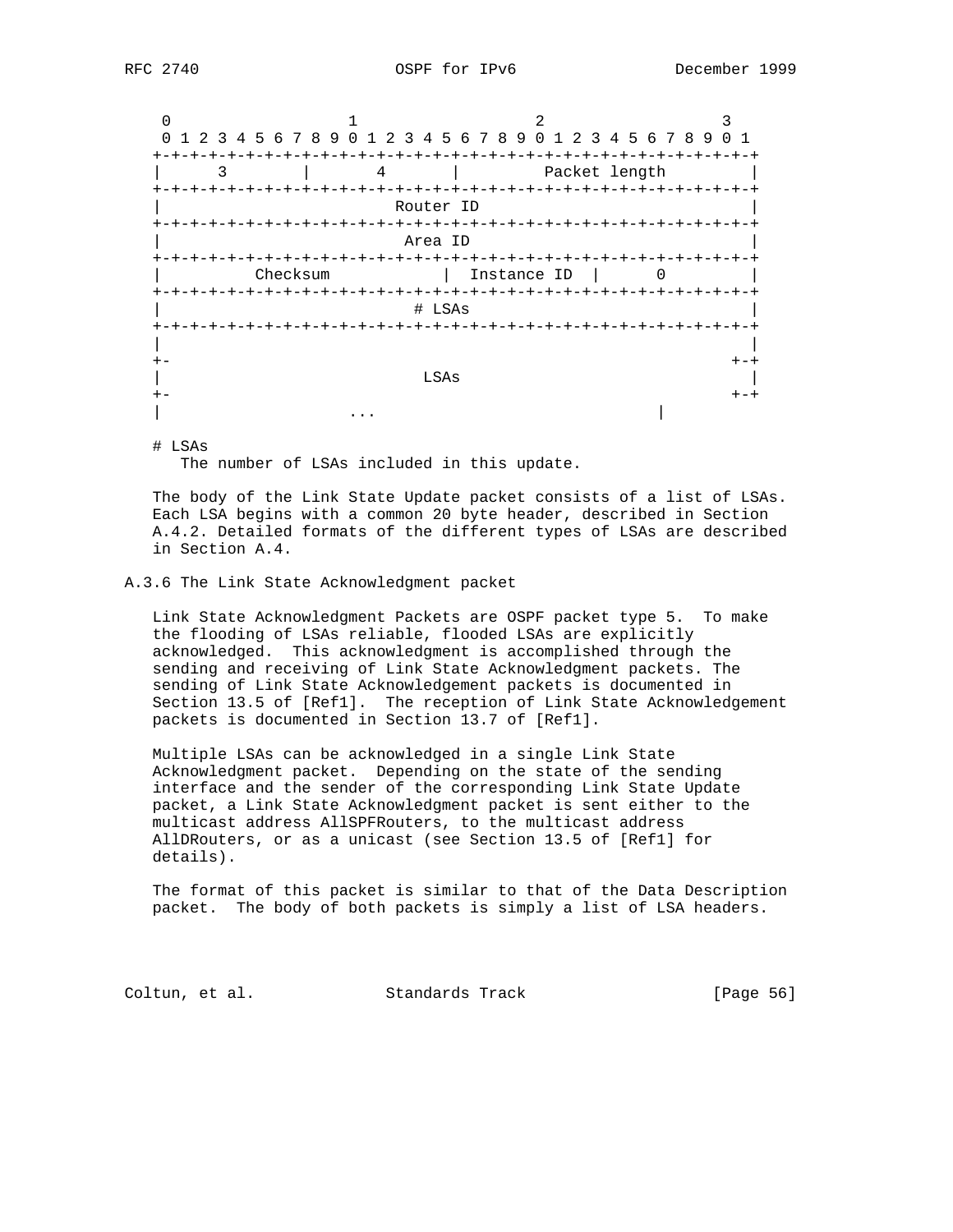```
    0                   1                   2                   3
    0 1 2 3 4 5 6 7 8 9 0 1 2 3 4 5 6 7 8 9 0 1 2 3 4 5 6 7 8 9 0 1
   +-+-+-+-+-+-+-+-+-+-+-+-+-+-+-+-+-+-+-+-+-+-+-+-+-+-+-+-+-+-+-+-+
   |       3       |       4       |         Packet length         |
   +-+-+-+-+-+-+-+-+-+-+-+-+-+-+-+-+-+-+-+-+-+-+-+-+-+-+-+-+-+-+-+-+
   |                          Router ID                            |
   +-+-+-+-+-+-+-+-+-+-+-+-+-+-+-+-+-+-+-+-+-+-+-+-+-+-+-+-+-+-+-+-+
   |                           Area ID                             |
   +-+-+-+-+-+-+-+-+-+-+-+-+-+-+-+-+-+-+-+-+-+-+-+-+-+-+-+-+-+-+-+-+
   |          Checksum             |  Instance ID  |      0        |
   +-+-+-+-+-+-+-+-+-+-+-+-+-+-+-+-+-+-+-+-+-+-+-+-+-+-+-+-+-+-+-+-+
   |                            # LSAs                             |
   +-+-+-+-+-+-+-+-+-+-+-+-+-+-+-+-+-+-+-+-+-+-+-+-+-+-+-+-+-+-+-+-+
   |                                                               |
   +-                                                            +-+
   |                             LSAs                              |
   +-                                                            +-+
   |                              ...                              |
```

# LSAs
   The number of LSAs included in this update.

The body of the Link State Update packet consists of a list of LSAs. Each LSA begins with a common 20 byte header, described in Section A.4.2. Detailed formats of the different types of LSAs are described in Section A.4.

## A.3.6 The Link State Acknowledgment packet

Link State Acknowledgment Packets are OSPF packet type 5. To make the flooding of LSAs reliable, flooded LSAs are explicitly acknowledged. This acknowledgment is accomplished through the sending and receiving of Link State Acknowledgment packets. The sending of Link State Acknowledgement packets is documented in Section 13.5 of [Ref1]. The reception of Link State Acknowledgement packets is documented in Section 13.7 of [Ref1].

Multiple LSAs can be acknowledged in a single Link State Acknowledgment packet. Depending on the state of the sending interface and the sender of the corresponding Link State Update packet, a Link State Acknowledgment packet is sent either to the multicast address AllSPFRouters, to the multicast address AllDRouters, or as a unicast (see Section 13.5 of [Ref1] for details).

The format of this packet is similar to that of the Data Description packet. The body of both packets is simply a list of LSA headers.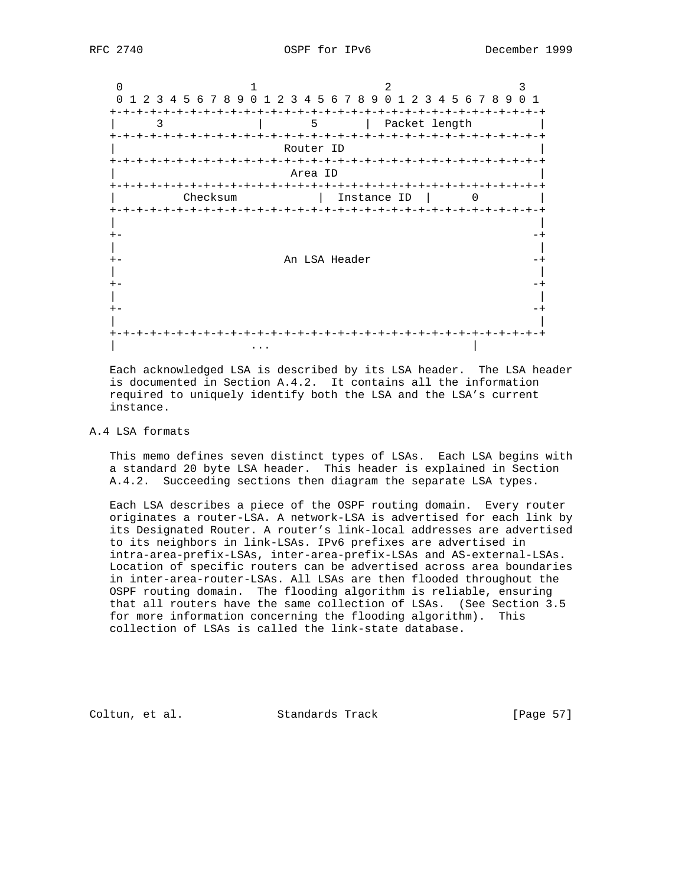```
    0                   1                   2                   3
    0 1 2 3 4 5 6 7 8 9 0 1 2 3 4 5 6 7 8 9 0 1 2 3 4 5 6 7 8 9 0 1
   +-+-+-+-+-+-+-+-+-+-+-+-+-+-+-+-+-+-+-+-+-+-+-+-+-+-+-+-+-+-+-+-+
   |       3       |       5       |         Packet length         |
   +-+-+-+-+-+-+-+-+-+-+-+-+-+-+-+-+-+-+-+-+-+-+-+-+-+-+-+-+-+-+-+-+
   |                          Router ID                            |
   +-+-+-+-+-+-+-+-+-+-+-+-+-+-+-+-+-+-+-+-+-+-+-+-+-+-+-+-+-+-+-+-+
   |                           Area ID                             |
   +-+-+-+-+-+-+-+-+-+-+-+-+-+-+-+-+-+-+-+-+-+-+-+-+-+-+-+-+-+-+-+-+
   |           Checksum            |  Instance ID  |      0        |
   +-+-+-+-+-+-+-+-+-+-+-+-+-+-+-+-+-+-+-+-+-+-+-+-+-+-+-+-+-+-+-+-+
   |                                                               |
   +-                                                             -+
   |                                                               |
   +-                         An LSA Header                       -+
   |                                                               |
   +-                                                             -+
   |                                                               |
   +-                                                             -+
   |                                                               |
   +-+-+-+-+-+-+-+-+-+-+-+-+-+-+-+-+-+-+-+-+-+-+-+-+-+-+-+-+-+-+-+-+
   |                              ...                              |
```

Each acknowledged LSA is described by its LSA header. The LSA header is documented in Section A.4.2. It contains all the information required to uniquely identify both the LSA and the LSA's current instance.

## A.4 LSA formats

This memo defines seven distinct types of LSAs. Each LSA begins with a standard 20 byte LSA header. This header is explained in Section A.4.2. Succeeding sections then diagram the separate LSA types.

Each LSA describes a piece of the OSPF routing domain. Every router originates a router-LSA. A network-LSA is advertised for each link by its Designated Router. A router's link-local addresses are advertised to its neighbors in link-LSAs. IPv6 prefixes are advertised in intra-area-prefix-LSAs, inter-area-prefix-LSAs and AS-external-LSAs. Location of specific routers can be advertised across area boundaries in inter-area-router-LSAs. All LSAs are then flooded throughout the OSPF routing domain. The flooding algorithm is reliable, ensuring that all routers have the same collection of LSAs. (See Section 3.5 for more information concerning the flooding algorithm). This collection of LSAs is called the link-state database.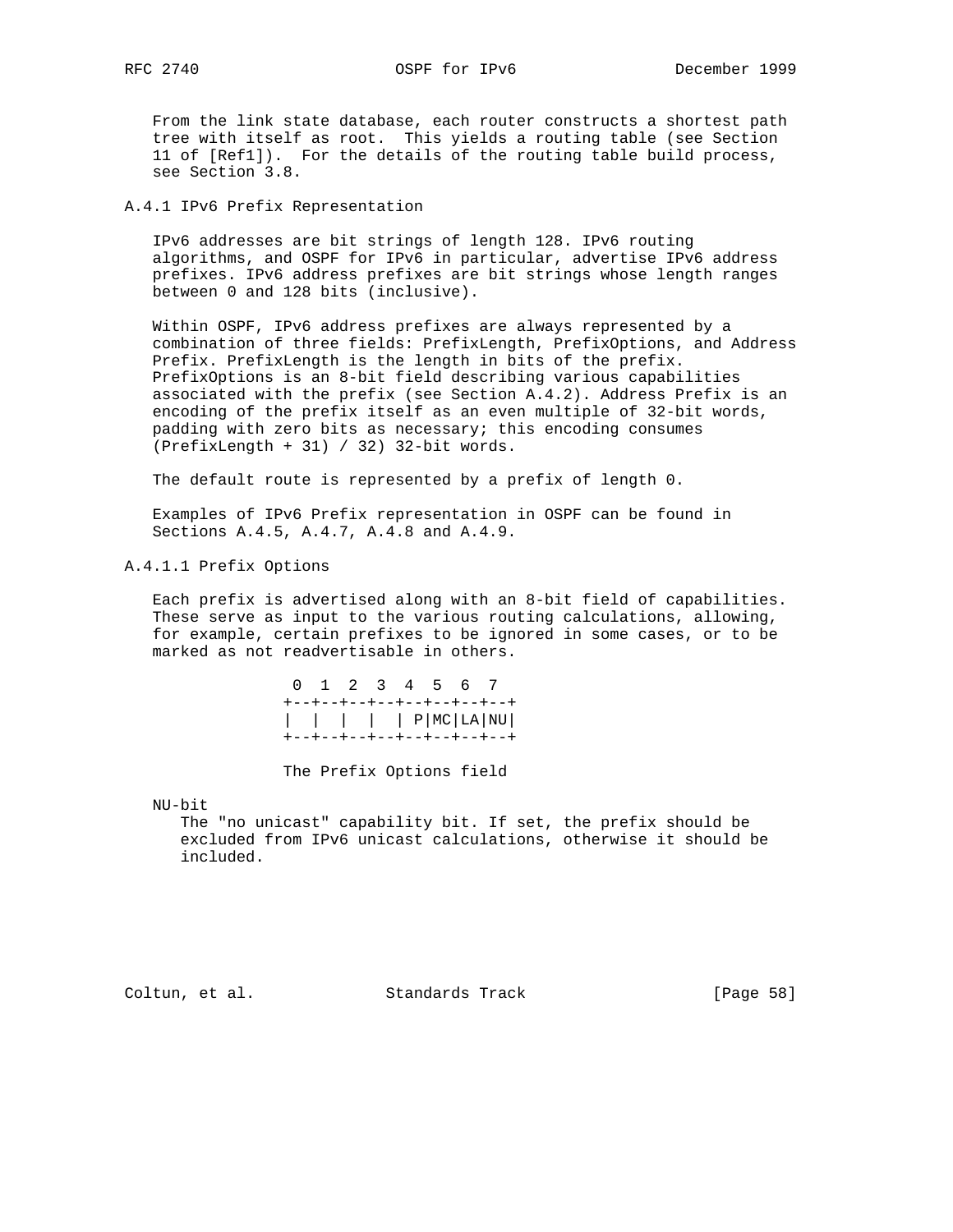From the link state database, each router constructs a shortest path tree with itself as root. This yields a routing table (see Section 11 of [Ref1]). For the details of the routing table build process, see Section 3.8.

### A.4.1 IPv6 Prefix Representation

IPv6 addresses are bit strings of length 128. IPv6 routing algorithms, and OSPF for IPv6 in particular, advertise IPv6 address prefixes. IPv6 address prefixes are bit strings whose length ranges between 0 and 128 bits (inclusive).

Within OSPF, IPv6 address prefixes are always represented by a combination of three fields: PrefixLength, PrefixOptions, and Address Prefix. PrefixLength is the length in bits of the prefix. PrefixOptions is an 8-bit field describing various capabilities associated with the prefix (see Section A.4.2). Address Prefix is an encoding of the prefix itself as an even multiple of 32-bit words, padding with zero bits as necessary; this encoding consumes (PrefixLength + 31) / 32) 32-bit words.

The default route is represented by a prefix of length 0.

Examples of IPv6 Prefix representation in OSPF can be found in Sections A.4.5, A.4.7, A.4.8 and A.4.9.

#### A.4.1.1 Prefix Options

Each prefix is advertised along with an 8-bit field of capabilities. These serve as input to the various routing calculations, allowing, for example, certain prefixes to be ignored in some cases, or to be marked as not readvertisable in others.

```
 0  1  2  3  4  5  6  7
+--+--+--+--+--+--+--+--+
|  |  |  |  |  | P|MC|LA|NU|
+--+--+--+--+--+--+--+--+
```

The Prefix Options field

NU-bit
   The "no unicast" capability bit. If set, the prefix should be excluded from IPv6 unicast calculations, otherwise it should be included.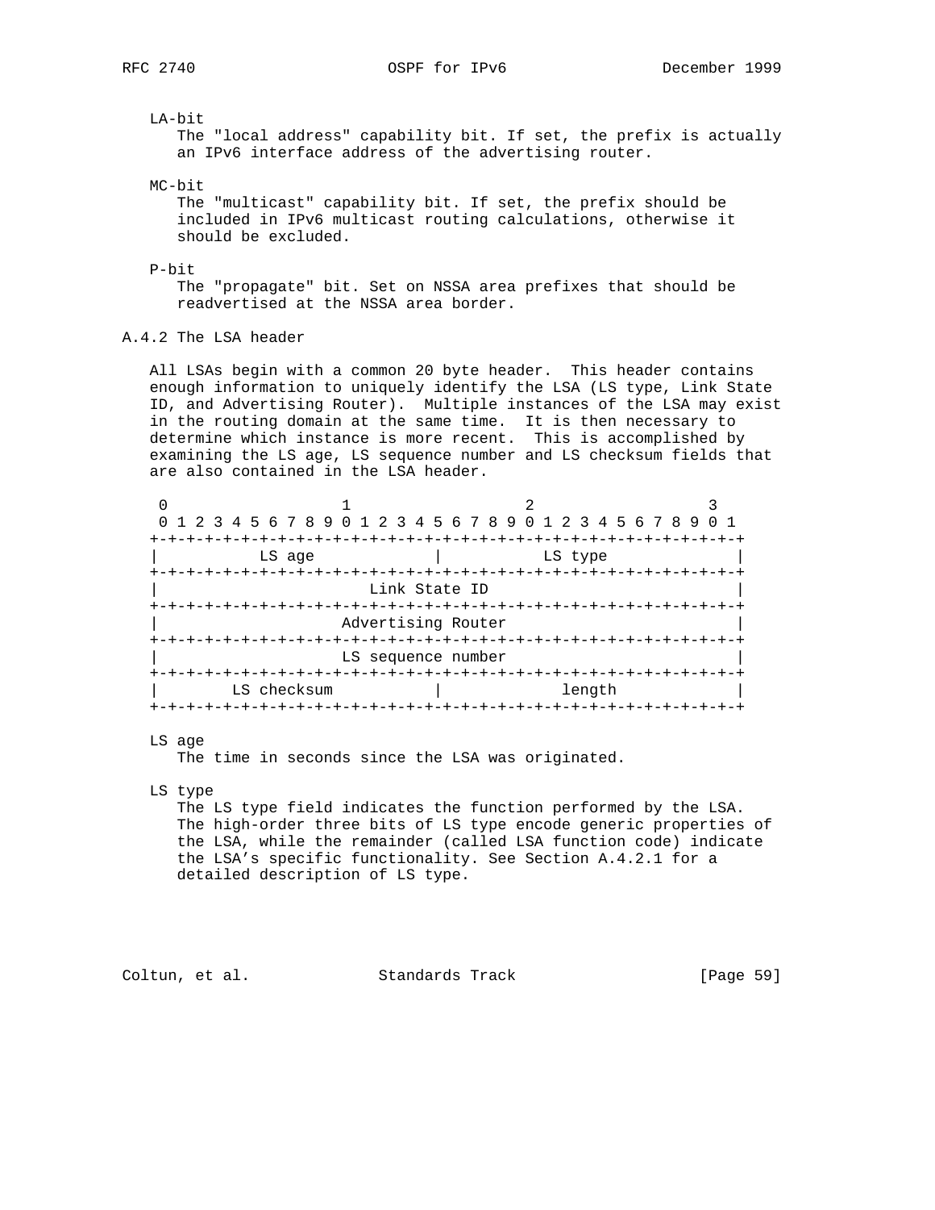LA-bit
The "local address" capability bit. If set, the prefix is actually an IPv6 interface address of the advertising router.

MC-bit
The "multicast" capability bit. If set, the prefix should be included in IPv6 multicast routing calculations, otherwise it should be excluded.

P-bit
The "propagate" bit. Set on NSSA area prefixes that should be readvertised at the NSSA area border.

### A.4.2 The LSA header

All LSAs begin with a common 20 byte header. This header contains enough information to uniquely identify the LSA (LS type, Link State ID, and Advertising Router). Multiple instances of the LSA may exist in the routing domain at the same time. It is then necessary to determine which instance is more recent. This is accomplished by examining the LS age, LS sequence number and LS checksum fields that are also contained in the LSA header.

```
 0                   1                   2                   3
 0 1 2 3 4 5 6 7 8 9 0 1 2 3 4 5 6 7 8 9 0 1 2 3 4 5 6 7 8 9 0 1
+-+-+-+-+-+-+-+-+-+-+-+-+-+-+-+-+-+-+-+-+-+-+-+-+-+-+-+-+-+-+-+-+
|           LS age              |           LS type             |
+-+-+-+-+-+-+-+-+-+-+-+-+-+-+-+-+-+-+-+-+-+-+-+-+-+-+-+-+-+-+-+-+
|                       Link State ID                           |
+-+-+-+-+-+-+-+-+-+-+-+-+-+-+-+-+-+-+-+-+-+-+-+-+-+-+-+-+-+-+-+-+
|                    Advertising Router                         |
+-+-+-+-+-+-+-+-+-+-+-+-+-+-+-+-+-+-+-+-+-+-+-+-+-+-+-+-+-+-+-+-+
|                    LS sequence number                         |
+-+-+-+-+-+-+-+-+-+-+-+-+-+-+-+-+-+-+-+-+-+-+-+-+-+-+-+-+-+-+-+-+
|        LS checksum            |             length            |
+-+-+-+-+-+-+-+-+-+-+-+-+-+-+-+-+-+-+-+-+-+-+-+-+-+-+-+-+-+-+-+-+
```

LS age
The time in seconds since the LSA was originated.

LS type
The LS type field indicates the function performed by the LSA. The high-order three bits of LS type encode generic properties of the LSA, while the remainder (called LSA function code) indicate the LSA's specific functionality. See Section A.4.2.1 for a detailed description of LS type.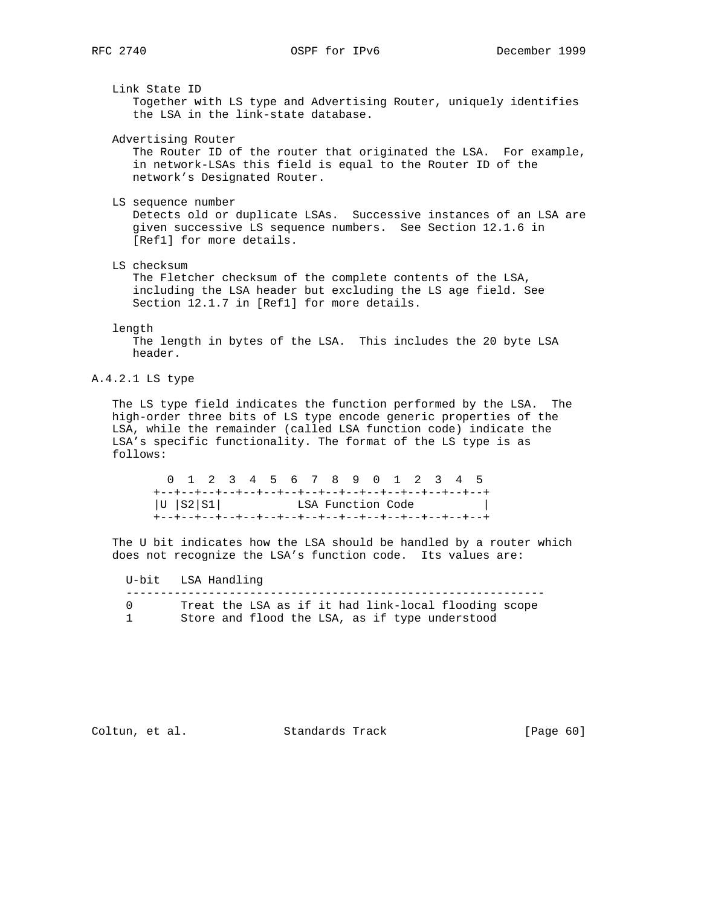Link State ID
Together with LS type and Advertising Router, uniquely identifies the LSA in the link-state database.

Advertising Router
The Router ID of the router that originated the LSA. For example, in network-LSAs this field is equal to the Router ID of the network's Designated Router.

LS sequence number
Detects old or duplicate LSAs. Successive instances of an LSA are given successive LS sequence numbers. See Section 12.1.6 in [Ref1] for more details.

LS checksum
The Fletcher checksum of the complete contents of the LSA, including the LSA header but excluding the LS age field. See Section 12.1.7 in [Ref1] for more details.

length
The length in bytes of the LSA. This includes the 20 byte LSA header.

### A.4.2.1 LS type

The LS type field indicates the function performed by the LSA. The high-order three bits of LS type encode generic properties of the LSA, while the remainder (called LSA function code) indicate the LSA's specific functionality. The format of the LS type is as follows:

```
  0  1  2  3  4  5  6  7  8  9  0  1  2  3  4  5
+--+--+--+--+--+--+--+--+--+--+--+--+--+--+--+--+
|U |S2|S1|           LSA Function Code          |
+--+--+--+--+--+--+--+--+--+--+--+--+--+--+--+--+
```

The U bit indicates how the LSA should be handled by a router which does not recognize the LSA's function code. Its values are:

| U-bit | LSA Handling |
|---|---|
| 0 | Treat the LSA as if it had link-local flooding scope |
| 1 | Store and flood the LSA, as if type understood |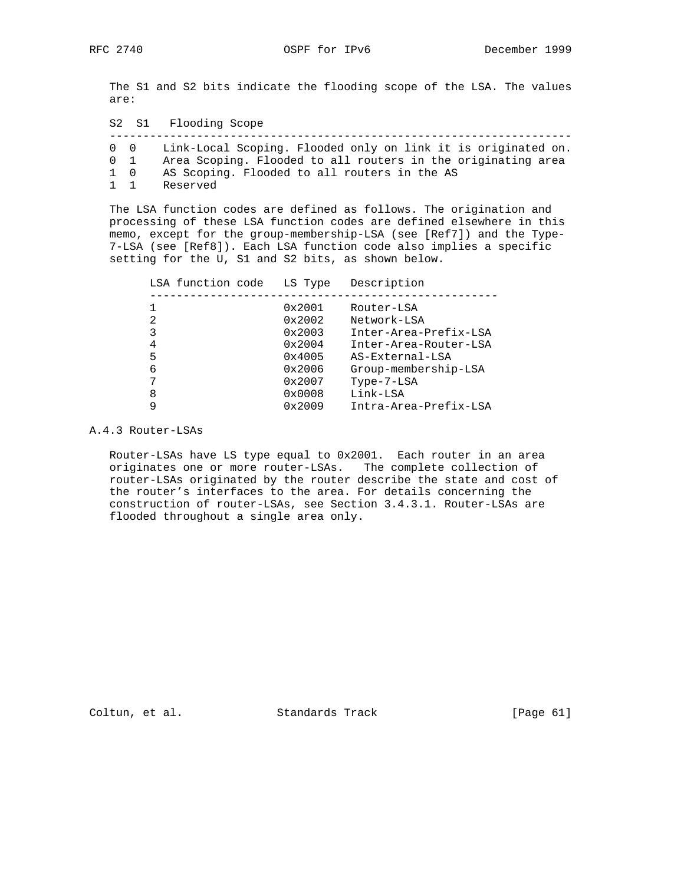The S1 and S2 bits indicate the flooding scope of the LSA. The values are:

| S2 | S1 | Flooding Scope |
|---|---|---|
| 0 | 0 | Link-Local Scoping. Flooded only on link it is originated on. |
| 0 | 1 | Area Scoping. Flooded to all routers in the originating area |
| 1 | 0 | AS Scoping. Flooded to all routers in the AS |
| 1 | 1 | Reserved |

The LSA function codes are defined as follows. The origination and processing of these LSA function codes are defined elsewhere in this memo, except for the group-membership-LSA (see [Ref7]) and the Type-7-LSA (see [Ref8]). Each LSA function code also implies a specific setting for the U, S1 and S2 bits, as shown below.

| LSA function code | LS Type | Description |
|---|---|---|
| 1 | 0x2001 | Router-LSA |
| 2 | 0x2002 | Network-LSA |
| 3 | 0x2003 | Inter-Area-Prefix-LSA |
| 4 | 0x2004 | Inter-Area-Router-LSA |
| 5 | 0x4005 | AS-External-LSA |
| 6 | 0x2006 | Group-membership-LSA |
| 7 | 0x2007 | Type-7-LSA |
| 8 | 0x0008 | Link-LSA |
| 9 | 0x2009 | Intra-Area-Prefix-LSA |

### A.4.3 Router-LSAs

Router-LSAs have LS type equal to 0x2001. Each router in an area originates one or more router-LSAs. The complete collection of router-LSAs originated by the router describe the state and cost of the router's interfaces to the area. For details concerning the construction of router-LSAs, see Section 3.4.3.1. Router-LSAs are flooded throughout a single area only.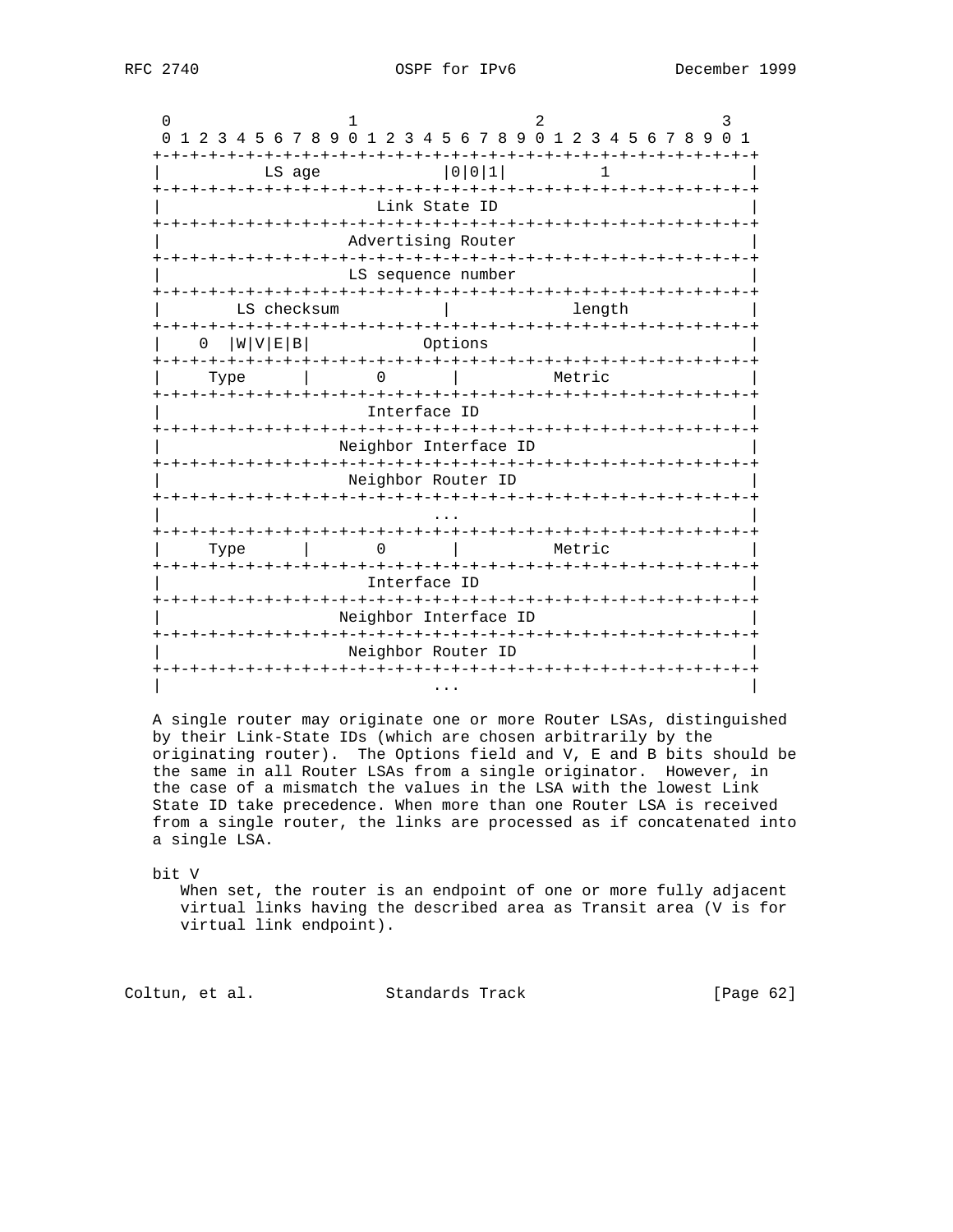```
 0                   1                   2                   3
 0 1 2 3 4 5 6 7 8 9 0 1 2 3 4 5 6 7 8 9 0 1 2 3 4 5 6 7 8 9 0 1
+-+-+-+-+-+-+-+-+-+-+-+-+-+-+-+-+-+-+-+-+-+-+-+-+-+-+-+-+-+-+-+-+
|           LS age             |0|0|1|         1               |
+-+-+-+-+-+-+-+-+-+-+-+-+-+-+-+-+-+-+-+-+-+-+-+-+-+-+-+-+-+-+-+-+
|                       Link State ID                           |
+-+-+-+-+-+-+-+-+-+-+-+-+-+-+-+-+-+-+-+-+-+-+-+-+-+-+-+-+-+-+-+-+
|                    Advertising Router                         |
+-+-+-+-+-+-+-+-+-+-+-+-+-+-+-+-+-+-+-+-+-+-+-+-+-+-+-+-+-+-+-+-+
|                    LS sequence number                         |
+-+-+-+-+-+-+-+-+-+-+-+-+-+-+-+-+-+-+-+-+-+-+-+-+-+-+-+-+-+-+-+-+
|        LS checksum           |             length             |
+-+-+-+-+-+-+-+-+-+-+-+-+-+-+-+-+-+-+-+-+-+-+-+-+-+-+-+-+-+-+-+-+
|    0  |W|V|E|B|            Options                            |
+-+-+-+-+-+-+-+-+-+-+-+-+-+-+-+-+-+-+-+-+-+-+-+-+-+-+-+-+-+-+-+-+
|     Type      |       0       |          Metric               |
+-+-+-+-+-+-+-+-+-+-+-+-+-+-+-+-+-+-+-+-+-+-+-+-+-+-+-+-+-+-+-+-+
|                      Interface ID                             |
+-+-+-+-+-+-+-+-+-+-+-+-+-+-+-+-+-+-+-+-+-+-+-+-+-+-+-+-+-+-+-+-+
|                   Neighbor Interface ID                       |
+-+-+-+-+-+-+-+-+-+-+-+-+-+-+-+-+-+-+-+-+-+-+-+-+-+-+-+-+-+-+-+-+
|                    Neighbor Router ID                         |
+-+-+-+-+-+-+-+-+-+-+-+-+-+-+-+-+-+-+-+-+-+-+-+-+-+-+-+-+-+-+-+-+
|                             ...                               |
+-+-+-+-+-+-+-+-+-+-+-+-+-+-+-+-+-+-+-+-+-+-+-+-+-+-+-+-+-+-+-+-+
|     Type      |       0       |          Metric               |
+-+-+-+-+-+-+-+-+-+-+-+-+-+-+-+-+-+-+-+-+-+-+-+-+-+-+-+-+-+-+-+-+
|                      Interface ID                             |
+-+-+-+-+-+-+-+-+-+-+-+-+-+-+-+-+-+-+-+-+-+-+-+-+-+-+-+-+-+-+-+-+
|                   Neighbor Interface ID                       |
+-+-+-+-+-+-+-+-+-+-+-+-+-+-+-+-+-+-+-+-+-+-+-+-+-+-+-+-+-+-+-+-+
|                    Neighbor Router ID                         |
+-+-+-+-+-+-+-+-+-+-+-+-+-+-+-+-+-+-+-+-+-+-+-+-+-+-+-+-+-+-+-+-+
|                             ...                               |
```

A single router may originate one or more Router LSAs, distinguished by their Link-State IDs (which are chosen arbitrarily by the originating router). The Options field and V, E and B bits should be the same in all Router LSAs from a single originator. However, in the case of a mismatch the values in the LSA with the lowest Link State ID take precedence. When more than one Router LSA is received from a single router, the links are processed as if concatenated into a single LSA.

bit V
: When set, the router is an endpoint of one or more fully adjacent virtual links having the described area as Transit area (V is for virtual link endpoint).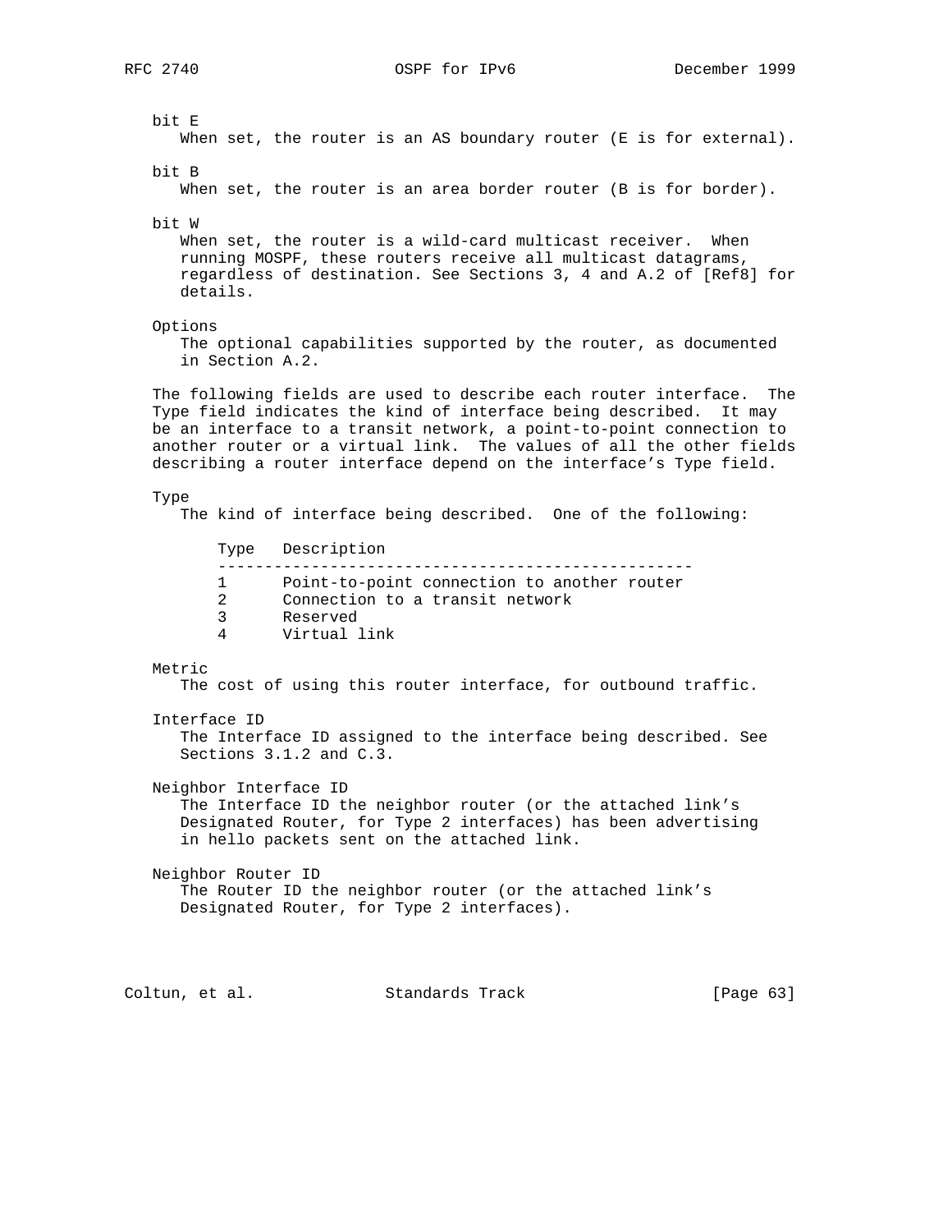bit E
   When set, the router is an AS boundary router (E is for external).

bit B
   When set, the router is an area border router (B is for border).

bit W
   When set, the router is a wild-card multicast receiver. When running MOSPF, these routers receive all multicast datagrams, regardless of destination. See Sections 3, 4 and A.2 of [Ref8] for details.

Options
   The optional capabilities supported by the router, as documented in Section A.2.

The following fields are used to describe each router interface. The Type field indicates the kind of interface being described. It may be an interface to a transit network, a point-to-point connection to another router or a virtual link. The values of all the other fields describing a router interface depend on the interface's Type field.

Type
   The kind of interface being described. One of the following:

| Type | Description |
| --- | --- |
| 1 | Point-to-point connection to another router |
| 2 | Connection to a transit network |
| 3 | Reserved |
| 4 | Virtual link |

Metric
   The cost of using this router interface, for outbound traffic.

Interface ID
   The Interface ID assigned to the interface being described. See Sections 3.1.2 and C.3.

Neighbor Interface ID
   The Interface ID the neighbor router (or the attached link's Designated Router, for Type 2 interfaces) has been advertising in hello packets sent on the attached link.

Neighbor Router ID
   The Router ID the neighbor router (or the attached link's Designated Router, for Type 2 interfaces).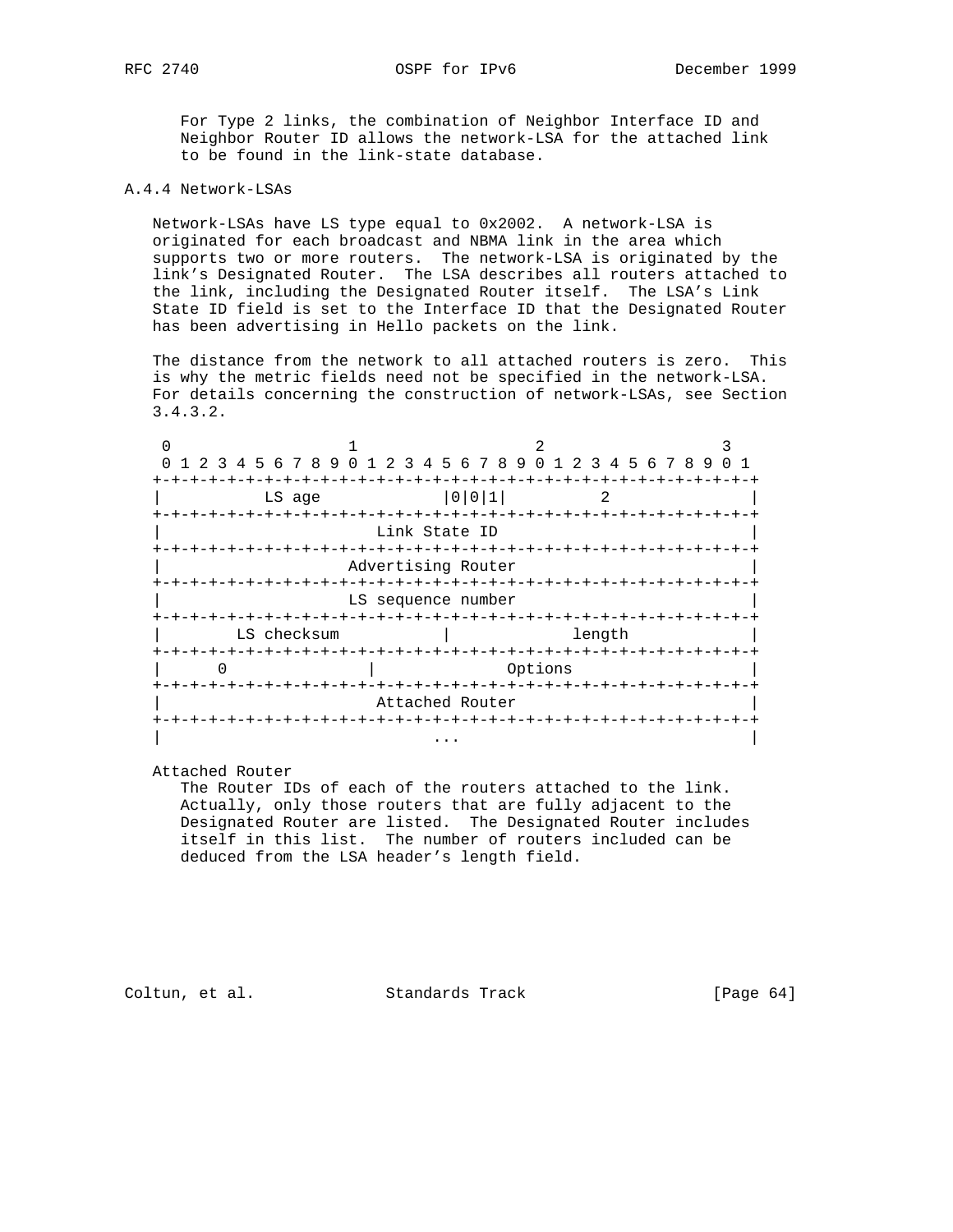For Type 2 links, the combination of Neighbor Interface ID and Neighbor Router ID allows the network-LSA for the attached link to be found in the link-state database.

### A.4.4 Network-LSAs

Network-LSAs have LS type equal to 0x2002. A network-LSA is originated for each broadcast and NBMA link in the area which supports two or more routers. The network-LSA is originated by the link's Designated Router. The LSA describes all routers attached to the link, including the Designated Router itself. The LSA's Link State ID field is set to the Interface ID that the Designated Router has been advertising in Hello packets on the link.

The distance from the network to all attached routers is zero. This is why the metric fields need not be specified in the network-LSA. For details concerning the construction of network-LSAs, see Section 3.4.3.2.

```
 0                   1                   2                   3
 0 1 2 3 4 5 6 7 8 9 0 1 2 3 4 5 6 7 8 9 0 1 2 3 4 5 6 7 8 9 0 1
+-+-+-+-+-+-+-+-+-+-+-+-+-+-+-+-+-+-+-+-+-+-+-+-+-+-+-+-+-+-+-+-+
|           LS age            |0|0|1|          2              |
+-+-+-+-+-+-+-+-+-+-+-+-+-+-+-+-+-+-+-+-+-+-+-+-+-+-+-+-+-+-+-+-+
|                       Link State ID                           |
+-+-+-+-+-+-+-+-+-+-+-+-+-+-+-+-+-+-+-+-+-+-+-+-+-+-+-+-+-+-+-+-+
|                    Advertising Router                         |
+-+-+-+-+-+-+-+-+-+-+-+-+-+-+-+-+-+-+-+-+-+-+-+-+-+-+-+-+-+-+-+-+
|                    LS sequence number                         |
+-+-+-+-+-+-+-+-+-+-+-+-+-+-+-+-+-+-+-+-+-+-+-+-+-+-+-+-+-+-+-+-+
|        LS checksum           |             length             |
+-+-+-+-+-+-+-+-+-+-+-+-+-+-+-+-+-+-+-+-+-+-+-+-+-+-+-+-+-+-+-+-+
|      0        |              Options                          |
+-+-+-+-+-+-+-+-+-+-+-+-+-+-+-+-+-+-+-+-+-+-+-+-+-+-+-+-+-+-+-+-+
|                       Attached Router                         |
+-+-+-+-+-+-+-+-+-+-+-+-+-+-+-+-+-+-+-+-+-+-+-+-+-+-+-+-+-+-+-+-+
|                             ...                               |
```

Attached Router
The Router IDs of each of the routers attached to the link. Actually, only those routers that are fully adjacent to the Designated Router are listed. The Designated Router includes itself in this list. The number of routers included can be deduced from the LSA header's length field.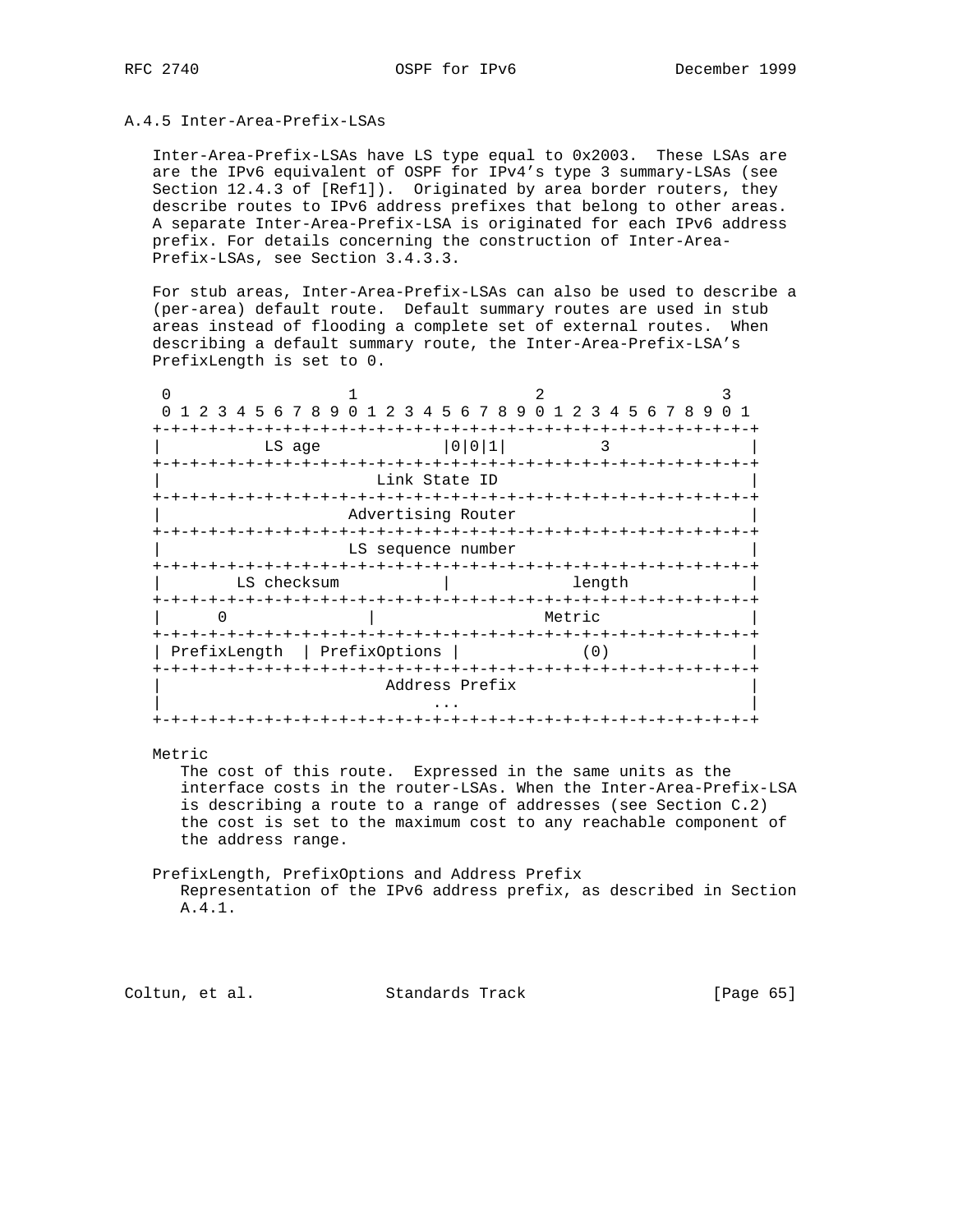### A.4.5 Inter-Area-Prefix-LSAs

Inter-Area-Prefix-LSAs have LS type equal to 0x2003. These LSAs are are the IPv6 equivalent of OSPF for IPv4's type 3 summary-LSAs (see Section 12.4.3 of [Ref1]). Originated by area border routers, they describe routes to IPv6 address prefixes that belong to other areas. A separate Inter-Area-Prefix-LSA is originated for each IPv6 address prefix. For details concerning the construction of Inter-Area-Prefix-LSAs, see Section 3.4.3.3.

For stub areas, Inter-Area-Prefix-LSAs can also be used to describe a (per-area) default route. Default summary routes are used in stub areas instead of flooding a complete set of external routes. When describing a default summary route, the Inter-Area-Prefix-LSA's PrefixLength is set to 0.

```
 0                   1                   2                   3
 0 1 2 3 4 5 6 7 8 9 0 1 2 3 4 5 6 7 8 9 0 1 2 3 4 5 6 7 8 9 0 1
+-+-+-+-+-+-+-+-+-+-+-+-+-+-+-+-+-+-+-+-+-+-+-+-+-+-+-+-+-+-+-+-+
|           LS age            |0|0|1|          3              |
+-+-+-+-+-+-+-+-+-+-+-+-+-+-+-+-+-+-+-+-+-+-+-+-+-+-+-+-+-+-+-+-+
|                       Link State ID                           |
+-+-+-+-+-+-+-+-+-+-+-+-+-+-+-+-+-+-+-+-+-+-+-+-+-+-+-+-+-+-+-+-+
|                    Advertising Router                         |
+-+-+-+-+-+-+-+-+-+-+-+-+-+-+-+-+-+-+-+-+-+-+-+-+-+-+-+-+-+-+-+-+
|                    LS sequence number                         |
+-+-+-+-+-+-+-+-+-+-+-+-+-+-+-+-+-+-+-+-+-+-+-+-+-+-+-+-+-+-+-+-+
|        LS checksum           |             length             |
+-+-+-+-+-+-+-+-+-+-+-+-+-+-+-+-+-+-+-+-+-+-+-+-+-+-+-+-+-+-+-+-+
|      0        |                 Metric                        |
+-+-+-+-+-+-+-+-+-+-+-+-+-+-+-+-+-+-+-+-+-+-+-+-+-+-+-+-+-+-+-+-+
| PrefixLength  | PrefixOptions |             (0)               |
+-+-+-+-+-+-+-+-+-+-+-+-+-+-+-+-+-+-+-+-+-+-+-+-+-+-+-+-+-+-+-+-+
|                        Address Prefix                         |
|                             ...                               |
+-+-+-+-+-+-+-+-+-+-+-+-+-+-+-+-+-+-+-+-+-+-+-+-+-+-+-+-+-+-+-+-+
```

Metric
: The cost of this route. Expressed in the same units as the interface costs in the router-LSAs. When the Inter-Area-Prefix-LSA is describing a route to a range of addresses (see Section C.2) the cost is set to the maximum cost to any reachable component of the address range.

PrefixLength, PrefixOptions and Address Prefix
: Representation of the IPv6 address prefix, as described in Section A.4.1.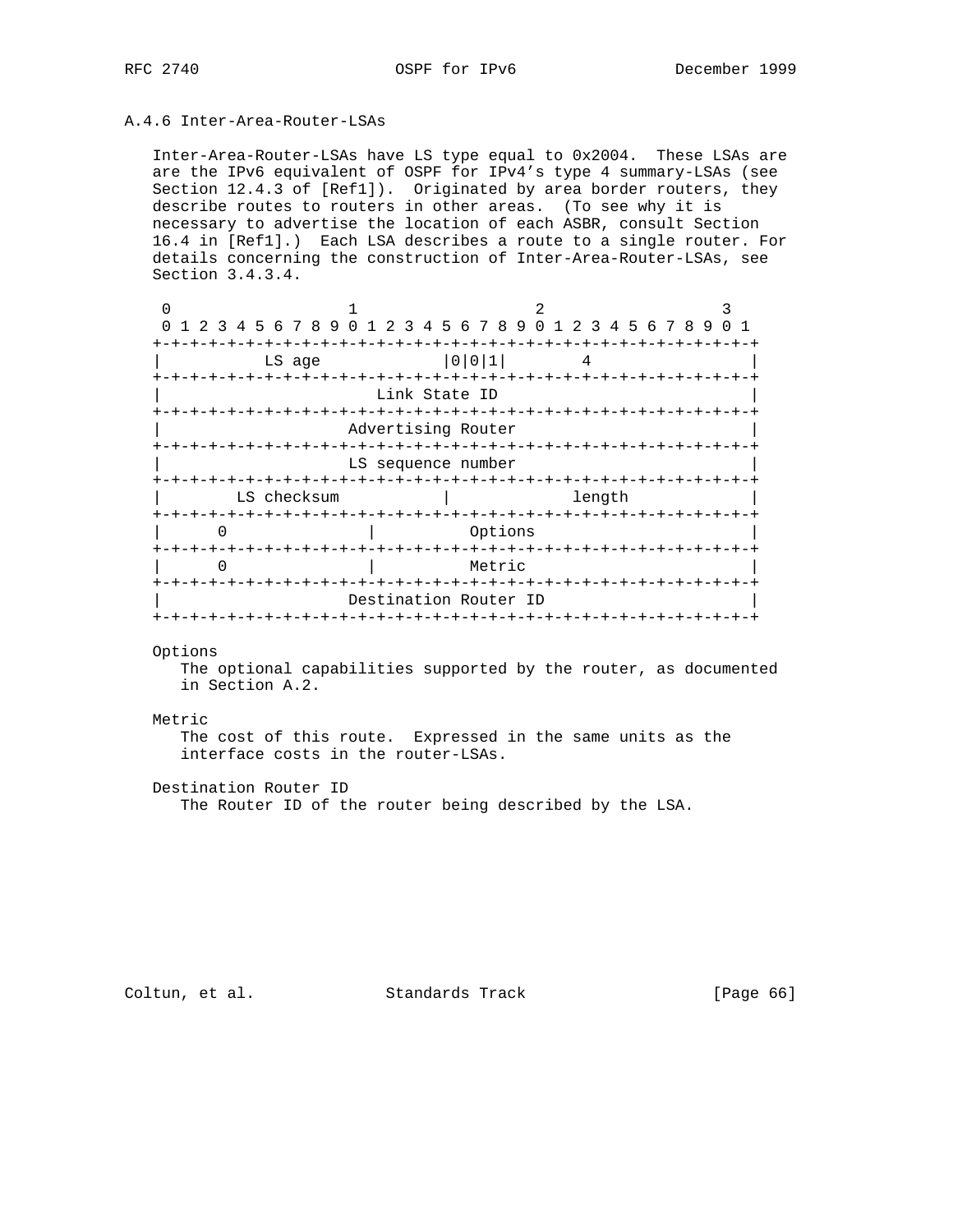### A.4.6 Inter-Area-Router-LSAs

Inter-Area-Router-LSAs have LS type equal to 0x2004. These LSAs are are the IPv6 equivalent of OSPF for IPv4's type 4 summary-LSAs (see Section 12.4.3 of [Ref1]). Originated by area border routers, they describe routes to routers in other areas. (To see why it is necessary to advertise the location of each ASBR, consult Section 16.4 in [Ref1].) Each LSA describes a route to a single router. For details concerning the construction of Inter-Area-Router-LSAs, see Section 3.4.3.4.

```
 0                   1                   2                   3
 0 1 2 3 4 5 6 7 8 9 0 1 2 3 4 5 6 7 8 9 0 1 2 3 4 5 6 7 8 9 0 1
+-+-+-+-+-+-+-+-+-+-+-+-+-+-+-+-+-+-+-+-+-+-+-+-+-+-+-+-+-+-+-+-+
|           LS age            |0|0|1|        4                |
+-+-+-+-+-+-+-+-+-+-+-+-+-+-+-+-+-+-+-+-+-+-+-+-+-+-+-+-+-+-+-+-+
|                       Link State ID                           |
+-+-+-+-+-+-+-+-+-+-+-+-+-+-+-+-+-+-+-+-+-+-+-+-+-+-+-+-+-+-+-+-+
|                    Advertising Router                         |
+-+-+-+-+-+-+-+-+-+-+-+-+-+-+-+-+-+-+-+-+-+-+-+-+-+-+-+-+-+-+-+-+
|                    LS sequence number                         |
+-+-+-+-+-+-+-+-+-+-+-+-+-+-+-+-+-+-+-+-+-+-+-+-+-+-+-+-+-+-+-+-+
|        LS checksum           |             length             |
+-+-+-+-+-+-+-+-+-+-+-+-+-+-+-+-+-+-+-+-+-+-+-+-+-+-+-+-+-+-+-+-+
|      0        |          Options                              |
+-+-+-+-+-+-+-+-+-+-+-+-+-+-+-+-+-+-+-+-+-+-+-+-+-+-+-+-+-+-+-+-+
|      0        |          Metric                               |
+-+-+-+-+-+-+-+-+-+-+-+-+-+-+-+-+-+-+-+-+-+-+-+-+-+-+-+-+-+-+-+-+
|                    Destination Router ID                      |
+-+-+-+-+-+-+-+-+-+-+-+-+-+-+-+-+-+-+-+-+-+-+-+-+-+-+-+-+-+-+-+-+
```

Options
   The optional capabilities supported by the router, as documented in Section A.2.

Metric
   The cost of this route. Expressed in the same units as the interface costs in the router-LSAs.

Destination Router ID
   The Router ID of the router being described by the LSA.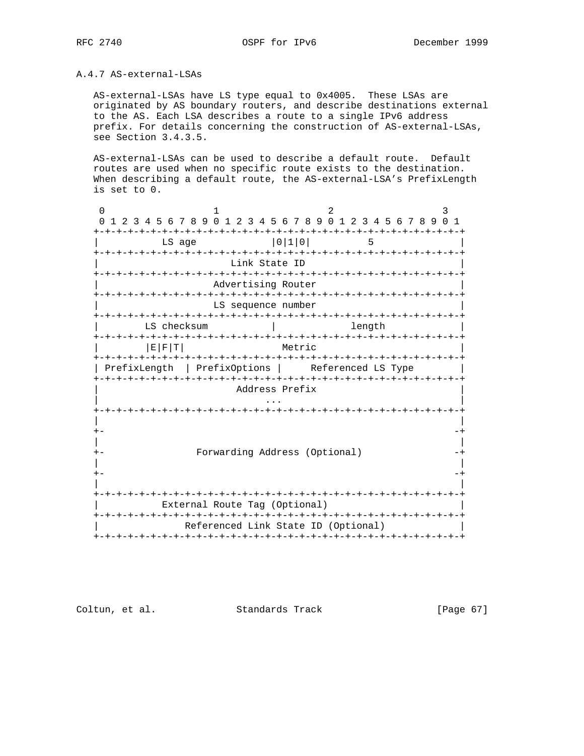### A.4.7 AS-external-LSAs

AS-external-LSAs have LS type equal to 0x4005. These LSAs are originated by AS boundary routers, and describe destinations external to the AS. Each LSA describes a route to a single IPv6 address prefix. For details concerning the construction of AS-external-LSAs, see Section 3.4.3.5.

AS-external-LSAs can be used to describe a default route. Default routes are used when no specific route exists to the destination. When describing a default route, the AS-external-LSA's PrefixLength is set to 0.

```
 0                   1                   2                   3
 0 1 2 3 4 5 6 7 8 9 0 1 2 3 4 5 6 7 8 9 0 1 2 3 4 5 6 7 8 9 0 1
+-+-+-+-+-+-+-+-+-+-+-+-+-+-+-+-+-+-+-+-+-+-+-+-+-+-+-+-+-+-+-+-+
|           LS age             |0|1|0|          5              |
+-+-+-+-+-+-+-+-+-+-+-+-+-+-+-+-+-+-+-+-+-+-+-+-+-+-+-+-+-+-+-+-+
|                       Link State ID                           |
+-+-+-+-+-+-+-+-+-+-+-+-+-+-+-+-+-+-+-+-+-+-+-+-+-+-+-+-+-+-+-+-+
|                    Advertising Router                         |
+-+-+-+-+-+-+-+-+-+-+-+-+-+-+-+-+-+-+-+-+-+-+-+-+-+-+-+-+-+-+-+-+
|                    LS sequence number                         |
+-+-+-+-+-+-+-+-+-+-+-+-+-+-+-+-+-+-+-+-+-+-+-+-+-+-+-+-+-+-+-+-+
|        LS checksum           |             length             |
+-+-+-+-+-+-+-+-+-+-+-+-+-+-+-+-+-+-+-+-+-+-+-+-+-+-+-+-+-+-+-+-+
|        |E|F|T|                Metric                          |
+-+-+-+-+-+-+-+-+-+-+-+-+-+-+-+-+-+-+-+-+-+-+-+-+-+-+-+-+-+-+-+-+
| PrefixLength  | PrefixOptions |     Referenced LS Type        |
+-+-+-+-+-+-+-+-+-+-+-+-+-+-+-+-+-+-+-+-+-+-+-+-+-+-+-+-+-+-+-+-+
|                        Address Prefix                         |
|                             ...                               |
+-+-+-+-+-+-+-+-+-+-+-+-+-+-+-+-+-+-+-+-+-+-+-+-+-+-+-+-+-+-+-+-+
|                                                               |
+-                                                             -+
|                                                               |
+-                Forwarding Address (Optional)                -+
|                                                               |
+-                                                             -+
|                                                               |
+-+-+-+-+-+-+-+-+-+-+-+-+-+-+-+-+-+-+-+-+-+-+-+-+-+-+-+-+-+-+-+-+
|              External Route Tag (Optional)                    |
+-+-+-+-+-+-+-+-+-+-+-+-+-+-+-+-+-+-+-+-+-+-+-+-+-+-+-+-+-+-+-+-+
|               Referenced Link State ID (Optional)             |
+-+-+-+-+-+-+-+-+-+-+-+-+-+-+-+-+-+-+-+-+-+-+-+-+-+-+-+-+-+-+-+-+
```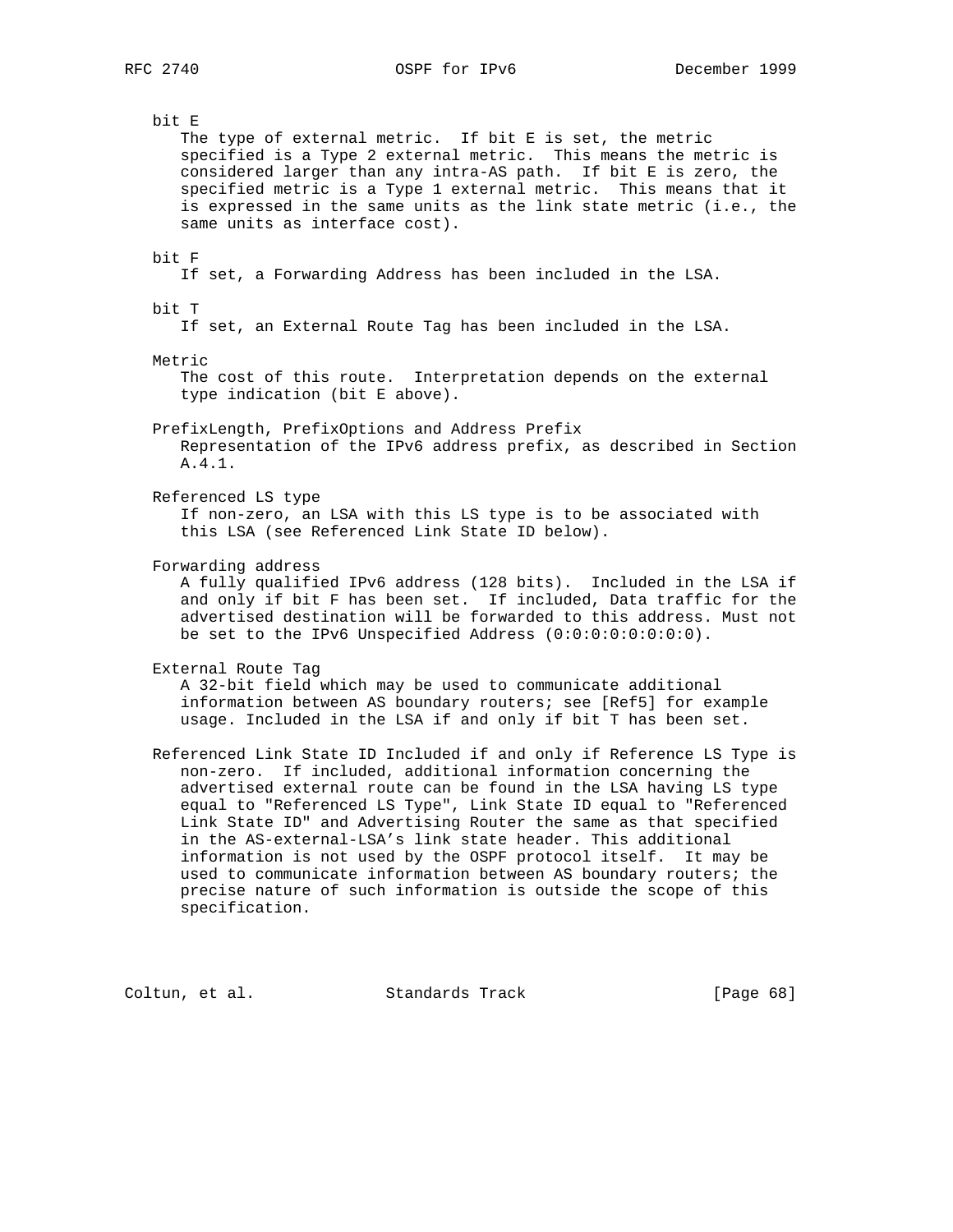bit E
  The type of external metric. If bit E is set, the metric specified is a Type 2 external metric. This means the metric is considered larger than any intra-AS path. If bit E is zero, the specified metric is a Type 1 external metric. This means that it is expressed in the same units as the link state metric (i.e., the same units as interface cost).

bit F
  If set, a Forwarding Address has been included in the LSA.

bit T
  If set, an External Route Tag has been included in the LSA.

Metric
  The cost of this route. Interpretation depends on the external type indication (bit E above).

PrefixLength, PrefixOptions and Address Prefix
  Representation of the IPv6 address prefix, as described in Section A.4.1.

Referenced LS type
  If non-zero, an LSA with this LS type is to be associated with this LSA (see Referenced Link State ID below).

Forwarding address
  A fully qualified IPv6 address (128 bits). Included in the LSA if and only if bit F has been set. If included, Data traffic for the advertised destination will be forwarded to this address. Must not be set to the IPv6 Unspecified Address (0:0:0:0:0:0:0:0).

External Route Tag
  A 32-bit field which may be used to communicate additional information between AS boundary routers; see [Ref5] for example usage. Included in the LSA if and only if bit T has been set.

Referenced Link State ID Included if and only if Reference LS Type is non-zero. If included, additional information concerning the advertised external route can be found in the LSA having LS type equal to "Referenced LS Type", Link State ID equal to "Referenced Link State ID" and Advertising Router the same as that specified in the AS-external-LSA's link state header. This additional information is not used by the OSPF protocol itself. It may be used to communicate information between AS boundary routers; the precise nature of such information is outside the scope of this specification.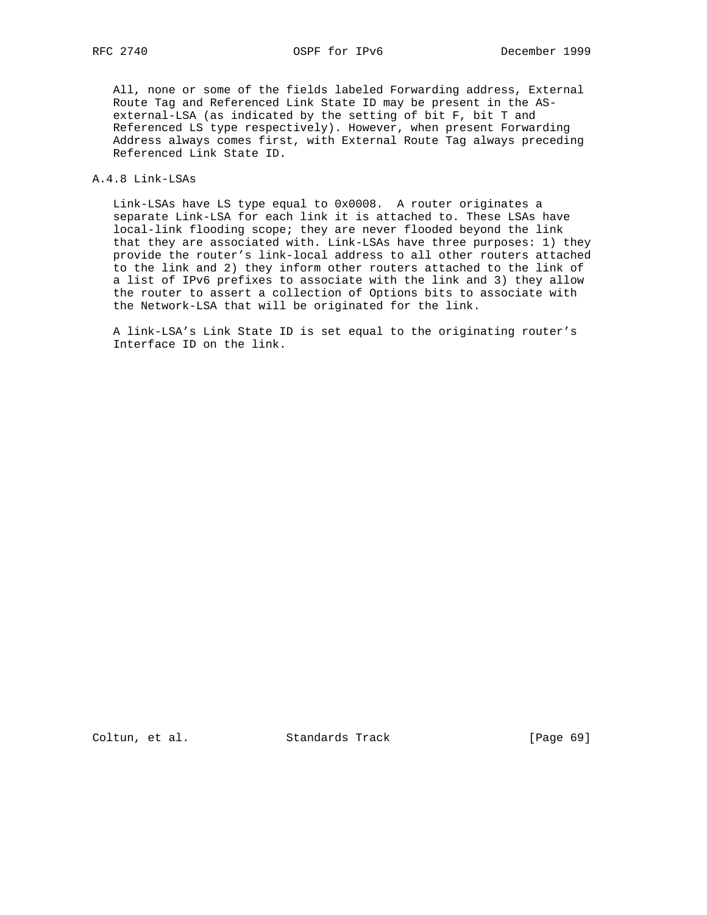All, none or some of the fields labeled Forwarding address, External Route Tag and Referenced Link State ID may be present in the AS-external-LSA (as indicated by the setting of bit F, bit T and Referenced LS type respectively). However, when present Forwarding Address always comes first, with External Route Tag always preceding Referenced Link State ID.

### A.4.8 Link-LSAs

Link-LSAs have LS type equal to 0x0008. A router originates a separate Link-LSA for each link it is attached to. These LSAs have local-link flooding scope; they are never flooded beyond the link that they are associated with. Link-LSAs have three purposes: 1) they provide the router's link-local address to all other routers attached to the link and 2) they inform other routers attached to the link of a list of IPv6 prefixes to associate with the link and 3) they allow the router to assert a collection of Options bits to associate with the Network-LSA that will be originated for the link.

A link-LSA's Link State ID is set equal to the originating router's Interface ID on the link.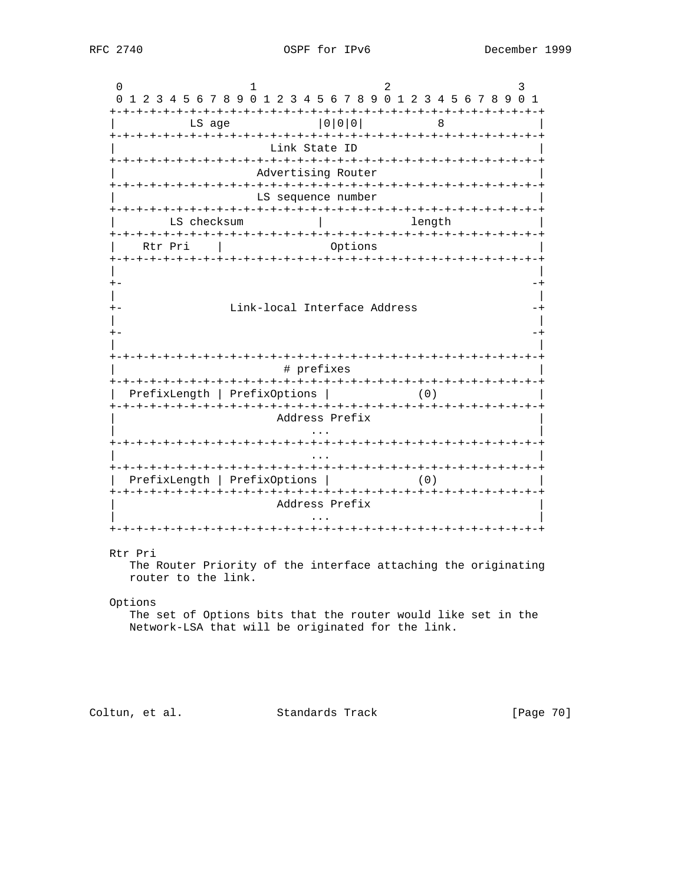```
     0                   1                   2                   3
     0 1 2 3 4 5 6 7 8 9 0 1 2 3 4 5 6 7 8 9 0 1 2 3 4 5 6 7 8 9 0 1
    +-+-+-+-+-+-+-+-+-+-+-+-+-+-+-+-+-+-+-+-+-+-+-+-+-+-+-+-+-+-+-+-+
    |           LS age            |0|0|0|          8              |
    +-+-+-+-+-+-+-+-+-+-+-+-+-+-+-+-+-+-+-+-+-+-+-+-+-+-+-+-+-+-+-+-+
    |                       Link State ID                           |
    +-+-+-+-+-+-+-+-+-+-+-+-+-+-+-+-+-+-+-+-+-+-+-+-+-+-+-+-+-+-+-+-+
    |                     Advertising Router                        |
    +-+-+-+-+-+-+-+-+-+-+-+-+-+-+-+-+-+-+-+-+-+-+-+-+-+-+-+-+-+-+-+-+
    |                     LS sequence number                        |
    +-+-+-+-+-+-+-+-+-+-+-+-+-+-+-+-+-+-+-+-+-+-+-+-+-+-+-+-+-+-+-+-+
    |        LS checksum           |             length             |
    +-+-+-+-+-+-+-+-+-+-+-+-+-+-+-+-+-+-+-+-+-+-+-+-+-+-+-+-+-+-+-+-+
    |    Rtr Pri    |                Options                        |
    +-+-+-+-+-+-+-+-+-+-+-+-+-+-+-+-+-+-+-+-+-+-+-+-+-+-+-+-+-+-+-+-+
    |                                                               |
    +-                                                             -+
    |                                                               |
    +-                Link-local Interface Address                 -+
    |                                                               |
    +-                                                             -+
    |                                                               |
    +-+-+-+-+-+-+-+-+-+-+-+-+-+-+-+-+-+-+-+-+-+-+-+-+-+-+-+-+-+-+-+-+
    |                         # prefixes                            |
    +-+-+-+-+-+-+-+-+-+-+-+-+-+-+-+-+-+-+-+-+-+-+-+-+-+-+-+-+-+-+-+-+
    |  PrefixLength | PrefixOptions |             (0)               |
    +-+-+-+-+-+-+-+-+-+-+-+-+-+-+-+-+-+-+-+-+-+-+-+-+-+-+-+-+-+-+-+-+
    |                        Address Prefix                         |
    |                             ...                               |
    +-+-+-+-+-+-+-+-+-+-+-+-+-+-+-+-+-+-+-+-+-+-+-+-+-+-+-+-+-+-+-+-+
    |                             ...                               |
    +-+-+-+-+-+-+-+-+-+-+-+-+-+-+-+-+-+-+-+-+-+-+-+-+-+-+-+-+-+-+-+-+
    |  PrefixLength | PrefixOptions |             (0)               |
    +-+-+-+-+-+-+-+-+-+-+-+-+-+-+-+-+-+-+-+-+-+-+-+-+-+-+-+-+-+-+-+-+
    |                        Address Prefix                         |
    |                             ...                               |
    +-+-+-+-+-+-+-+-+-+-+-+-+-+-+-+-+-+-+-+-+-+-+-+-+-+-+-+-+-+-+-+-+
```

Rtr Pri
   The Router Priority of the interface attaching the originating router to the link.

Options
   The set of Options bits that the router would like set in the Network-LSA that will be originated for the link.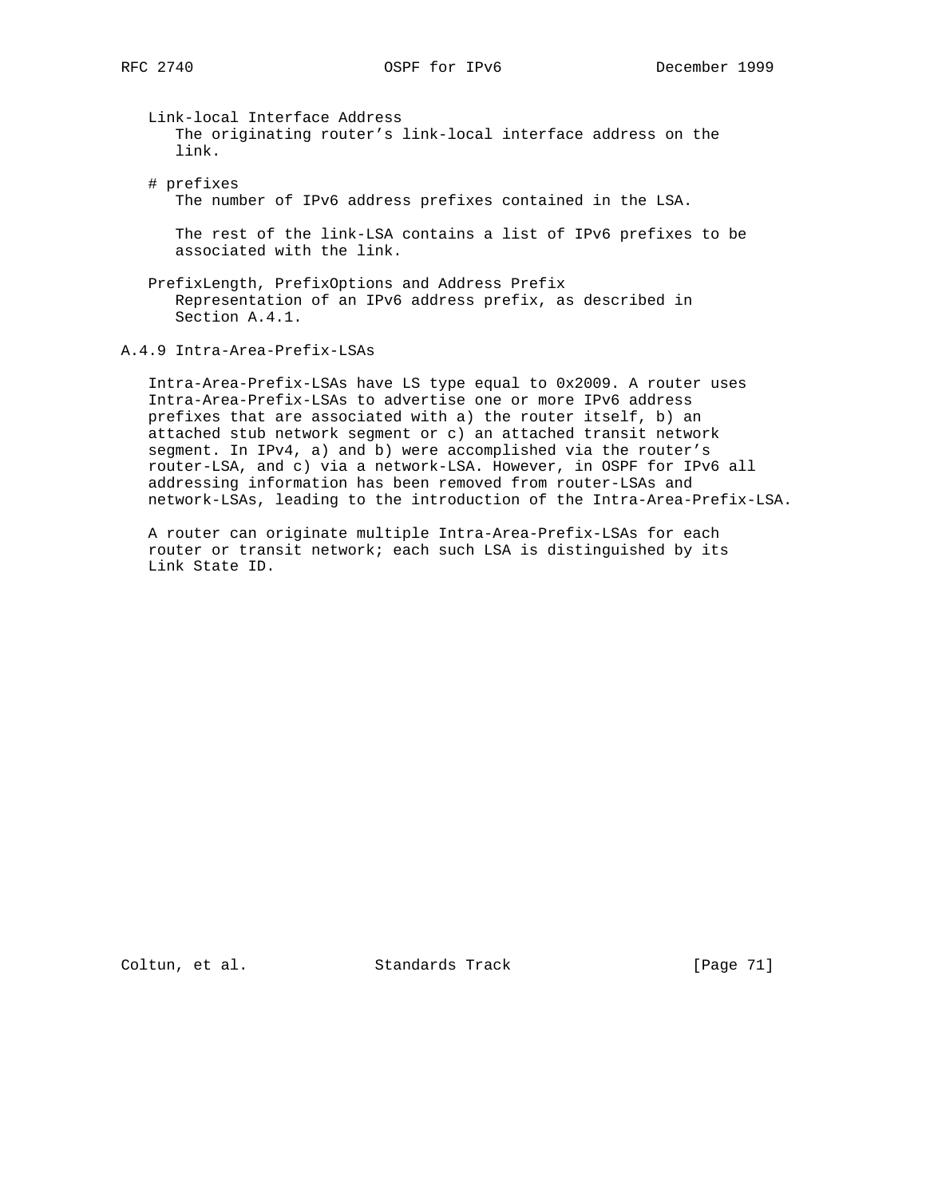Link-local Interface Address
The originating router's link-local interface address on the link.

# prefixes
The number of IPv6 address prefixes contained in the LSA.

The rest of the link-LSA contains a list of IPv6 prefixes to be associated with the link.

PrefixLength, PrefixOptions and Address Prefix
Representation of an IPv6 address prefix, as described in Section A.4.1.

### A.4.9 Intra-Area-Prefix-LSAs

Intra-Area-Prefix-LSAs have LS type equal to 0x2009. A router uses Intra-Area-Prefix-LSAs to advertise one or more IPv6 address prefixes that are associated with a) the router itself, b) an attached stub network segment or c) an attached transit network segment. In IPv4, a) and b) were accomplished via the router's router-LSA, and c) via a network-LSA. However, in OSPF for IPv6 all addressing information has been removed from router-LSAs and network-LSAs, leading to the introduction of the Intra-Area-Prefix-LSA.

A router can originate multiple Intra-Area-Prefix-LSAs for each router or transit network; each such LSA is distinguished by its Link State ID.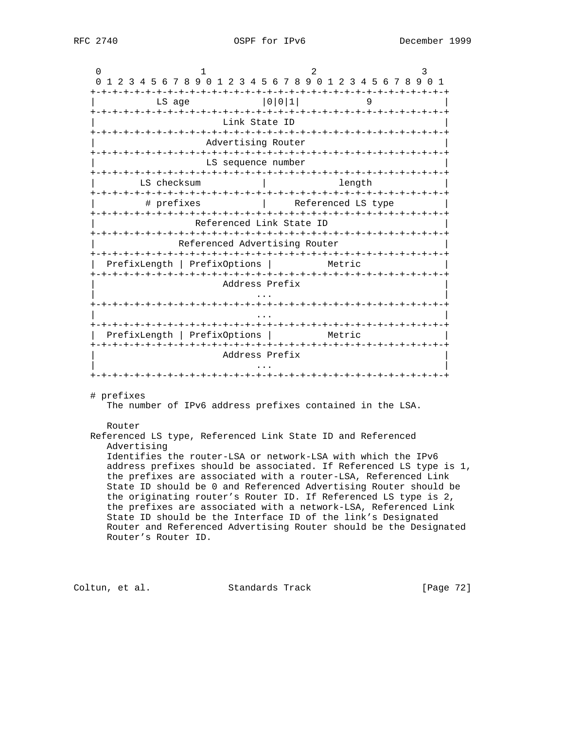```
     0                   1                   2                   3
     0 1 2 3 4 5 6 7 8 9 0 1 2 3 4 5 6 7 8 9 0 1 2 3 4 5 6 7 8 9 0 1
    +-+-+-+-+-+-+-+-+-+-+-+-+-+-+-+-+-+-+-+-+-+-+-+-+-+-+-+-+-+-+-+-+
    |           LS age             |0|0|1|            9            |
    +-+-+-+-+-+-+-+-+-+-+-+-+-+-+-+-+-+-+-+-+-+-+-+-+-+-+-+-+-+-+-+-+
    |                       Link State ID                           |
    +-+-+-+-+-+-+-+-+-+-+-+-+-+-+-+-+-+-+-+-+-+-+-+-+-+-+-+-+-+-+-+-+
    |                    Advertising Router                         |
    +-+-+-+-+-+-+-+-+-+-+-+-+-+-+-+-+-+-+-+-+-+-+-+-+-+-+-+-+-+-+-+-+
    |                    LS sequence number                         |
    +-+-+-+-+-+-+-+-+-+-+-+-+-+-+-+-+-+-+-+-+-+-+-+-+-+-+-+-+-+-+-+-+
    |        LS checksum           |             length             |
    +-+-+-+-+-+-+-+-+-+-+-+-+-+-+-+-+-+-+-+-+-+-+-+-+-+-+-+-+-+-+-+-+
    |         # prefixes           |     Referenced LS type         |
    +-+-+-+-+-+-+-+-+-+-+-+-+-+-+-+-+-+-+-+-+-+-+-+-+-+-+-+-+-+-+-+-+
    |                  Referenced Link State ID                     |
    +-+-+-+-+-+-+-+-+-+-+-+-+-+-+-+-+-+-+-+-+-+-+-+-+-+-+-+-+-+-+-+-+
    |               Referenced Advertising Router                   |
    +-+-+-+-+-+-+-+-+-+-+-+-+-+-+-+-+-+-+-+-+-+-+-+-+-+-+-+-+-+-+-+-+
    |  PrefixLength | PrefixOptions |          Metric               |
    +-+-+-+-+-+-+-+-+-+-+-+-+-+-+-+-+-+-+-+-+-+-+-+-+-+-+-+-+-+-+-+-+
    |                       Address Prefix                          |
    |                             ...                               |
    +-+-+-+-+-+-+-+-+-+-+-+-+-+-+-+-+-+-+-+-+-+-+-+-+-+-+-+-+-+-+-+-+
    |                             ...                               |
    +-+-+-+-+-+-+-+-+-+-+-+-+-+-+-+-+-+-+-+-+-+-+-+-+-+-+-+-+-+-+-+-+
    |  PrefixLength | PrefixOptions |          Metric               |
    +-+-+-+-+-+-+-+-+-+-+-+-+-+-+-+-+-+-+-+-+-+-+-+-+-+-+-+-+-+-+-+-+
    |                       Address Prefix                          |
    |                             ...                               |
    +-+-+-+-+-+-+-+-+-+-+-+-+-+-+-+-+-+-+-+-+-+-+-+-+-+-+-+-+-+-+-+-+
```

# prefixes
   The number of IPv6 address prefixes contained in the LSA.

   Router
Referenced LS type, Referenced Link State ID and Referenced
   Advertising
   Identifies the router-LSA or network-LSA with which the IPv6 address prefixes should be associated. If Referenced LS type is 1, the prefixes are associated with a router-LSA, Referenced Link State ID should be 0 and Referenced Advertising Router should be the originating router's Router ID. If Referenced LS type is 2, the prefixes are associated with a network-LSA, Referenced Link State ID should be the Interface ID of the link's Designated Router and Referenced Advertising Router should be the Designated Router's Router ID.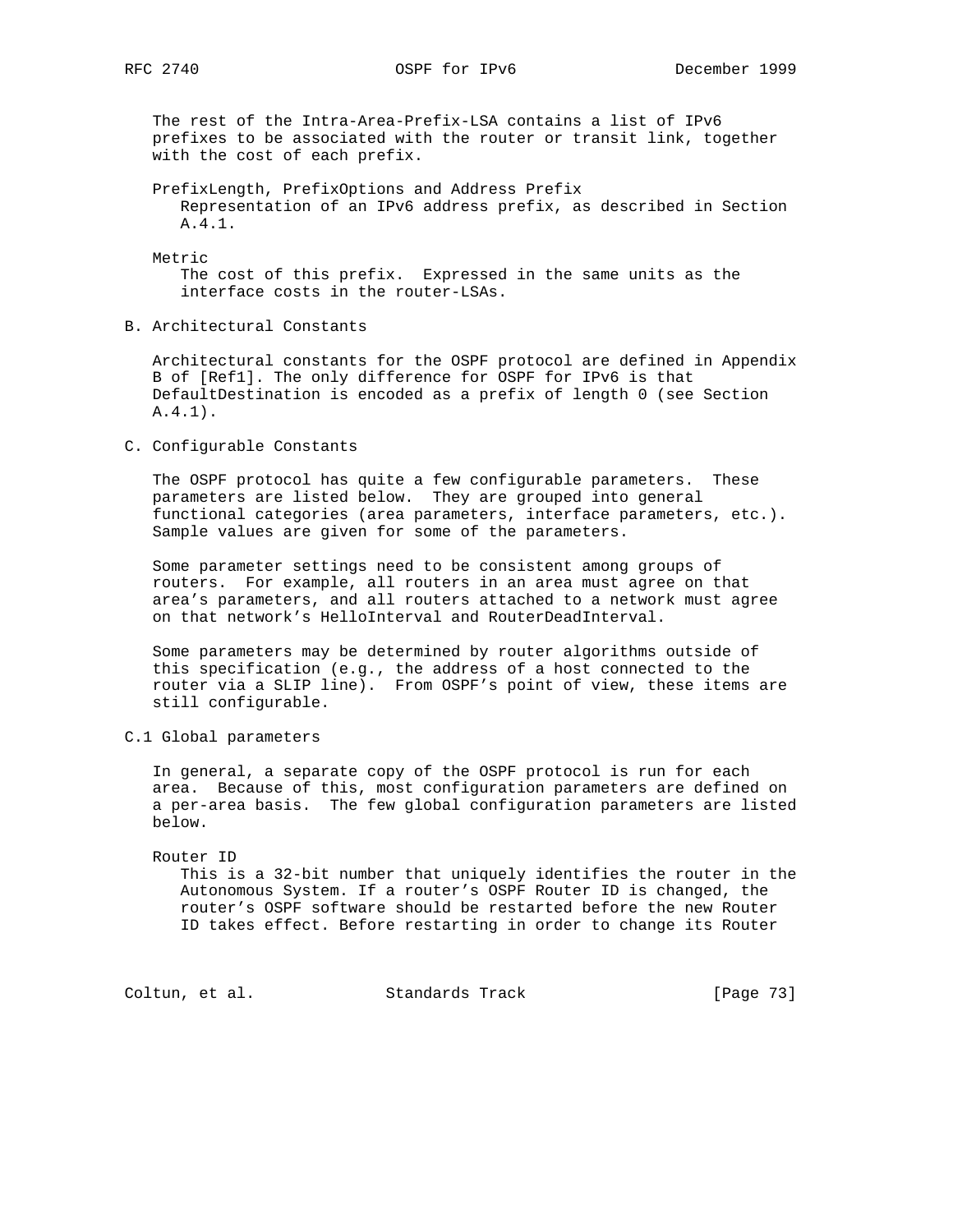The rest of the Intra-Area-Prefix-LSA contains a list of IPv6 prefixes to be associated with the router or transit link, together with the cost of each prefix.

PrefixLength, PrefixOptions and Address Prefix
: Representation of an IPv6 address prefix, as described in Section A.4.1.

Metric
: The cost of this prefix. Expressed in the same units as the interface costs in the router-LSAs.

# B. Architectural Constants

Architectural constants for the OSPF protocol are defined in Appendix B of [Ref1]. The only difference for OSPF for IPv6 is that DefaultDestination is encoded as a prefix of length 0 (see Section A.4.1).

# C. Configurable Constants

The OSPF protocol has quite a few configurable parameters. These parameters are listed below. They are grouped into general functional categories (area parameters, interface parameters, etc.). Sample values are given for some of the parameters.

Some parameter settings need to be consistent among groups of routers. For example, all routers in an area must agree on that area's parameters, and all routers attached to a network must agree on that network's HelloInterval and RouterDeadInterval.

Some parameters may be determined by router algorithms outside of this specification (e.g., the address of a host connected to the router via a SLIP line). From OSPF's point of view, these items are still configurable.

## C.1 Global parameters

In general, a separate copy of the OSPF protocol is run for each area. Because of this, most configuration parameters are defined on a per-area basis. The few global configuration parameters are listed below.

Router ID
: This is a 32-bit number that uniquely identifies the router in the Autonomous System. If a router's OSPF Router ID is changed, the router's OSPF software should be restarted before the new Router ID takes effect. Before restarting in order to change its Router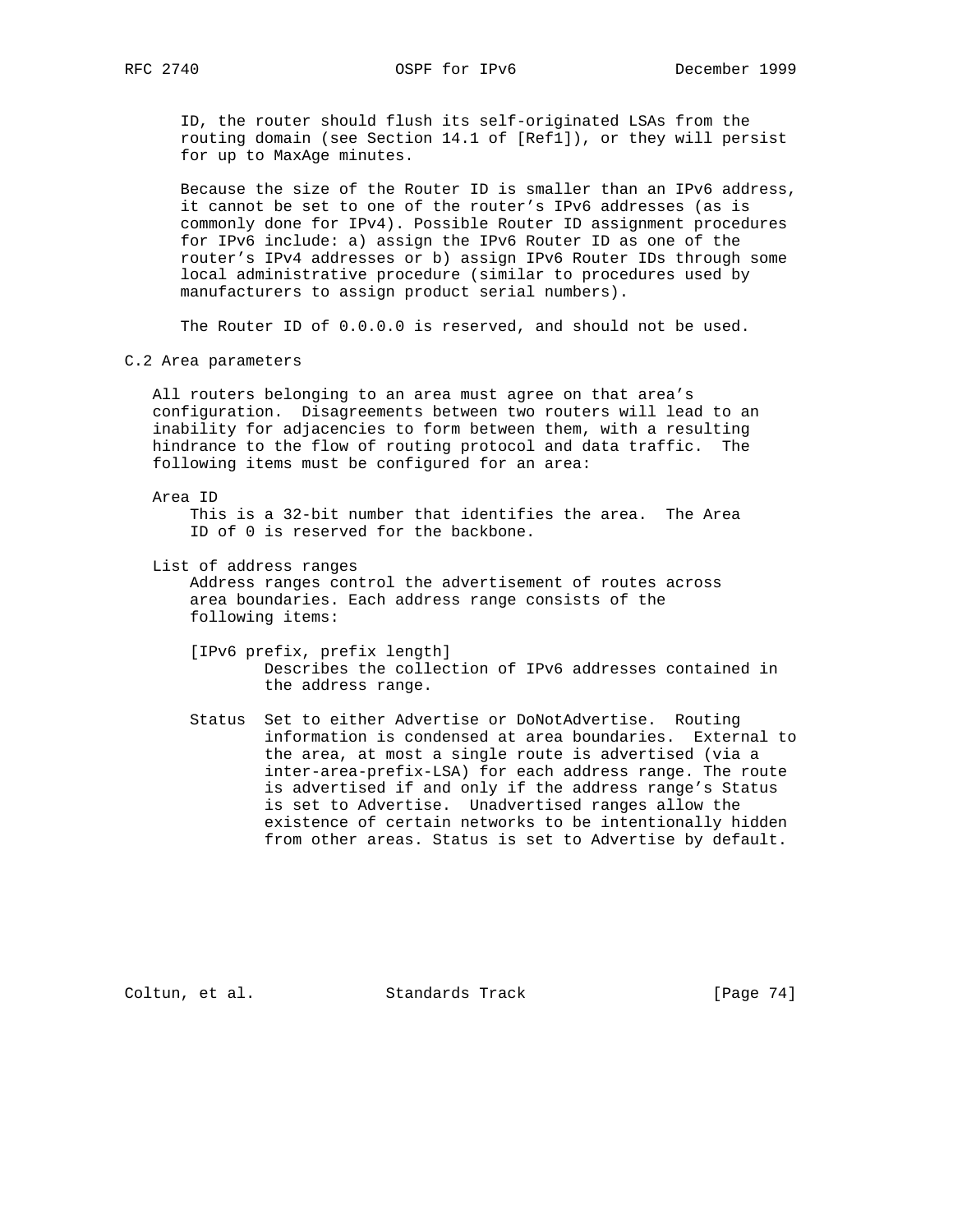ID, the router should flush its self-originated LSAs from the routing domain (see Section 14.1 of [Ref1]), or they will persist for up to MaxAge minutes.

Because the size of the Router ID is smaller than an IPv6 address, it cannot be set to one of the router's IPv6 addresses (as is commonly done for IPv4). Possible Router ID assignment procedures for IPv6 include: a) assign the IPv6 Router ID as one of the router's IPv4 addresses or b) assign IPv6 Router IDs through some local administrative procedure (similar to procedures used by manufacturers to assign product serial numbers).

The Router ID of 0.0.0.0 is reserved, and should not be used.

## C.2 Area parameters

All routers belonging to an area must agree on that area's configuration. Disagreements between two routers will lead to an inability for adjacencies to form between them, with a resulting hindrance to the flow of routing protocol and data traffic. The following items must be configured for an area:

Area ID
: This is a 32-bit number that identifies the area. The Area ID of 0 is reserved for the backbone.

List of address ranges
: Address ranges control the advertisement of routes across area boundaries. Each address range consists of the following items:

  [IPv6 prefix, prefix length]
  : Describes the collection of IPv6 addresses contained in the address range.

  Status
  : Set to either Advertise or DoNotAdvertise. Routing information is condensed at area boundaries. External to the area, at most a single route is advertised (via a inter-area-prefix-LSA) for each address range. The route is advertised if and only if the address range's Status is set to Advertise. Unadvertised ranges allow the existence of certain networks to be intentionally hidden from other areas. Status is set to Advertise by default.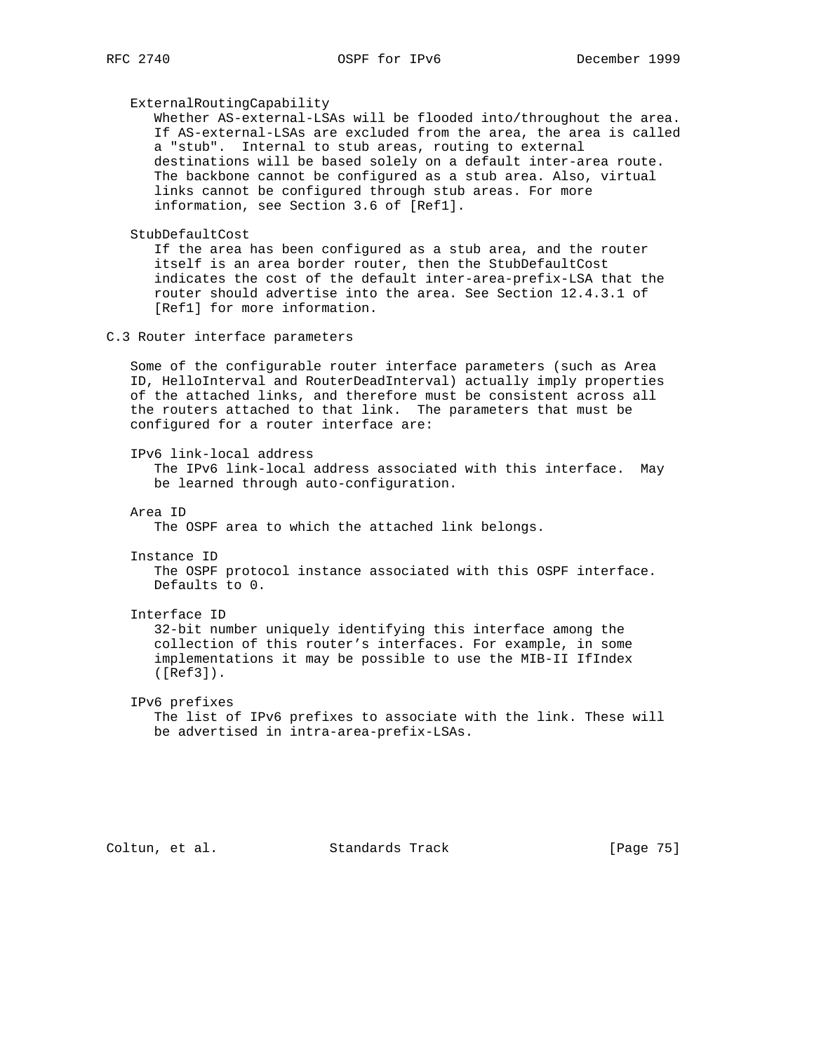ExternalRoutingCapability

Whether AS-external-LSAs will be flooded into/throughout the area. If AS-external-LSAs are excluded from the area, the area is called a "stub". Internal to stub areas, routing to external destinations will be based solely on a default inter-area route. The backbone cannot be configured as a stub area. Also, virtual links cannot be configured through stub areas. For more information, see Section 3.6 of [Ref1].

StubDefaultCost

If the area has been configured as a stub area, and the router itself is an area border router, then the StubDefaultCost indicates the cost of the default inter-area-prefix-LSA that the router should advertise into the area. See Section 12.4.3.1 of [Ref1] for more information.

## C.3 Router interface parameters

Some of the configurable router interface parameters (such as Area ID, HelloInterval and RouterDeadInterval) actually imply properties of the attached links, and therefore must be consistent across all the routers attached to that link. The parameters that must be configured for a router interface are:

IPv6 link-local address

The IPv6 link-local address associated with this interface. May be learned through auto-configuration.

Area ID

The OSPF area to which the attached link belongs.

Instance ID

The OSPF protocol instance associated with this OSPF interface. Defaults to 0.

Interface ID

32-bit number uniquely identifying this interface among the collection of this router's interfaces. For example, in some implementations it may be possible to use the MIB-II IfIndex ([Ref3]).

IPv6 prefixes

The list of IPv6 prefixes to associate with the link. These will be advertised in intra-area-prefix-LSAs.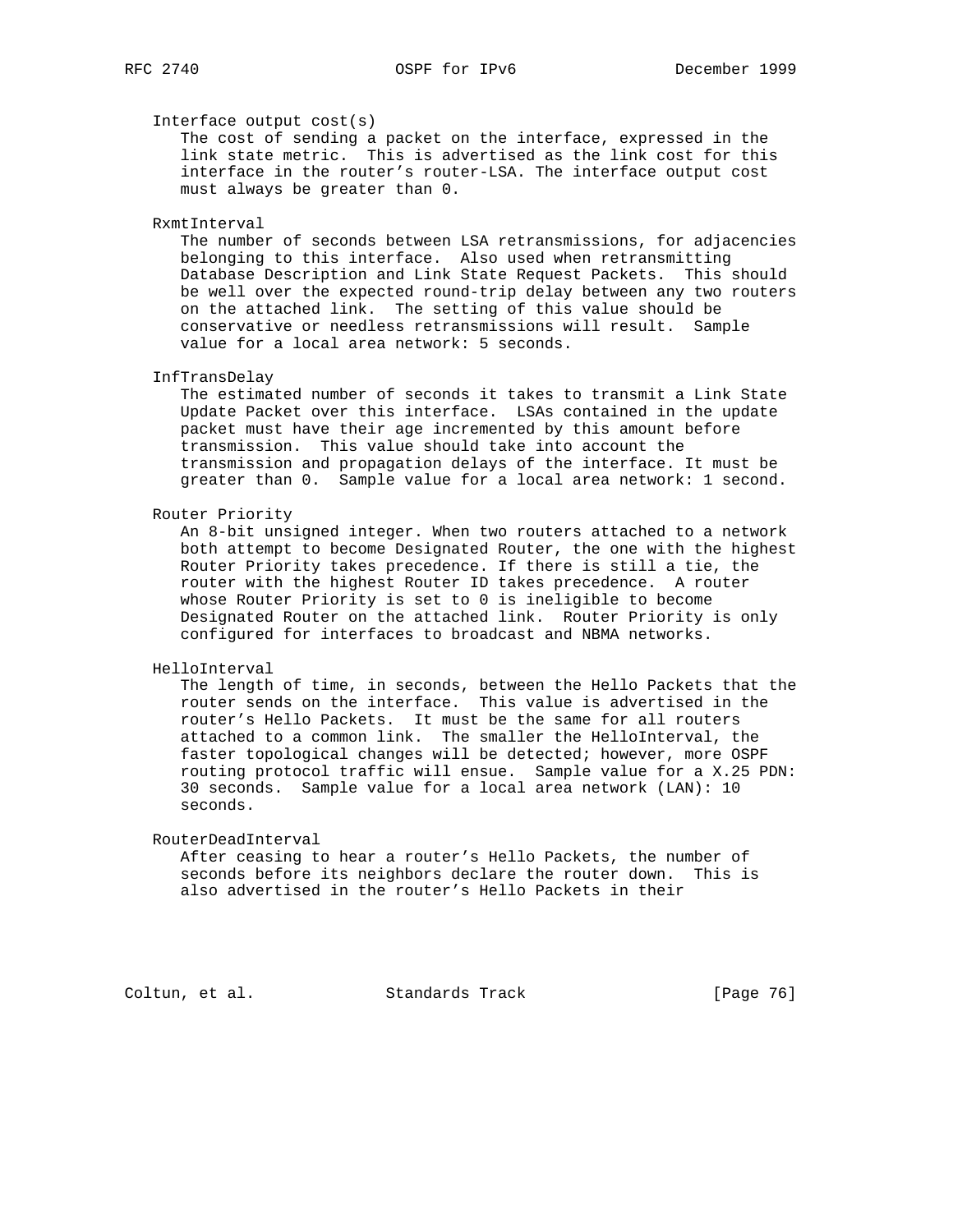Interface output cost(s)

The cost of sending a packet on the interface, expressed in the link state metric. This is advertised as the link cost for this interface in the router's router-LSA. The interface output cost must always be greater than 0.

RxmtInterval

The number of seconds between LSA retransmissions, for adjacencies belonging to this interface. Also used when retransmitting Database Description and Link State Request Packets. This should be well over the expected round-trip delay between any two routers on the attached link. The setting of this value should be conservative or needless retransmissions will result. Sample value for a local area network: 5 seconds.

InfTransDelay

The estimated number of seconds it takes to transmit a Link State Update Packet over this interface. LSAs contained in the update packet must have their age incremented by this amount before transmission. This value should take into account the transmission and propagation delays of the interface. It must be greater than 0. Sample value for a local area network: 1 second.

Router Priority

An 8-bit unsigned integer. When two routers attached to a network both attempt to become Designated Router, the one with the highest Router Priority takes precedence. If there is still a tie, the router with the highest Router ID takes precedence. A router whose Router Priority is set to 0 is ineligible to become Designated Router on the attached link. Router Priority is only configured for interfaces to broadcast and NBMA networks.

HelloInterval

The length of time, in seconds, between the Hello Packets that the router sends on the interface. This value is advertised in the router's Hello Packets. It must be the same for all routers attached to a common link. The smaller the HelloInterval, the faster topological changes will be detected; however, more OSPF routing protocol traffic will ensue. Sample value for a X.25 PDN: 30 seconds. Sample value for a local area network (LAN): 10 seconds.

RouterDeadInterval

After ceasing to hear a router's Hello Packets, the number of seconds before its neighbors declare the router down. This is also advertised in the router's Hello Packets in their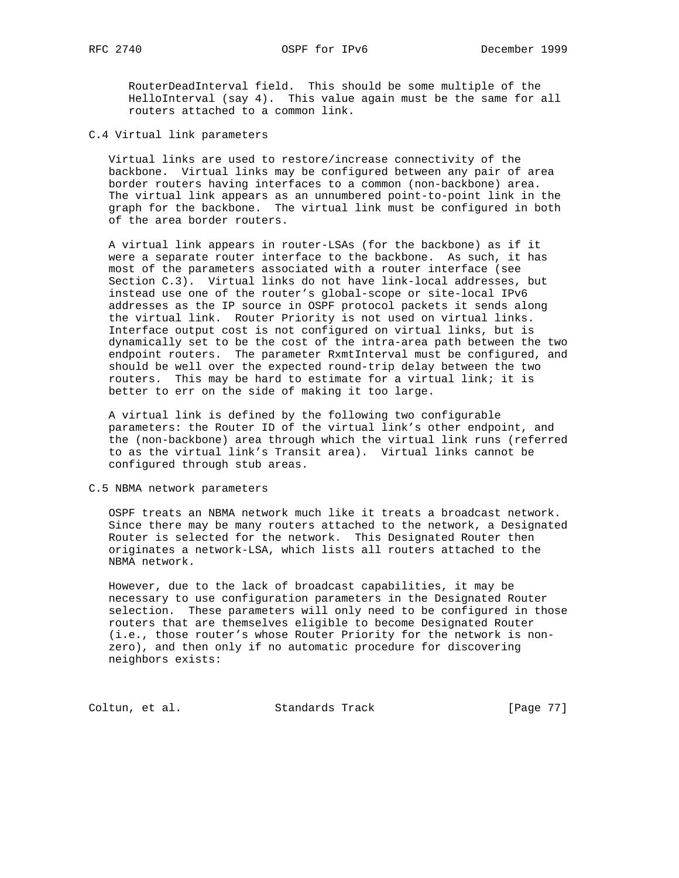RouterDeadInterval field. This should be some multiple of the HelloInterval (say 4). This value again must be the same for all routers attached to a common link.

## C.4 Virtual link parameters

Virtual links are used to restore/increase connectivity of the backbone. Virtual links may be configured between any pair of area border routers having interfaces to a common (non-backbone) area. The virtual link appears as an unnumbered point-to-point link in the graph for the backbone. The virtual link must be configured in both of the area border routers.

A virtual link appears in router-LSAs (for the backbone) as if it were a separate router interface to the backbone. As such, it has most of the parameters associated with a router interface (see Section C.3). Virtual links do not have link-local addresses, but instead use one of the router's global-scope or site-local IPv6 addresses as the IP source in OSPF protocol packets it sends along the virtual link. Router Priority is not used on virtual links. Interface output cost is not configured on virtual links, but is dynamically set to be the cost of the intra-area path between the two endpoint routers. The parameter RxmtInterval must be configured, and should be well over the expected round-trip delay between the two routers. This may be hard to estimate for a virtual link; it is better to err on the side of making it too large.

A virtual link is defined by the following two configurable parameters: the Router ID of the virtual link's other endpoint, and the (non-backbone) area through which the virtual link runs (referred to as the virtual link's Transit area). Virtual links cannot be configured through stub areas.

## C.5 NBMA network parameters

OSPF treats an NBMA network much like it treats a broadcast network. Since there may be many routers attached to the network, a Designated Router is selected for the network. This Designated Router then originates a network-LSA, which lists all routers attached to the NBMA network.

However, due to the lack of broadcast capabilities, it may be necessary to use configuration parameters in the Designated Router selection. These parameters will only need to be configured in those routers that are themselves eligible to become Designated Router (i.e., those router's whose Router Priority for the network is non-zero), and then only if no automatic procedure for discovering neighbors exists: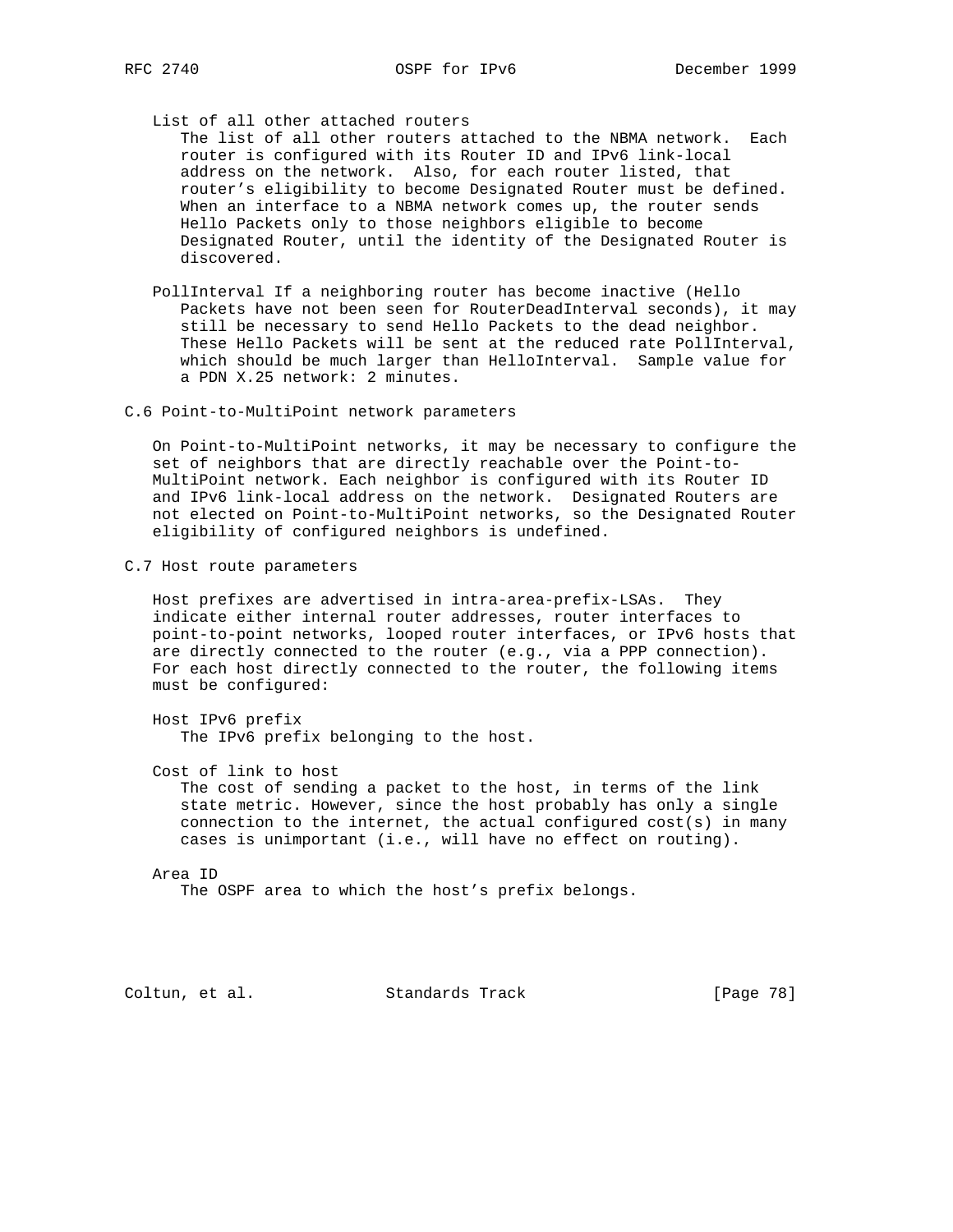List of all other attached routers
The list of all other routers attached to the NBMA network. Each router is configured with its Router ID and IPv6 link-local address on the network. Also, for each router listed, that router's eligibility to become Designated Router must be defined. When an interface to a NBMA network comes up, the router sends Hello Packets only to those neighbors eligible to become Designated Router, until the identity of the Designated Router is discovered.

PollInterval If a neighboring router has become inactive (Hello Packets have not been seen for RouterDeadInterval seconds), it may still be necessary to send Hello Packets to the dead neighbor. These Hello Packets will be sent at the reduced rate PollInterval, which should be much larger than HelloInterval. Sample value for a PDN X.25 network: 2 minutes.

## C.6 Point-to-MultiPoint network parameters

On Point-to-MultiPoint networks, it may be necessary to configure the set of neighbors that are directly reachable over the Point-to-MultiPoint network. Each neighbor is configured with its Router ID and IPv6 link-local address on the network. Designated Routers are not elected on Point-to-MultiPoint networks, so the Designated Router eligibility of configured neighbors is undefined.

## C.7 Host route parameters

Host prefixes are advertised in intra-area-prefix-LSAs. They indicate either internal router addresses, router interfaces to point-to-point networks, looped router interfaces, or IPv6 hosts that are directly connected to the router (e.g., via a PPP connection). For each host directly connected to the router, the following items must be configured:

Host IPv6 prefix
The IPv6 prefix belonging to the host.

Cost of link to host
The cost of sending a packet to the host, in terms of the link state metric. However, since the host probably has only a single connection to the internet, the actual configured cost(s) in many cases is unimportant (i.e., will have no effect on routing).

Area ID
The OSPF area to which the host's prefix belongs.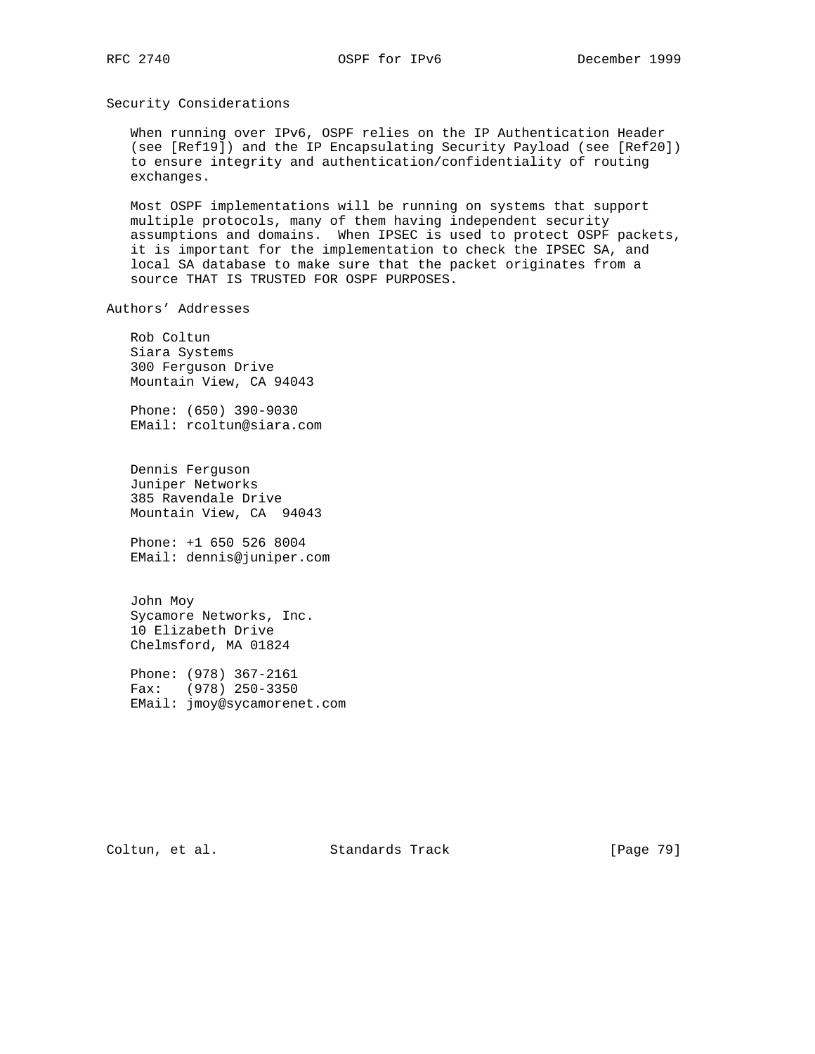## Security Considerations

When running over IPv6, OSPF relies on the IP Authentication Header (see [Ref19]) and the IP Encapsulating Security Payload (see [Ref20]) to ensure integrity and authentication/confidentiality of routing exchanges.

Most OSPF implementations will be running on systems that support multiple protocols, many of them having independent security assumptions and domains. When IPSEC is used to protect OSPF packets, it is important for the implementation to check the IPSEC SA, and local SA database to make sure that the packet originates from a source THAT IS TRUSTED FOR OSPF PURPOSES.

## Authors' Addresses

Rob Coltun
Siara Systems
300 Ferguson Drive
Mountain View, CA 94043

Phone: (650) 390-9030
EMail: rcoltun@siara.com

Dennis Ferguson
Juniper Networks
385 Ravendale Drive
Mountain View, CA  94043

Phone: +1 650 526 8004
EMail: dennis@juniper.com

John Moy
Sycamore Networks, Inc.
10 Elizabeth Drive
Chelmsford, MA 01824

Phone: (978) 367-2161
Fax:   (978) 250-3350
EMail: jmoy@sycamorenet.com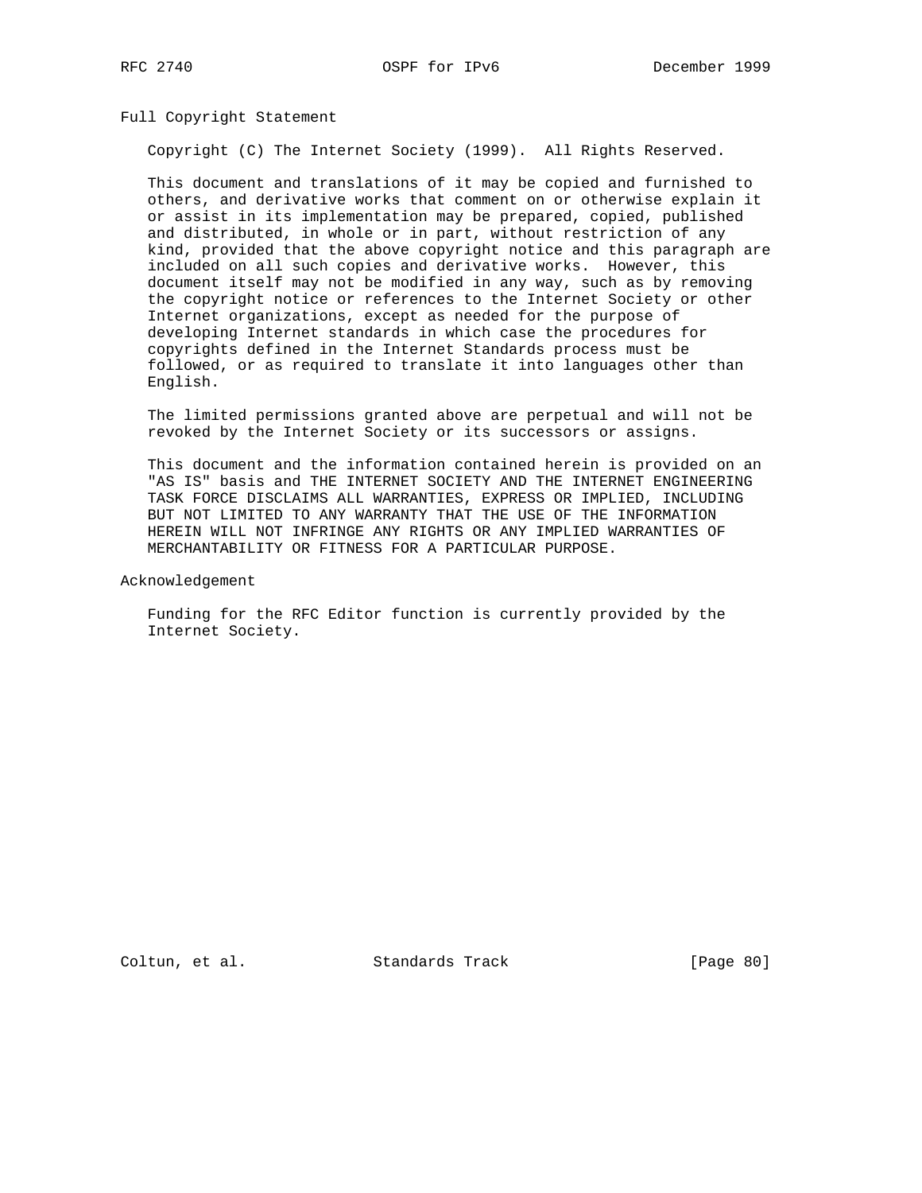## Full Copyright Statement

Copyright (C) The Internet Society (1999). All Rights Reserved.

This document and translations of it may be copied and furnished to others, and derivative works that comment on or otherwise explain it or assist in its implementation may be prepared, copied, published and distributed, in whole or in part, without restriction of any kind, provided that the above copyright notice and this paragraph are included on all such copies and derivative works. However, this document itself may not be modified in any way, such as by removing the copyright notice or references to the Internet Society or other Internet organizations, except as needed for the purpose of developing Internet standards in which case the procedures for copyrights defined in the Internet Standards process must be followed, or as required to translate it into languages other than English.

The limited permissions granted above are perpetual and will not be revoked by the Internet Society or its successors or assigns.

This document and the information contained herein is provided on an "AS IS" basis and THE INTERNET SOCIETY AND THE INTERNET ENGINEERING TASK FORCE DISCLAIMS ALL WARRANTIES, EXPRESS OR IMPLIED, INCLUDING BUT NOT LIMITED TO ANY WARRANTY THAT THE USE OF THE INFORMATION HEREIN WILL NOT INFRINGE ANY RIGHTS OR ANY IMPLIED WARRANTIES OF MERCHANTABILITY OR FITNESS FOR A PARTICULAR PURPOSE.

## Acknowledgement

Funding for the RFC Editor function is currently provided by the Internet Society.